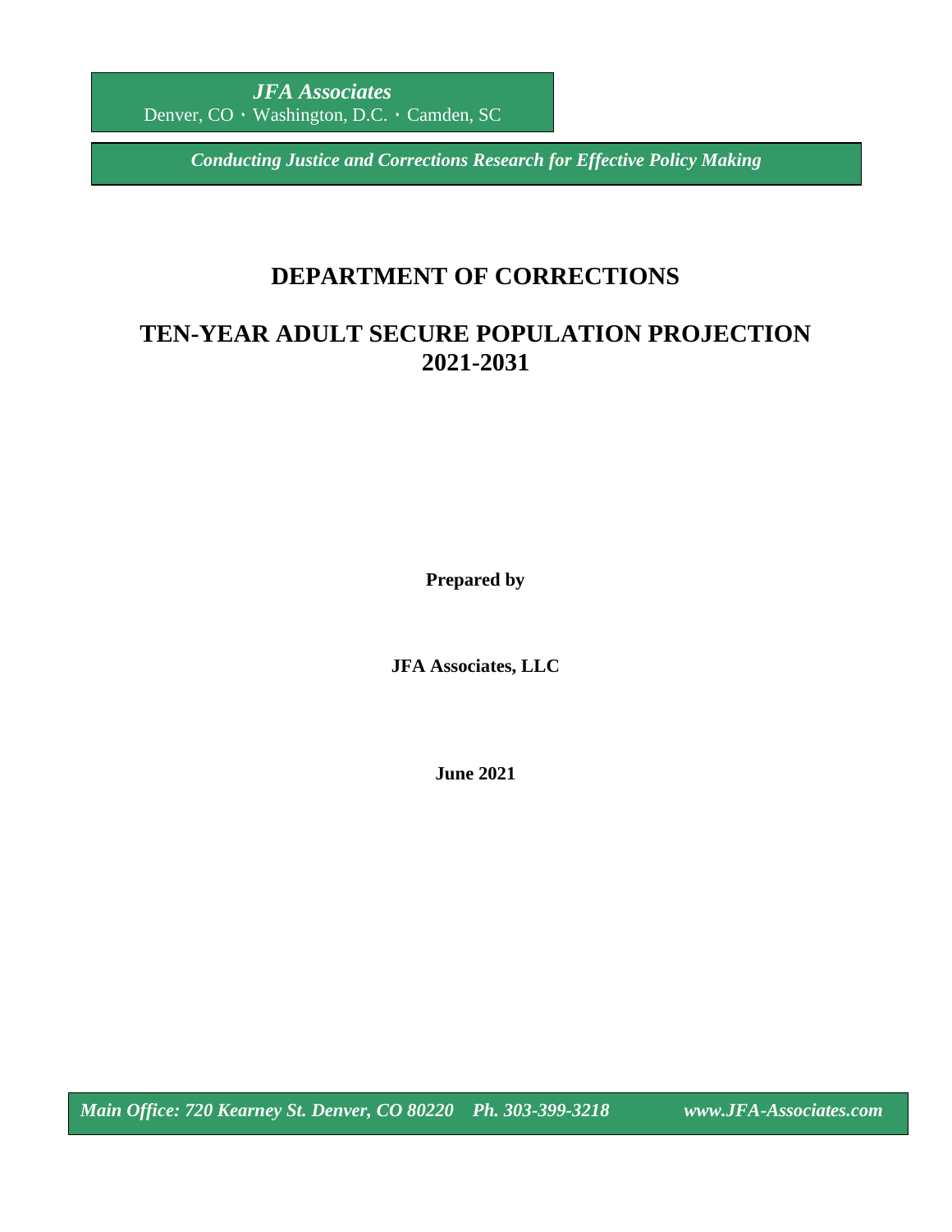*JFA Associates*
Denver, CO · Washington, D.C. · Camden, SC

***Conducting Justice and Corrections Research for Effective Policy Making***

# DEPARTMENT OF CORRECTIONS

# TEN-YEAR ADULT SECURE POPULATION PROJECTION 2021-2031

**Prepared by**

**JFA Associates, LLC**

**June 2021**

***Main Office: 720 Kearney St. Denver, CO 80220 Ph. 303-399-3218 www.JFA-Associates.com***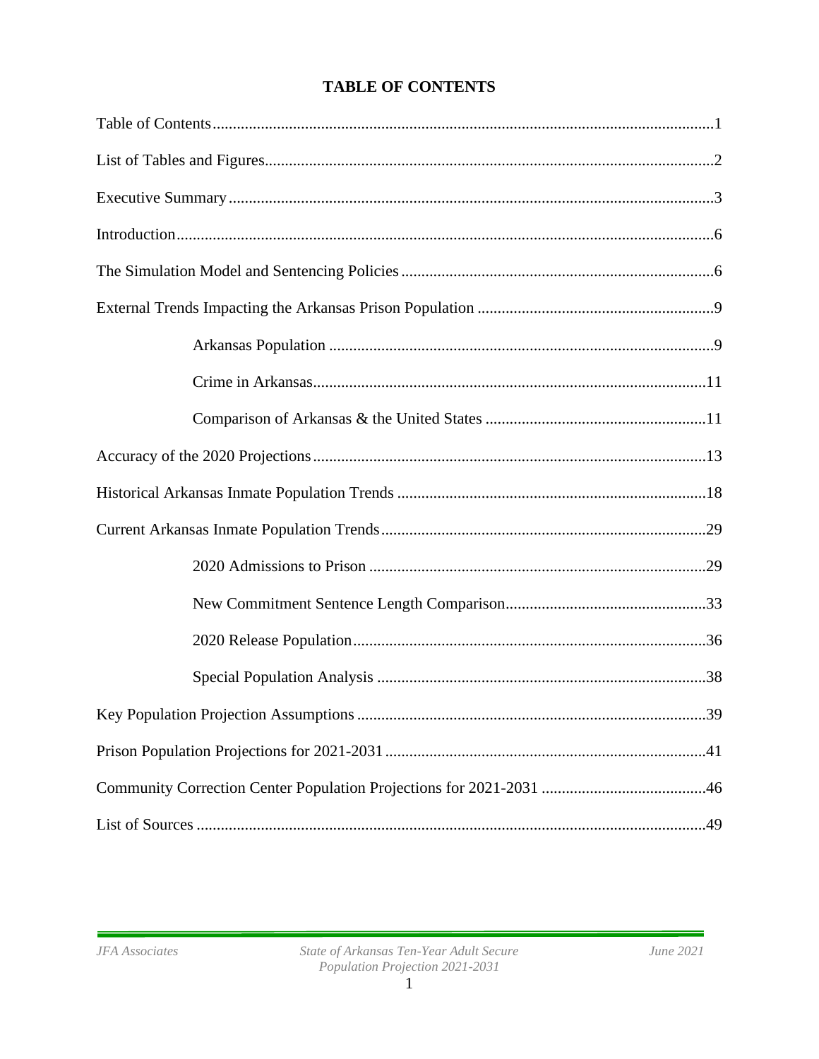# TABLE OF CONTENTS

Table of Contents....................................................................................................................1

List of Tables and Figures.......................................................................................................2

Executive Summary................................................................................................................3

Introduction.............................................................................................................................6

The Simulation Model and Sentencing Policies.....................................................................6

External Trends Impacting the Arkansas Prison Population..................................................9

- Arkansas Population.....................................................................................9
- Crime in Arkansas.......................................................................................11
- Comparison of Arkansas & the United States.............................................11

Accuracy of the 2020 Projections.........................................................................................13

Historical Arkansas Inmate Population Trends.....................................................................18

Current Arkansas Inmate Population Trends.........................................................................29

- 2020 Admissions to Prison..........................................................................29
- New Commitment Sentence Length Comparison........................................33
- 2020 Release Population..............................................................................36
- Special Population Analysis.........................................................................38

Key Population Projection Assumptions...............................................................................39

Prison Population Projections for 2021-2031........................................................................41

Community Correction Center Population Projections for 2021-2031.................................46

List of Sources.......................................................................................................................49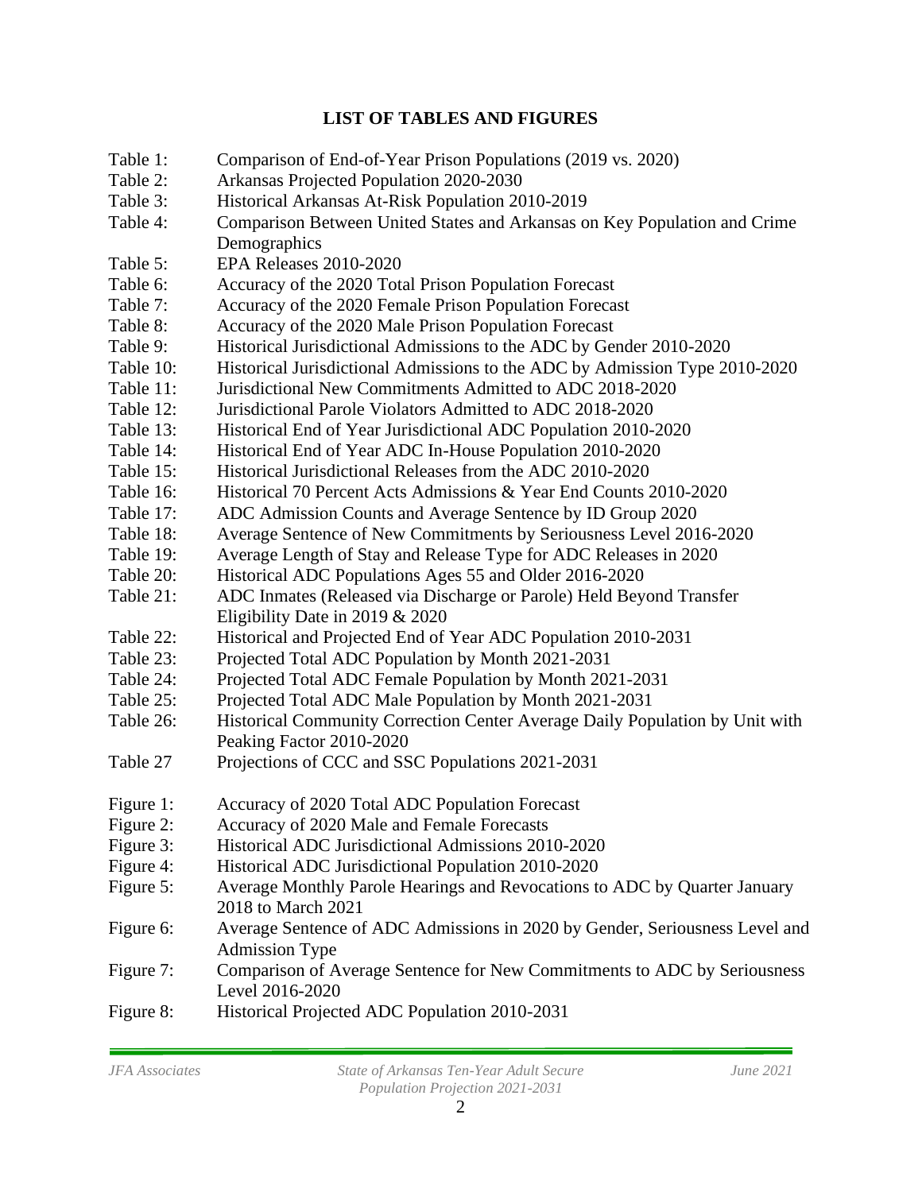## LIST OF TABLES AND FIGURES

| | |
|---|---|
| Table 1: | Comparison of End-of-Year Prison Populations (2019 vs. 2020) |
| Table 2: | Arkansas Projected Population 2020-2030 |
| Table 3: | Historical Arkansas At-Risk Population 2010-2019 |
| Table 4: | Comparison Between United States and Arkansas on Key Population and Crime Demographics |
| Table 5: | EPA Releases 2010-2020 |
| Table 6: | Accuracy of the 2020 Total Prison Population Forecast |
| Table 7: | Accuracy of the 2020 Female Prison Population Forecast |
| Table 8: | Accuracy of the 2020 Male Prison Population Forecast |
| Table 9: | Historical Jurisdictional Admissions to the ADC by Gender 2010-2020 |
| Table 10: | Historical Jurisdictional Admissions to the ADC by Admission Type 2010-2020 |
| Table 11: | Jurisdictional New Commitments Admitted to ADC 2018-2020 |
| Table 12: | Jurisdictional Parole Violators Admitted to ADC 2018-2020 |
| Table 13: | Historical End of Year Jurisdictional ADC Population 2010-2020 |
| Table 14: | Historical End of Year ADC In-House Population 2010-2020 |
| Table 15: | Historical Jurisdictional Releases from the ADC 2010-2020 |
| Table 16: | Historical 70 Percent Acts Admissions & Year End Counts 2010-2020 |
| Table 17: | ADC Admission Counts and Average Sentence by ID Group 2020 |
| Table 18: | Average Sentence of New Commitments by Seriousness Level 2016-2020 |
| Table 19: | Average Length of Stay and Release Type for ADC Releases in 2020 |
| Table 20: | Historical ADC Populations Ages 55 and Older 2016-2020 |
| Table 21: | ADC Inmates (Released via Discharge or Parole) Held Beyond Transfer Eligibility Date in 2019 & 2020 |
| Table 22: | Historical and Projected End of Year ADC Population 2010-2031 |
| Table 23: | Projected Total ADC Population by Month 2021-2031 |
| Table 24: | Projected Total ADC Female Population by Month 2021-2031 |
| Table 25: | Projected Total ADC Male Population by Month 2021-2031 |
| Table 26: | Historical Community Correction Center Average Daily Population by Unit with Peaking Factor 2010-2020 |
| Table 27 | Projections of CCC and SSC Populations 2021-2031 |

| | |
|---|---|
| Figure 1: | Accuracy of 2020 Total ADC Population Forecast |
| Figure 2: | Accuracy of 2020 Male and Female Forecasts |
| Figure 3: | Historical ADC Jurisdictional Admissions 2010-2020 |
| Figure 4: | Historical ADC Jurisdictional Population 2010-2020 |
| Figure 5: | Average Monthly Parole Hearings and Revocations to ADC by Quarter January 2018 to March 2021 |
| Figure 6: | Average Sentence of ADC Admissions in 2020 by Gender, Seriousness Level and Admission Type |
| Figure 7: | Comparison of Average Sentence for New Commitments to ADC by Seriousness Level 2016-2020 |
| Figure 8: | Historical Projected ADC Population 2010-2031 |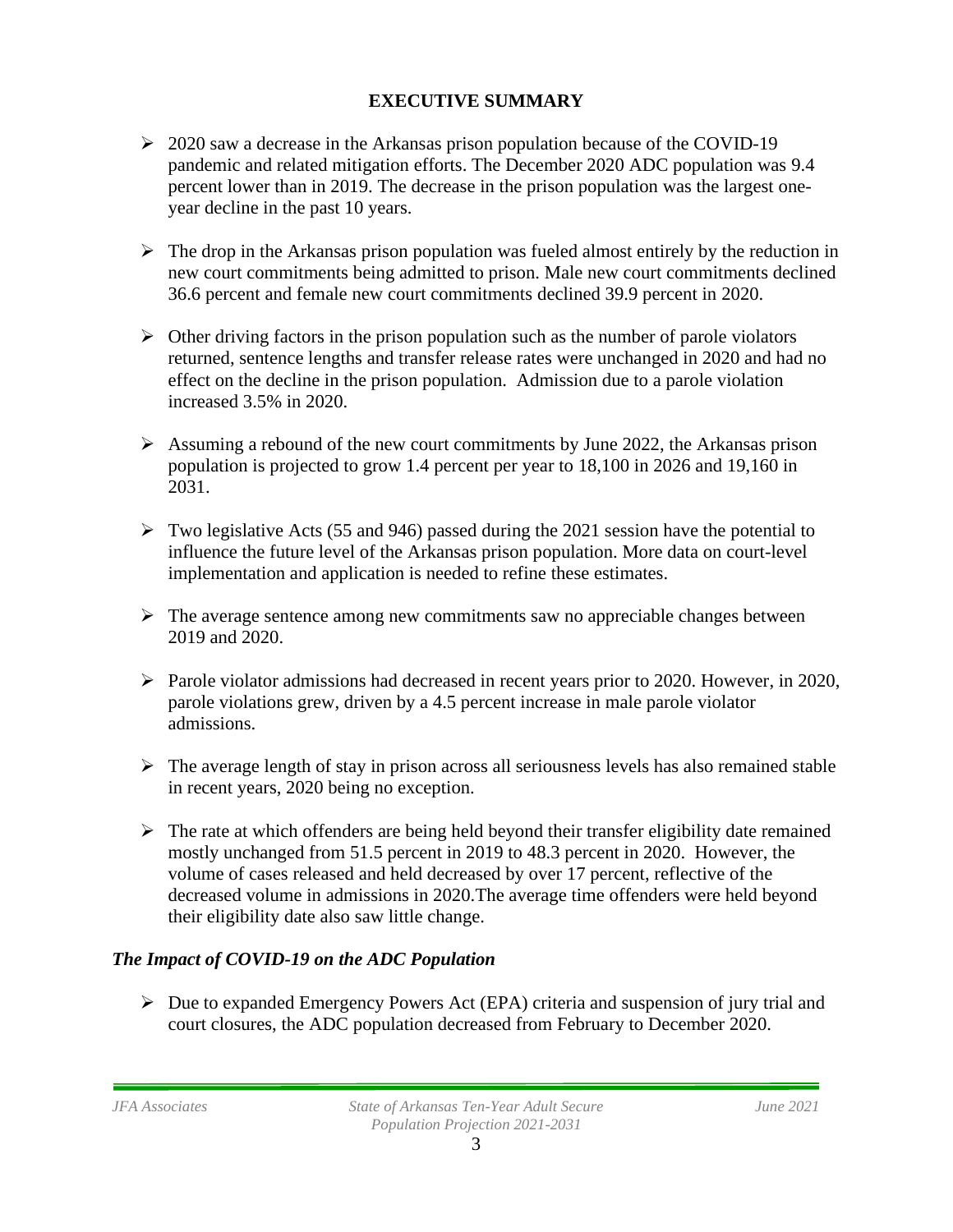## EXECUTIVE SUMMARY

- 2020 saw a decrease in the Arkansas prison population because of the COVID-19 pandemic and related mitigation efforts. The December 2020 ADC population was 9.4 percent lower than in 2019. The decrease in the prison population was the largest one-year decline in the past 10 years.

- The drop in the Arkansas prison population was fueled almost entirely by the reduction in new court commitments being admitted to prison. Male new court commitments declined 36.6 percent and female new court commitments declined 39.9 percent in 2020.

- Other driving factors in the prison population such as the number of parole violators returned, sentence lengths and transfer release rates were unchanged in 2020 and had no effect on the decline in the prison population. Admission due to a parole violation increased 3.5% in 2020.

- Assuming a rebound of the new court commitments by June 2022, the Arkansas prison population is projected to grow 1.4 percent per year to 18,100 in 2026 and 19,160 in 2031.

- Two legislative Acts (55 and 946) passed during the 2021 session have the potential to influence the future level of the Arkansas prison population. More data on court-level implementation and application is needed to refine these estimates.

- The average sentence among new commitments saw no appreciable changes between 2019 and 2020.

- Parole violator admissions had decreased in recent years prior to 2020. However, in 2020, parole violations grew, driven by a 4.5 percent increase in male parole violator admissions.

- The average length of stay in prison across all seriousness levels has also remained stable in recent years, 2020 being no exception.

- The rate at which offenders are being held beyond their transfer eligibility date remained mostly unchanged from 51.5 percent in 2019 to 48.3 percent in 2020. However, the volume of cases released and held decreased by over 17 percent, reflective of the decreased volume in admissions in 2020.The average time offenders were held beyond their eligibility date also saw little change.

### *The Impact of COVID-19 on the ADC Population*

- Due to expanded Emergency Powers Act (EPA) criteria and suspension of jury trial and court closures, the ADC population decreased from February to December 2020.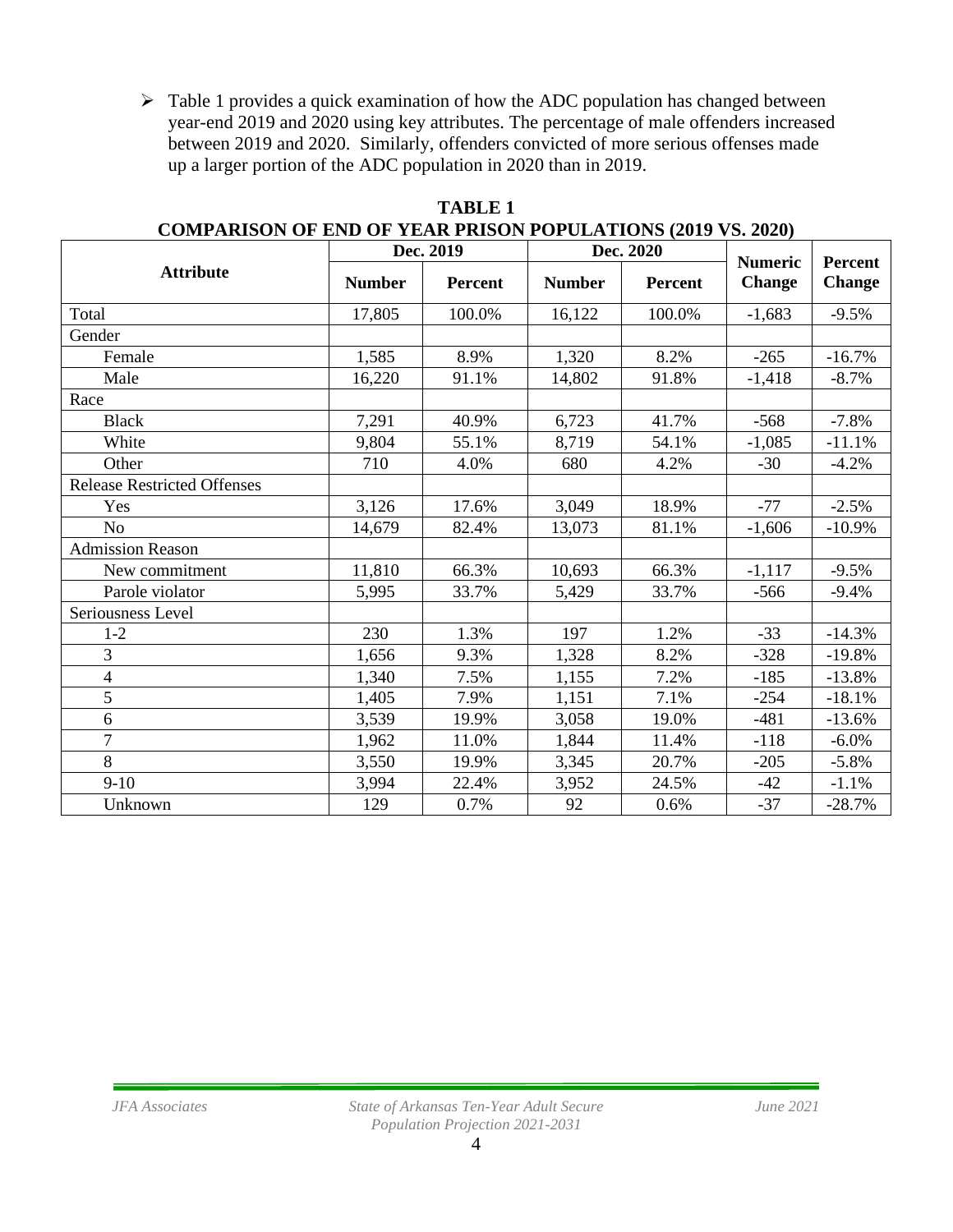- Table 1 provides a quick examination of how the ADC population has changed between year-end 2019 and 2020 using key attributes. The percentage of male offenders increased between 2019 and 2020. Similarly, offenders convicted of more serious offenses made up a larger portion of the ADC population in 2020 than in 2019.

**TABLE 1**
**COMPARISON OF END OF YEAR PRISON POPULATIONS (2019 VS. 2020)**

| Attribute | Dec. 2019 | | Dec. 2020 | | Numeric Change | Percent Change |
|---|---|---|---|---|---|---|
| | Number | Percent | Number | Percent | | |
| Total | 17,805 | 100.0% | 16,122 | 100.0% | -1,683 | -9.5% |
| Gender | | | | | | |
| Female | 1,585 | 8.9% | 1,320 | 8.2% | -265 | -16.7% |
| Male | 16,220 | 91.1% | 14,802 | 91.8% | -1,418 | -8.7% |
| Race | | | | | | |
| Black | 7,291 | 40.9% | 6,723 | 41.7% | -568 | -7.8% |
| White | 9,804 | 55.1% | 8,719 | 54.1% | -1,085 | -11.1% |
| Other | 710 | 4.0% | 680 | 4.2% | -30 | -4.2% |
| Release Restricted Offenses | | | | | | |
| Yes | 3,126 | 17.6% | 3,049 | 18.9% | -77 | -2.5% |
| No | 14,679 | 82.4% | 13,073 | 81.1% | -1,606 | -10.9% |
| Admission Reason | | | | | | |
| New commitment | 11,810 | 66.3% | 10,693 | 66.3% | -1,117 | -9.5% |
| Parole violator | 5,995 | 33.7% | 5,429 | 33.7% | -566 | -9.4% |
| Seriousness Level | | | | | | |
| 1-2 | 230 | 1.3% | 197 | 1.2% | -33 | -14.3% |
| 3 | 1,656 | 9.3% | 1,328 | 8.2% | -328 | -19.8% |
| 4 | 1,340 | 7.5% | 1,155 | 7.2% | -185 | -13.8% |
| 5 | 1,405 | 7.9% | 1,151 | 7.1% | -254 | -18.1% |
| 6 | 3,539 | 19.9% | 3,058 | 19.0% | -481 | -13.6% |
| 7 | 1,962 | 11.0% | 1,844 | 11.4% | -118 | -6.0% |
| 8 | 3,550 | 19.9% | 3,345 | 20.7% | -205 | -5.8% |
| 9-10 | 3,994 | 22.4% | 3,952 | 24.5% | -42 | -1.1% |
| Unknown | 129 | 0.7% | 92 | 0.6% | -37 | -28.7% |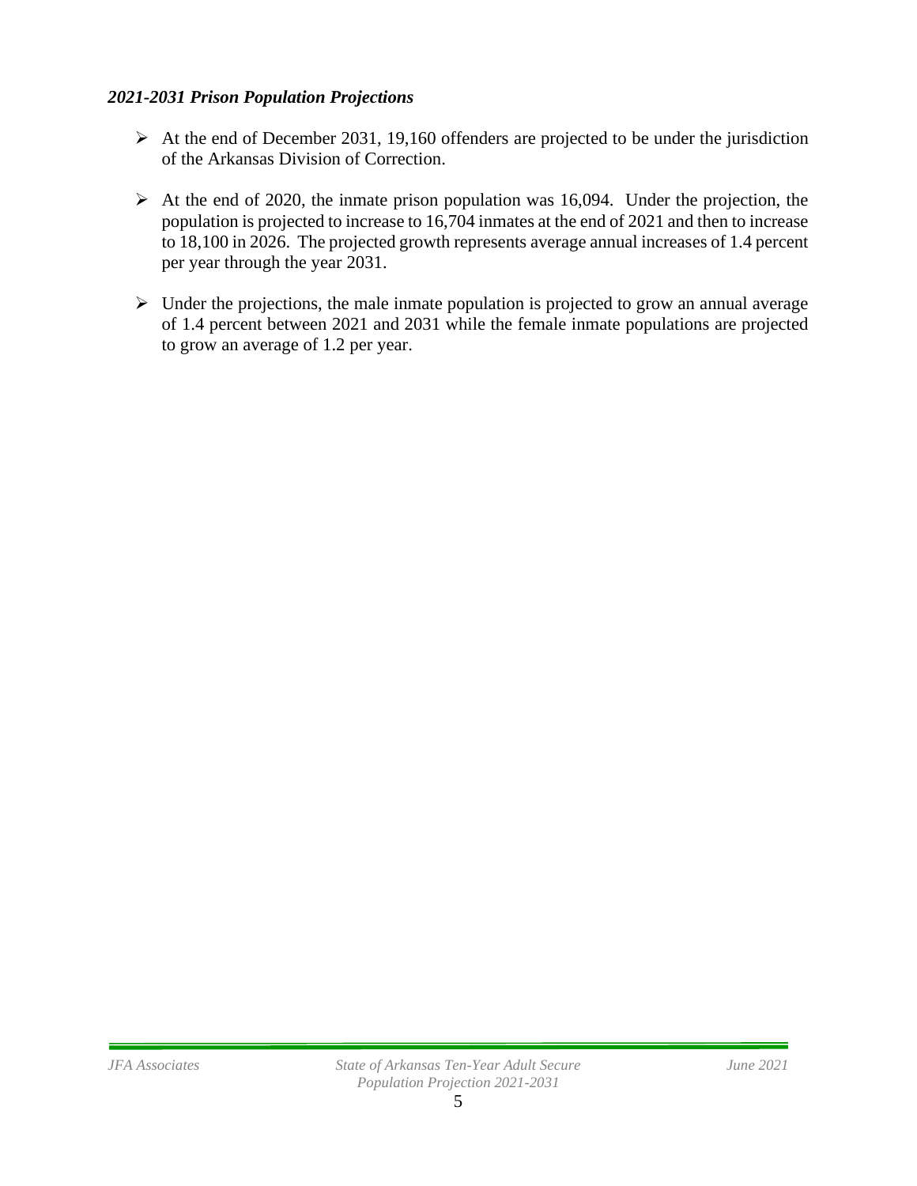*2021-2031 Prison Population Projections*

- At the end of December 2031, 19,160 offenders are projected to be under the jurisdiction of the Arkansas Division of Correction.
- At the end of 2020, the inmate prison population was 16,094. Under the projection, the population is projected to increase to 16,704 inmates at the end of 2021 and then to increase to 18,100 in 2026. The projected growth represents average annual increases of 1.4 percent per year through the year 2031.
- Under the projections, the male inmate population is projected to grow an annual average of 1.4 percent between 2021 and 2031 while the female inmate populations are projected to grow an average of 1.2 per year.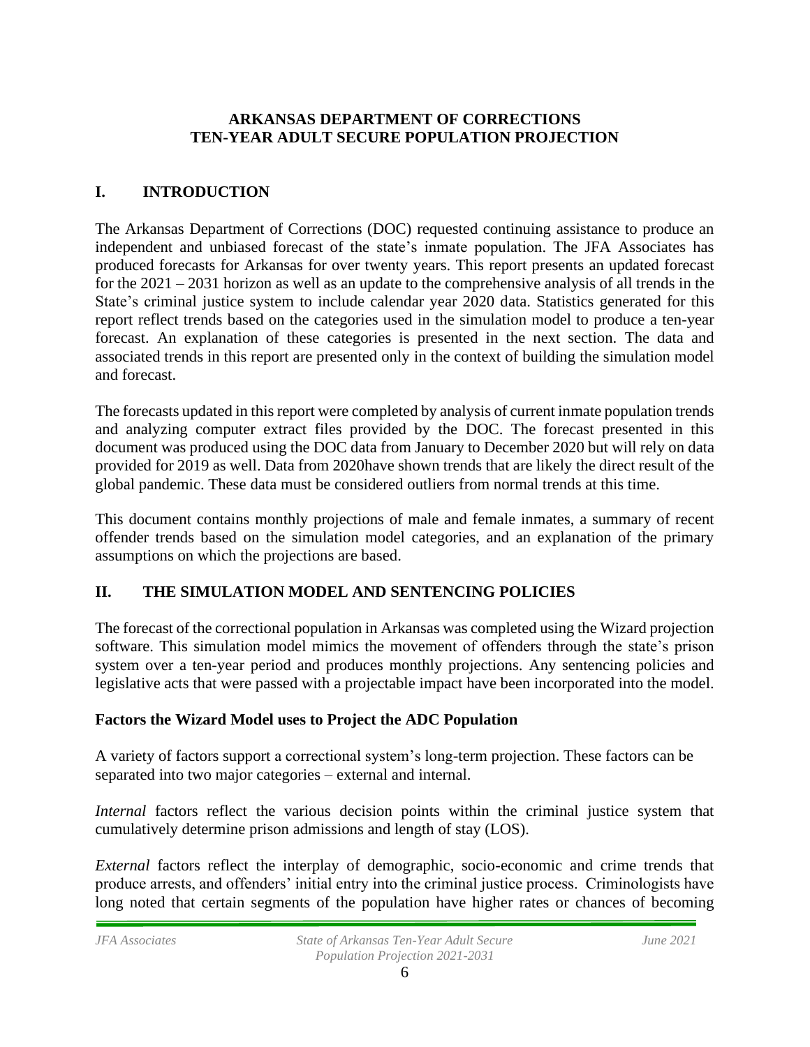**ARKANSAS DEPARTMENT OF CORRECTIONS**
**TEN-YEAR ADULT SECURE POPULATION PROJECTION**

# I. INTRODUCTION

The Arkansas Department of Corrections (DOC) requested continuing assistance to produce an independent and unbiased forecast of the state's inmate population. The JFA Associates has produced forecasts for Arkansas for over twenty years. This report presents an updated forecast for the 2021 – 2031 horizon as well as an update to the comprehensive analysis of all trends in the State's criminal justice system to include calendar year 2020 data. Statistics generated for this report reflect trends based on the categories used in the simulation model to produce a ten-year forecast. An explanation of these categories is presented in the next section. The data and associated trends in this report are presented only in the context of building the simulation model and forecast.

The forecasts updated in this report were completed by analysis of current inmate population trends and analyzing computer extract files provided by the DOC. The forecast presented in this document was produced using the DOC data from January to December 2020 but will rely on data provided for 2019 as well. Data from 2020have shown trends that are likely the direct result of the global pandemic. These data must be considered outliers from normal trends at this time.

This document contains monthly projections of male and female inmates, a summary of recent offender trends based on the simulation model categories, and an explanation of the primary assumptions on which the projections are based.

# II. THE SIMULATION MODEL AND SENTENCING POLICIES

The forecast of the correctional population in Arkansas was completed using the Wizard projection software. This simulation model mimics the movement of offenders through the state's prison system over a ten-year period and produces monthly projections. Any sentencing policies and legislative acts that were passed with a projectable impact have been incorporated into the model.

### Factors the Wizard Model uses to Project the ADC Population

A variety of factors support a correctional system's long-term projection. These factors can be separated into two major categories – external and internal.

*Internal* factors reflect the various decision points within the criminal justice system that cumulatively determine prison admissions and length of stay (LOS).

*External* factors reflect the interplay of demographic, socio-economic and crime trends that produce arrests, and offenders' initial entry into the criminal justice process. Criminologists have long noted that certain segments of the population have higher rates or chances of becoming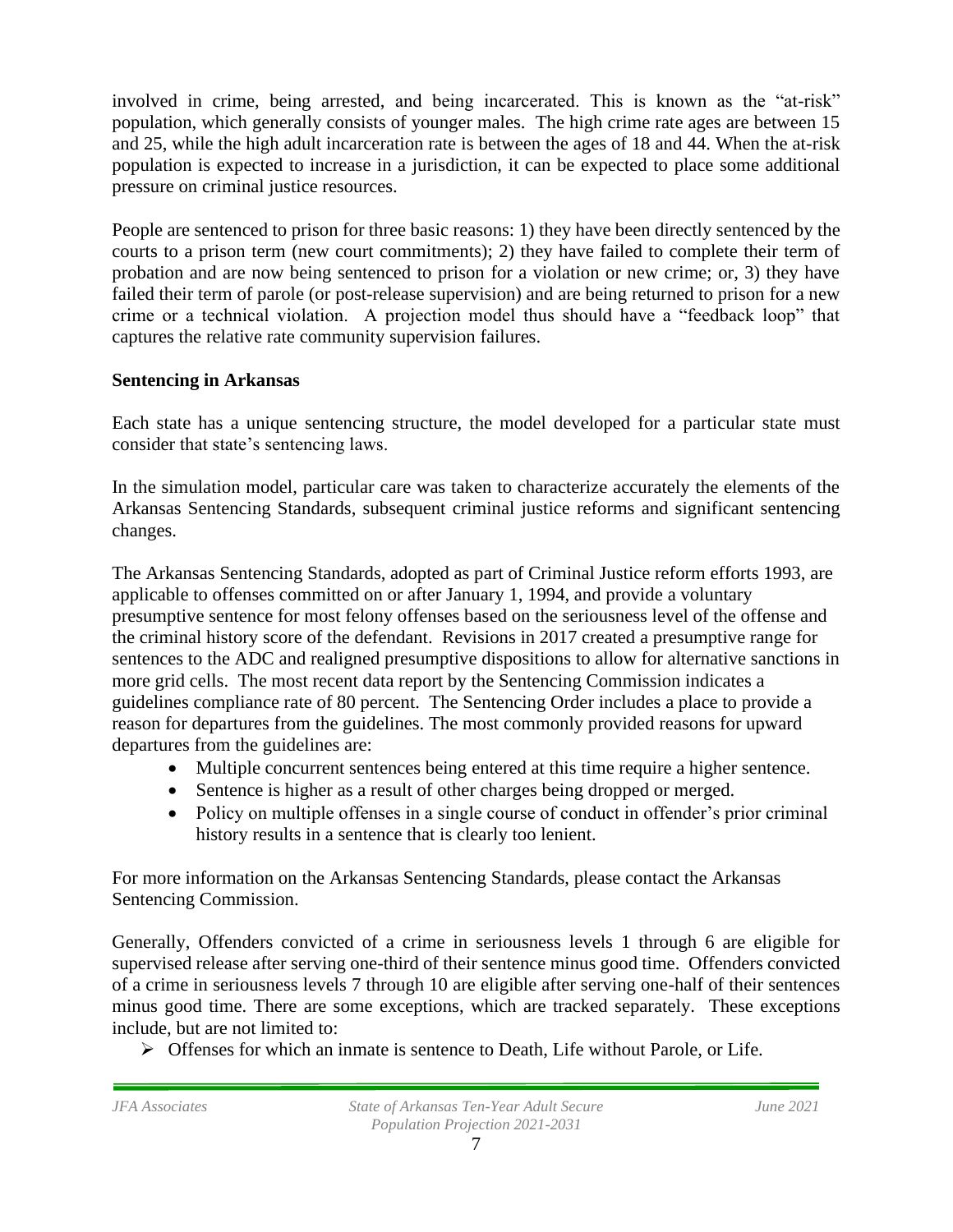involved in crime, being arrested, and being incarcerated. This is known as the "at-risk" population, which generally consists of younger males. The high crime rate ages are between 15 and 25, while the high adult incarceration rate is between the ages of 18 and 44. When the at-risk population is expected to increase in a jurisdiction, it can be expected to place some additional pressure on criminal justice resources.

People are sentenced to prison for three basic reasons: 1) they have been directly sentenced by the courts to a prison term (new court commitments); 2) they have failed to complete their term of probation and are now being sentenced to prison for a violation or new crime; or, 3) they have failed their term of parole (or post-release supervision) and are being returned to prison for a new crime or a technical violation. A projection model thus should have a "feedback loop" that captures the relative rate community supervision failures.

**Sentencing in Arkansas**

Each state has a unique sentencing structure, the model developed for a particular state must consider that state's sentencing laws.

In the simulation model, particular care was taken to characterize accurately the elements of the Arkansas Sentencing Standards, subsequent criminal justice reforms and significant sentencing changes.

The Arkansas Sentencing Standards, adopted as part of Criminal Justice reform efforts 1993, are applicable to offenses committed on or after January 1, 1994, and provide a voluntary presumptive sentence for most felony offenses based on the seriousness level of the offense and the criminal history score of the defendant. Revisions in 2017 created a presumptive range for sentences to the ADC and realigned presumptive dispositions to allow for alternative sanctions in more grid cells. The most recent data report by the Sentencing Commission indicates a guidelines compliance rate of 80 percent. The Sentencing Order includes a place to provide a reason for departures from the guidelines. The most commonly provided reasons for upward departures from the guidelines are:

- Multiple concurrent sentences being entered at this time require a higher sentence.
- Sentence is higher as a result of other charges being dropped or merged.
- Policy on multiple offenses in a single course of conduct in offender's prior criminal history results in a sentence that is clearly too lenient.

For more information on the Arkansas Sentencing Standards, please contact the Arkansas Sentencing Commission.

Generally, Offenders convicted of a crime in seriousness levels 1 through 6 are eligible for supervised release after serving one-third of their sentence minus good time. Offenders convicted of a crime in seriousness levels 7 through 10 are eligible after serving one-half of their sentences minus good time. There are some exceptions, which are tracked separately. These exceptions include, but are not limited to:

- Offenses for which an inmate is sentence to Death, Life without Parole, or Life.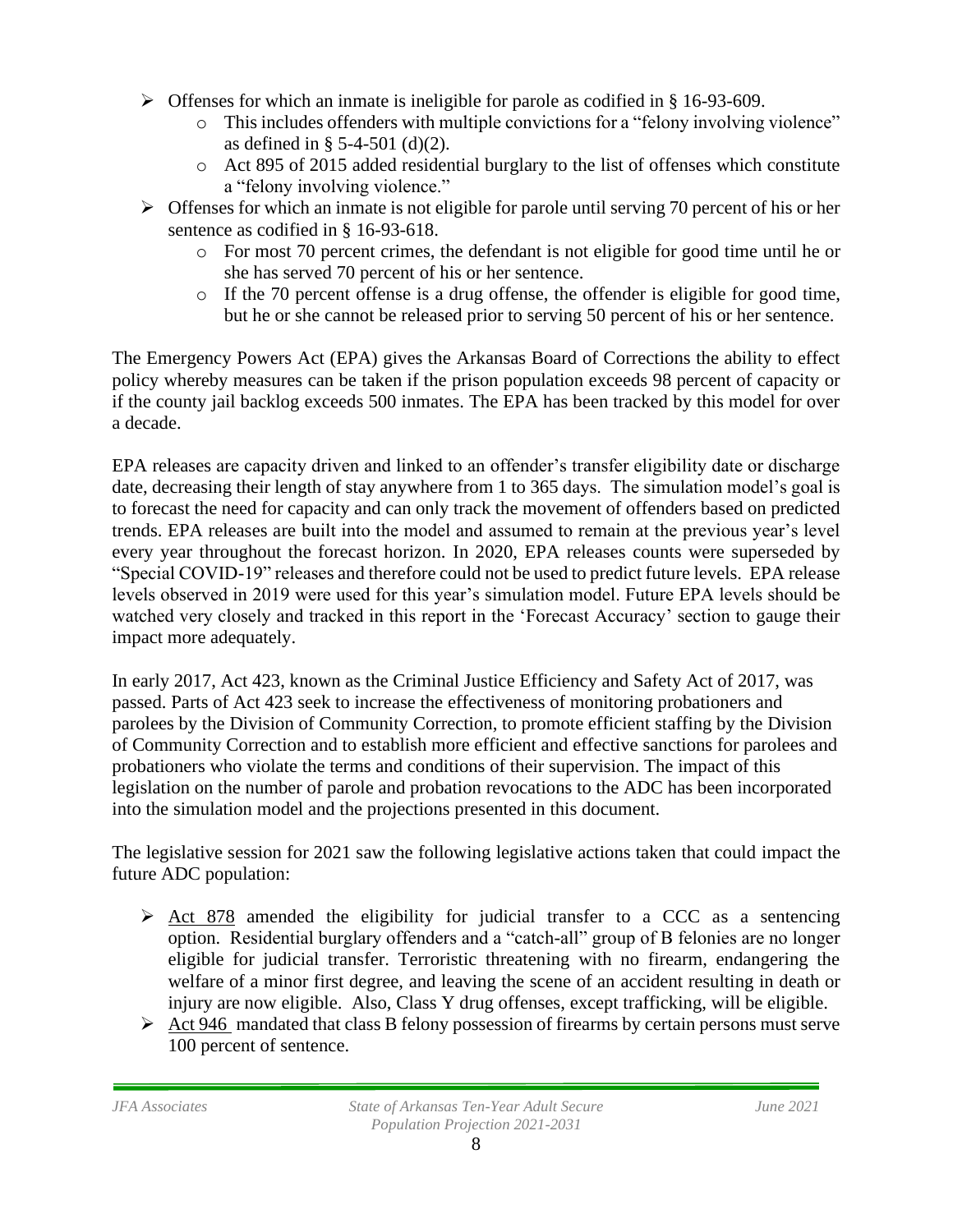- Offenses for which an inmate is ineligible for parole as codified in § 16-93-609.
  - This includes offenders with multiple convictions for a "felony involving violence" as defined in § 5-4-501 (d)(2).
  - Act 895 of 2015 added residential burglary to the list of offenses which constitute a "felony involving violence."
- Offenses for which an inmate is not eligible for parole until serving 70 percent of his or her sentence as codified in § 16-93-618.
  - For most 70 percent crimes, the defendant is not eligible for good time until he or she has served 70 percent of his or her sentence.
  - If the 70 percent offense is a drug offense, the offender is eligible for good time, but he or she cannot be released prior to serving 50 percent of his or her sentence.

The Emergency Powers Act (EPA) gives the Arkansas Board of Corrections the ability to effect policy whereby measures can be taken if the prison population exceeds 98 percent of capacity or if the county jail backlog exceeds 500 inmates. The EPA has been tracked by this model for over a decade.

EPA releases are capacity driven and linked to an offender's transfer eligibility date or discharge date, decreasing their length of stay anywhere from 1 to 365 days. The simulation model's goal is to forecast the need for capacity and can only track the movement of offenders based on predicted trends. EPA releases are built into the model and assumed to remain at the previous year's level every year throughout the forecast horizon. In 2020, EPA releases counts were superseded by "Special COVID-19" releases and therefore could not be used to predict future levels. EPA release levels observed in 2019 were used for this year's simulation model. Future EPA levels should be watched very closely and tracked in this report in the 'Forecast Accuracy' section to gauge their impact more adequately.

In early 2017, Act 423, known as the Criminal Justice Efficiency and Safety Act of 2017, was passed. Parts of Act 423 seek to increase the effectiveness of monitoring probationers and parolees by the Division of Community Correction, to promote efficient staffing by the Division of Community Correction and to establish more efficient and effective sanctions for parolees and probationers who violate the terms and conditions of their supervision. The impact of this legislation on the number of parole and probation revocations to the ADC has been incorporated into the simulation model and the projections presented in this document.

The legislative session for 2021 saw the following legislative actions taken that could impact the future ADC population:

- Act 878 amended the eligibility for judicial transfer to a CCC as a sentencing option. Residential burglary offenders and a "catch-all" group of B felonies are no longer eligible for judicial transfer. Terroristic threatening with no firearm, endangering the welfare of a minor first degree, and leaving the scene of an accident resulting in death or injury are now eligible. Also, Class Y drug offenses, except trafficking, will be eligible.
- Act 946 mandated that class B felony possession of firearms by certain persons must serve 100 percent of sentence.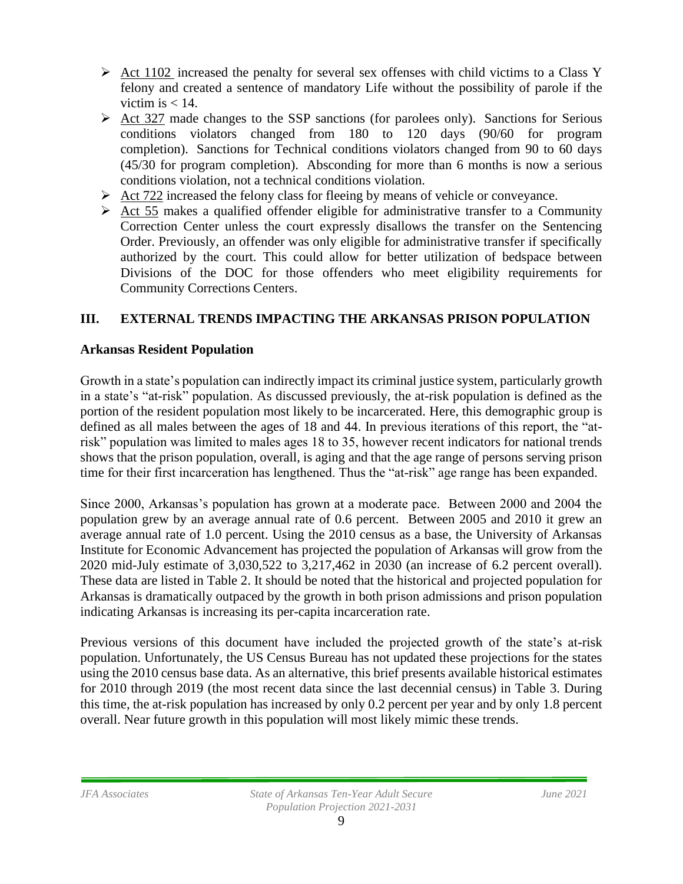- Act 1102 increased the penalty for several sex offenses with child victims to a Class Y felony and created a sentence of mandatory Life without the possibility of parole if the victim is < 14.
- Act 327 made changes to the SSP sanctions (for parolees only). Sanctions for Serious conditions violators changed from 180 to 120 days (90/60 for program completion). Sanctions for Technical conditions violators changed from 90 to 60 days (45/30 for program completion). Absconding for more than 6 months is now a serious conditions violation, not a technical conditions violation.
- Act 722 increased the felony class for fleeing by means of vehicle or conveyance.
- Act 55 makes a qualified offender eligible for administrative transfer to a Community Correction Center unless the court expressly disallows the transfer on the Sentencing Order. Previously, an offender was only eligible for administrative transfer if specifically authorized by the court. This could allow for better utilization of bedspace between Divisions of the DOC for those offenders who meet eligibility requirements for Community Corrections Centers.

## III. EXTERNAL TRENDS IMPACTING THE ARKANSAS PRISON POPULATION

### Arkansas Resident Population

Growth in a state's population can indirectly impact its criminal justice system, particularly growth in a state's "at-risk" population. As discussed previously, the at-risk population is defined as the portion of the resident population most likely to be incarcerated. Here, this demographic group is defined as all males between the ages of 18 and 44. In previous iterations of this report, the "at-risk" population was limited to males ages 18 to 35, however recent indicators for national trends shows that the prison population, overall, is aging and that the age range of persons serving prison time for their first incarceration has lengthened. Thus the "at-risk" age range has been expanded.

Since 2000, Arkansas's population has grown at a moderate pace. Between 2000 and 2004 the population grew by an average annual rate of 0.6 percent. Between 2005 and 2010 it grew an average annual rate of 1.0 percent. Using the 2010 census as a base, the University of Arkansas Institute for Economic Advancement has projected the population of Arkansas will grow from the 2020 mid-July estimate of 3,030,522 to 3,217,462 in 2030 (an increase of 6.2 percent overall). These data are listed in Table 2. It should be noted that the historical and projected population for Arkansas is dramatically outpaced by the growth in both prison admissions and prison population indicating Arkansas is increasing its per-capita incarceration rate.

Previous versions of this document have included the projected growth of the state's at-risk population. Unfortunately, the US Census Bureau has not updated these projections for the states using the 2010 census base data. As an alternative, this brief presents available historical estimates for 2010 through 2019 (the most recent data since the last decennial census) in Table 3. During this time, the at-risk population has increased by only 0.2 percent per year and by only 1.8 percent overall. Near future growth in this population will most likely mimic these trends.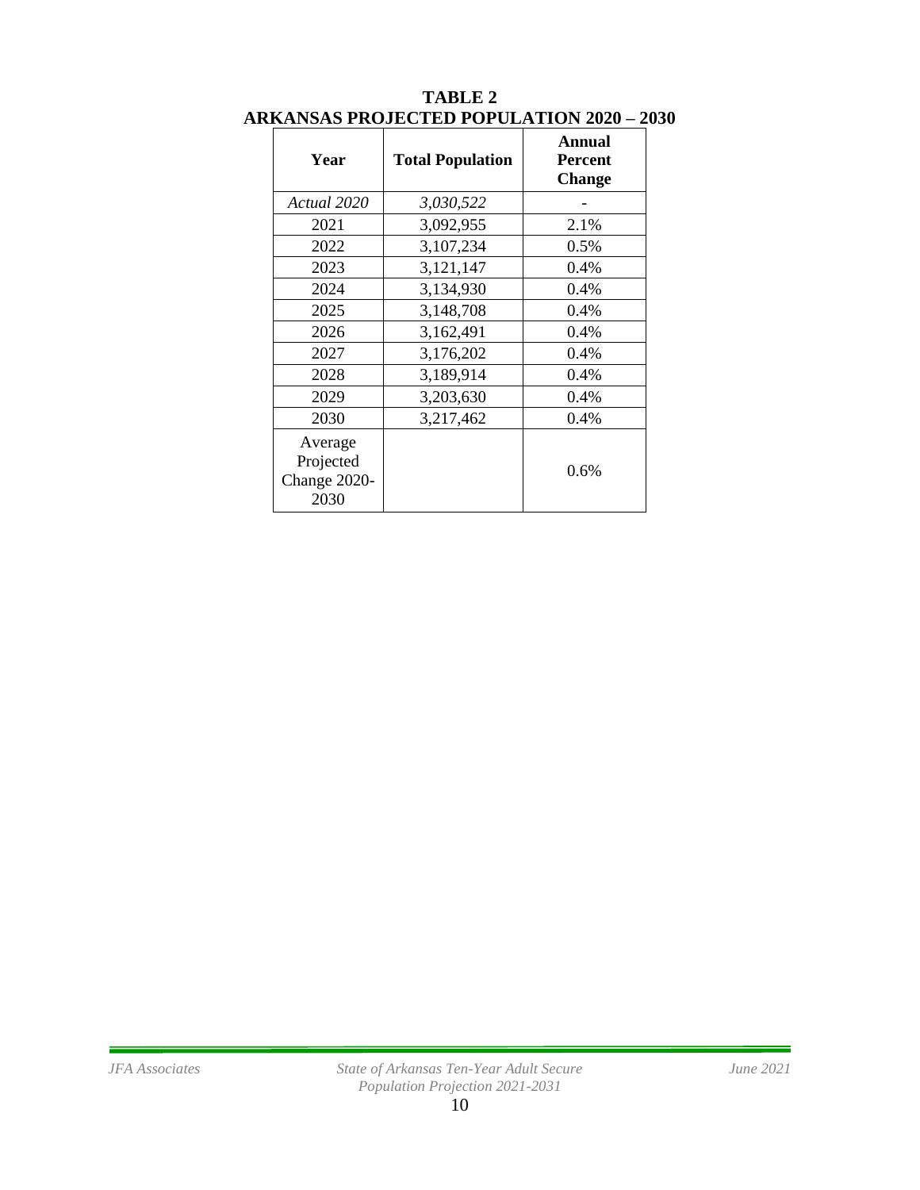**TABLE 2**
**ARKANSAS PROJECTED POPULATION 2020 – 2030**

| Year | Total Population | Annual Percent Change |
|---|---|---|
| *Actual 2020* | *3,030,522* | - |
| 2021 | 3,092,955 | 2.1% |
| 2022 | 3,107,234 | 0.5% |
| 2023 | 3,121,147 | 0.4% |
| 2024 | 3,134,930 | 0.4% |
| 2025 | 3,148,708 | 0.4% |
| 2026 | 3,162,491 | 0.4% |
| 2027 | 3,176,202 | 0.4% |
| 2028 | 3,189,914 | 0.4% |
| 2029 | 3,203,630 | 0.4% |
| 2030 | 3,217,462 | 0.4% |
| Average Projected Change 2020-2030 | | 0.6% |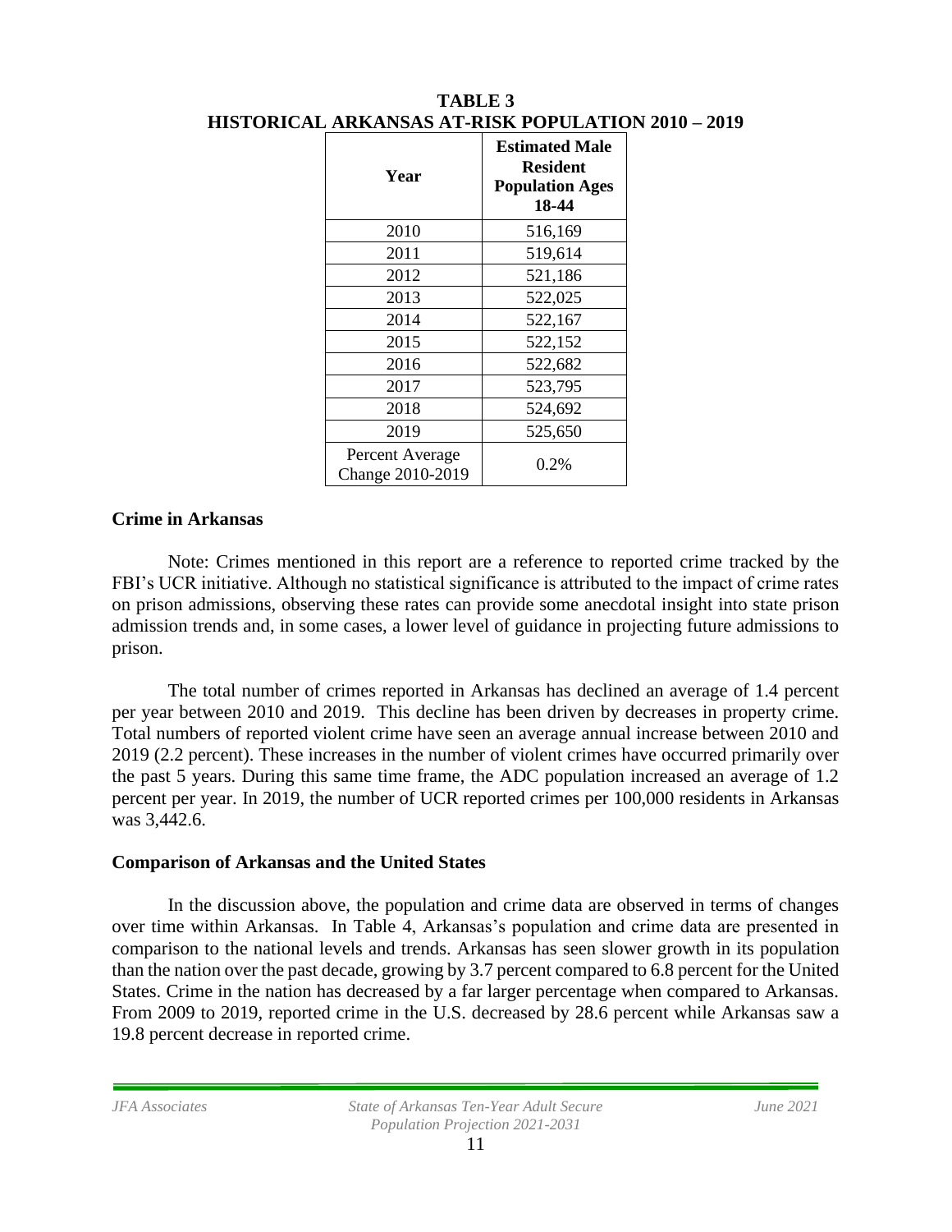**TABLE 3**
**HISTORICAL ARKANSAS AT-RISK POPULATION 2010 – 2019**

| Year | Estimated Male Resident Population Ages 18-44 |
|---|---|
| 2010 | 516,169 |
| 2011 | 519,614 |
| 2012 | 521,186 |
| 2013 | 522,025 |
| 2014 | 522,167 |
| 2015 | 522,152 |
| 2016 | 522,682 |
| 2017 | 523,795 |
| 2018 | 524,692 |
| 2019 | 525,650 |
| Percent Average Change 2010-2019 | 0.2% |

### Crime in Arkansas

Note: Crimes mentioned in this report are a reference to reported crime tracked by the FBI's UCR initiative. Although no statistical significance is attributed to the impact of crime rates on prison admissions, observing these rates can provide some anecdotal insight into state prison admission trends and, in some cases, a lower level of guidance in projecting future admissions to prison.

The total number of crimes reported in Arkansas has declined an average of 1.4 percent per year between 2010 and 2019. This decline has been driven by decreases in property crime. Total numbers of reported violent crime have seen an average annual increase between 2010 and 2019 (2.2 percent). These increases in the number of violent crimes have occurred primarily over the past 5 years. During this same time frame, the ADC population increased an average of 1.2 percent per year. In 2019, the number of UCR reported crimes per 100,000 residents in Arkansas was 3,442.6.

### Comparison of Arkansas and the United States

In the discussion above, the population and crime data are observed in terms of changes over time within Arkansas. In Table 4, Arkansas's population and crime data are presented in comparison to the national levels and trends. Arkansas has seen slower growth in its population than the nation over the past decade, growing by 3.7 percent compared to 6.8 percent for the United States. Crime in the nation has decreased by a far larger percentage when compared to Arkansas. From 2009 to 2019, reported crime in the U.S. decreased by 28.6 percent while Arkansas saw a 19.8 percent decrease in reported crime.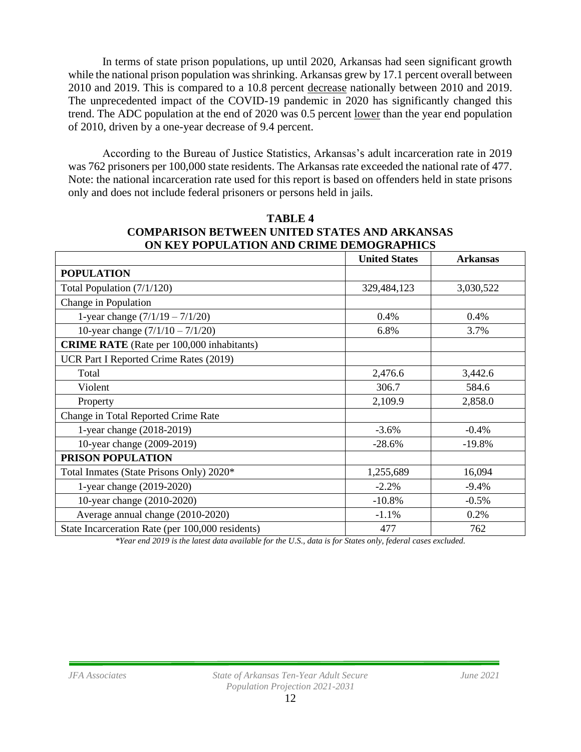In terms of state prison populations, up until 2020, Arkansas had seen significant growth while the national prison population was shrinking. Arkansas grew by 17.1 percent overall between 2010 and 2019. This is compared to a 10.8 percent decrease nationally between 2010 and 2019. The unprecedented impact of the COVID-19 pandemic in 2020 has significantly changed this trend. The ADC population at the end of 2020 was 0.5 percent lower than the year end population of 2010, driven by a one-year decrease of 9.4 percent.

According to the Bureau of Justice Statistics, Arkansas's adult incarceration rate in 2019 was 762 prisoners per 100,000 state residents. The Arkansas rate exceeded the national rate of 477. Note: the national incarceration rate used for this report is based on offenders held in state prisons only and does not include federal prisoners or persons held in jails.

**TABLE 4**
**COMPARISON BETWEEN UNITED STATES AND ARKANSAS ON KEY POPULATION AND CRIME DEMOGRAPHICS**

| | United States | Arkansas |
|---|---|---|
| **POPULATION** | | |
| Total Population (7/1/120) | 329,484,123 | 3,030,522 |
| Change in Population | | |
| 1-year change (7/1/19 – 7/1/20) | 0.4% | 0.4% |
| 10-year change (7/1/10 – 7/1/20) | 6.8% | 3.7% |
| **CRIME RATE** (Rate per 100,000 inhabitants) | | |
| UCR Part I Reported Crime Rates (2019) | | |
| Total | 2,476.6 | 3,442.6 |
| Violent | 306.7 | 584.6 |
| Property | 2,109.9 | 2,858.0 |
| Change in Total Reported Crime Rate | | |
| 1-year change (2018-2019) | -3.6% | -0.4% |
| 10-year change (2009-2019) | -28.6% | -19.8% |
| **PRISON POPULATION** | | |
| Total Inmates (State Prisons Only) 2020* | 1,255,689 | 16,094 |
| 1-year change (2019-2020) | -2.2% | -9.4% |
| 10-year change (2010-2020) | -10.8% | -0.5% |
| Average annual change (2010-2020) | -1.1% | 0.2% |
| State Incarceration Rate (per 100,000 residents) | 477 | 762 |

*\*Year end 2019 is the latest data available for the U.S., data is for States only, federal cases excluded.*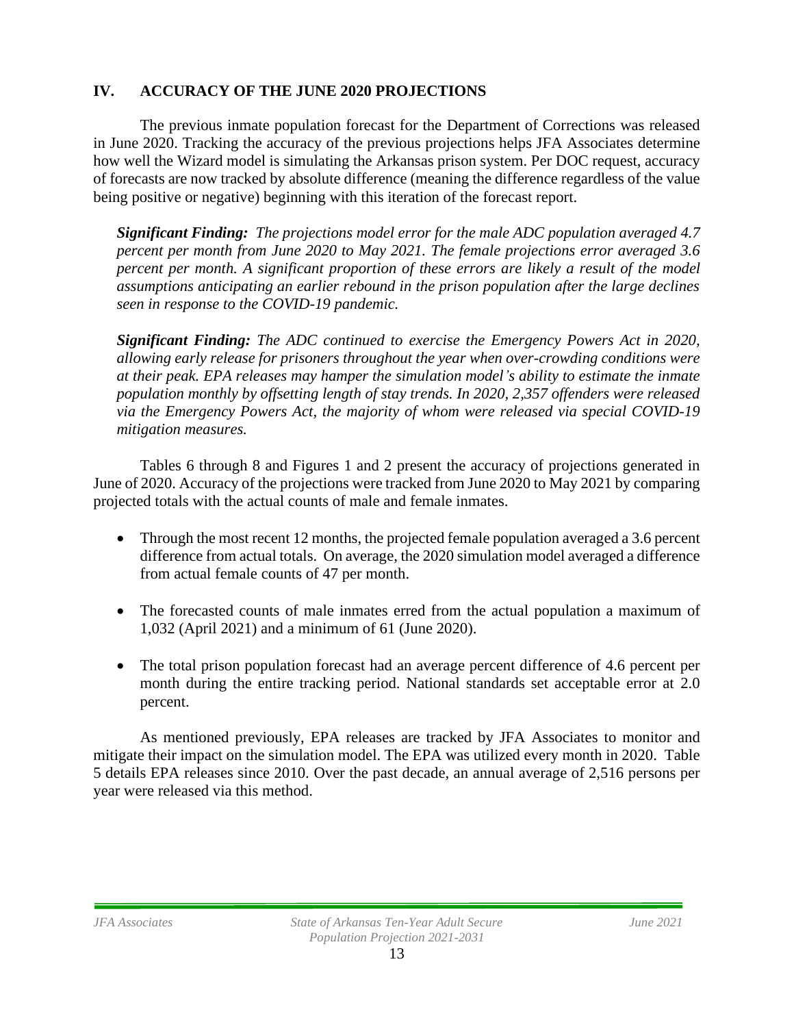## IV. ACCURACY OF THE JUNE 2020 PROJECTIONS

The previous inmate population forecast for the Department of Corrections was released in June 2020. Tracking the accuracy of the previous projections helps JFA Associates determine how well the Wizard model is simulating the Arkansas prison system. Per DOC request, accuracy of forecasts are now tracked by absolute difference (meaning the difference regardless of the value being positive or negative) beginning with this iteration of the forecast report.

***Significant Finding:*** *The projections model error for the male ADC population averaged 4.7 percent per month from June 2020 to May 2021. The female projections error averaged 3.6 percent per month. A significant proportion of these errors are likely a result of the model assumptions anticipating an earlier rebound in the prison population after the large declines seen in response to the COVID-19 pandemic.*

***Significant Finding:*** *The ADC continued to exercise the Emergency Powers Act in 2020, allowing early release for prisoners throughout the year when over-crowding conditions were at their peak. EPA releases may hamper the simulation model's ability to estimate the inmate population monthly by offsetting length of stay trends. In 2020, 2,357 offenders were released via the Emergency Powers Act, the majority of whom were released via special COVID-19 mitigation measures.*

Tables 6 through 8 and Figures 1 and 2 present the accuracy of projections generated in June of 2020. Accuracy of the projections were tracked from June 2020 to May 2021 by comparing projected totals with the actual counts of male and female inmates.

- Through the most recent 12 months, the projected female population averaged a 3.6 percent difference from actual totals. On average, the 2020 simulation model averaged a difference from actual female counts of 47 per month.
- The forecasted counts of male inmates erred from the actual population a maximum of 1,032 (April 2021) and a minimum of 61 (June 2020).
- The total prison population forecast had an average percent difference of 4.6 percent per month during the entire tracking period. National standards set acceptable error at 2.0 percent.

As mentioned previously, EPA releases are tracked by JFA Associates to monitor and mitigate their impact on the simulation model. The EPA was utilized every month in 2020. Table 5 details EPA releases since 2010. Over the past decade, an annual average of 2,516 persons per year were released via this method.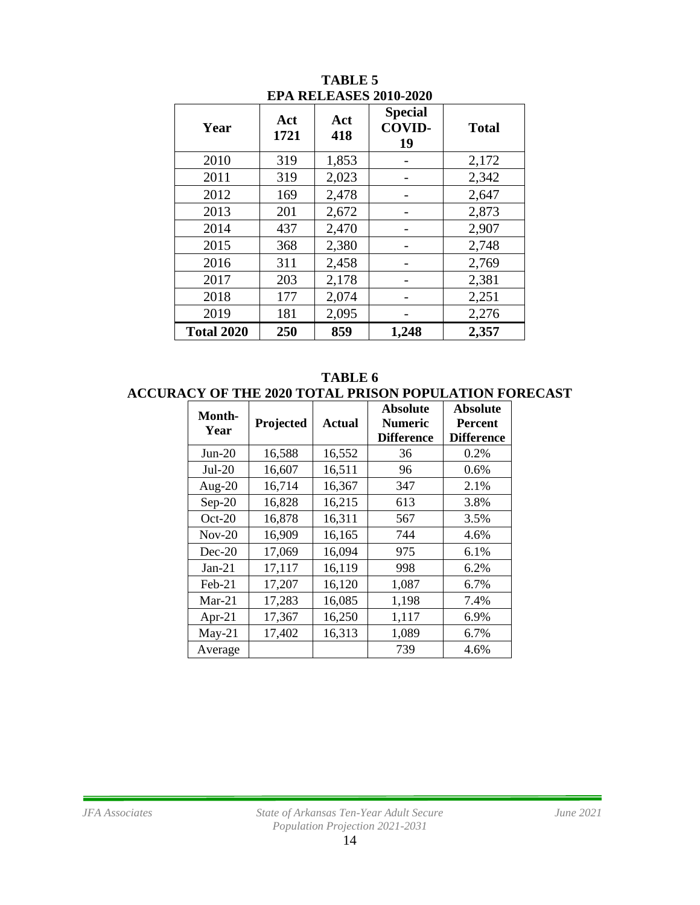**TABLE 5**
**EPA RELEASES 2010-2020**

| Year | Act 1721 | Act 418 | Special COVID-19 | Total |
|---|---|---|---|---|
| 2010 | 319 | 1,853 | - | 2,172 |
| 2011 | 319 | 2,023 | - | 2,342 |
| 2012 | 169 | 2,478 | - | 2,647 |
| 2013 | 201 | 2,672 | - | 2,873 |
| 2014 | 437 | 2,470 | - | 2,907 |
| 2015 | 368 | 2,380 | - | 2,748 |
| 2016 | 311 | 2,458 | - | 2,769 |
| 2017 | 203 | 2,178 | - | 2,381 |
| 2018 | 177 | 2,074 | - | 2,251 |
| 2019 | 181 | 2,095 | - | 2,276 |
| **Total 2020** | **250** | **859** | **1,248** | **2,357** |

**TABLE 6**
**ACCURACY OF THE 2020 TOTAL PRISON POPULATION FORECAST**

| Month-Year | Projected | Actual | Absolute Numeric Difference | Absolute Percent Difference |
|---|---|---|---|---|
| Jun-20 | 16,588 | 16,552 | 36 | 0.2% |
| Jul-20 | 16,607 | 16,511 | 96 | 0.6% |
| Aug-20 | 16,714 | 16,367 | 347 | 2.1% |
| Sep-20 | 16,828 | 16,215 | 613 | 3.8% |
| Oct-20 | 16,878 | 16,311 | 567 | 3.5% |
| Nov-20 | 16,909 | 16,165 | 744 | 4.6% |
| Dec-20 | 17,069 | 16,094 | 975 | 6.1% |
| Jan-21 | 17,117 | 16,119 | 998 | 6.2% |
| Feb-21 | 17,207 | 16,120 | 1,087 | 6.7% |
| Mar-21 | 17,283 | 16,085 | 1,198 | 7.4% |
| Apr-21 | 17,367 | 16,250 | 1,117 | 6.9% |
| May-21 | 17,402 | 16,313 | 1,089 | 6.7% |
| Average | | | 739 | 4.6% |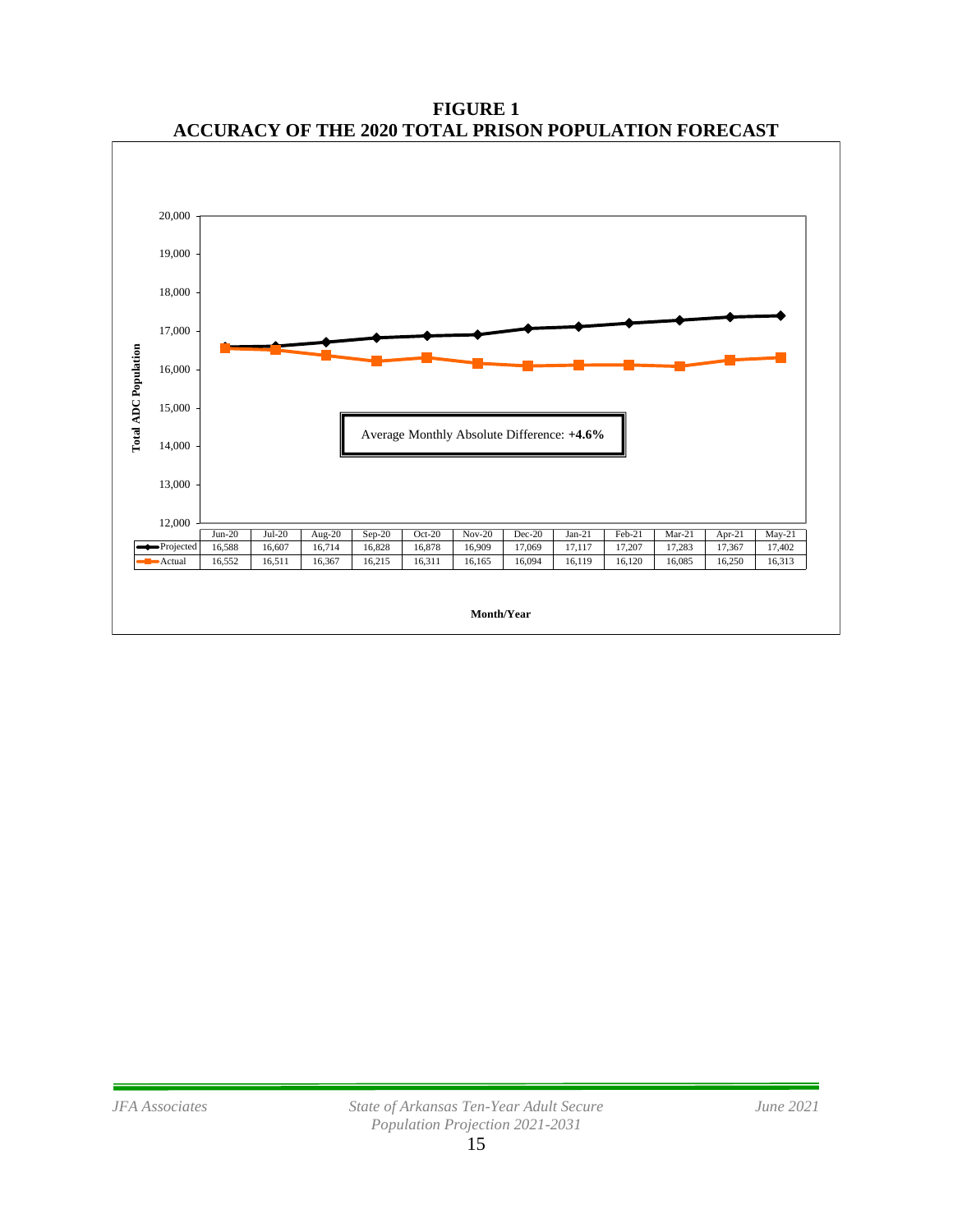# FIGURE 1
# ACCURACY OF THE 2020 TOTAL PRISON POPULATION FORECAST

Total ADC Population

Average Monthly Absolute Difference: **+4.6%**

| | Jun-20 | Jul-20 | Aug-20 | Sep-20 | Oct-20 | Nov-20 | Dec-20 | Jan-21 | Feb-21 | Mar-21 | Apr-21 | May-21 |
|---|---|---|---|---|---|---|---|---|---|---|---|---|
| Projected | 16,588 | 16,607 | 16,714 | 16,828 | 16,878 | 16,909 | 17,069 | 17,117 | 17,207 | 17,283 | 17,367 | 17,402 |
| Actual | 16,552 | 16,511 | 16,367 | 16,215 | 16,311 | 16,165 | 16,094 | 16,119 | 16,120 | 16,085 | 16,250 | 16,313 |

Month/Year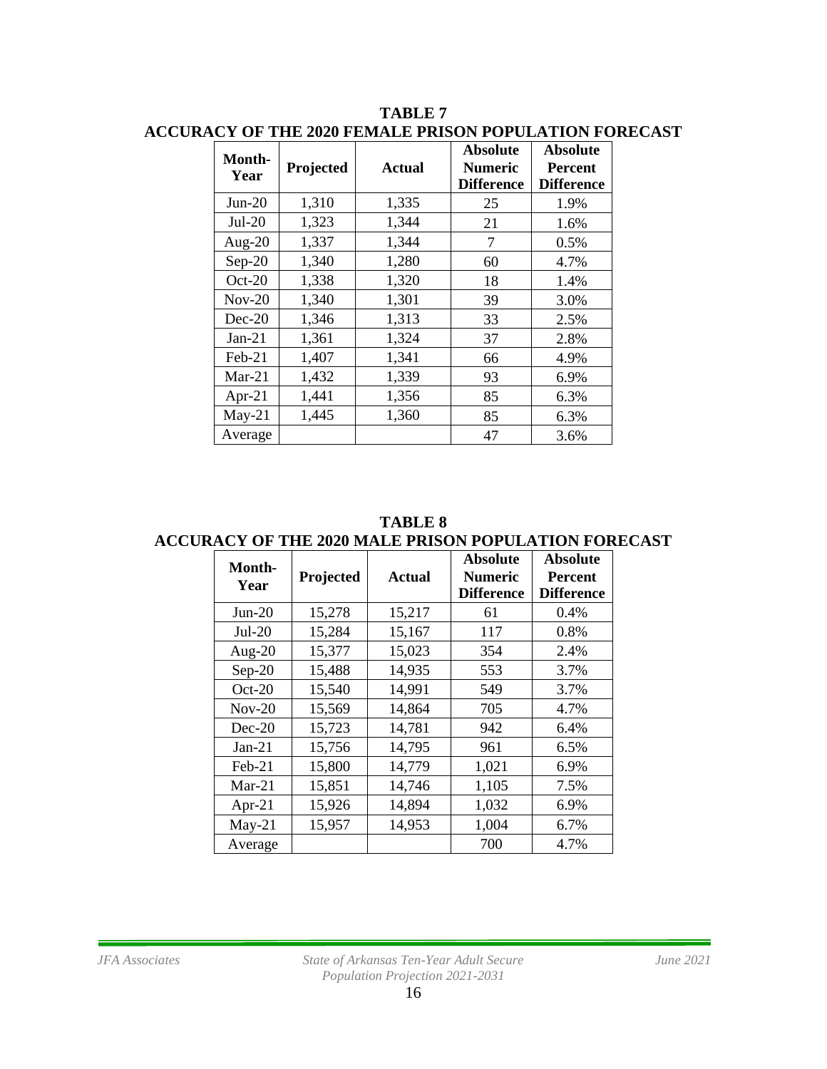**TABLE 7**
**ACCURACY OF THE 2020 FEMALE PRISON POPULATION FORECAST**

| Month-Year | Projected | Actual | Absolute Numeric Difference | Absolute Percent Difference |
|---|---|---|---|---|
| Jun-20 | 1,310 | 1,335 | 25 | 1.9% |
| Jul-20 | 1,323 | 1,344 | 21 | 1.6% |
| Aug-20 | 1,337 | 1,344 | 7 | 0.5% |
| Sep-20 | 1,340 | 1,280 | 60 | 4.7% |
| Oct-20 | 1,338 | 1,320 | 18 | 1.4% |
| Nov-20 | 1,340 | 1,301 | 39 | 3.0% |
| Dec-20 | 1,346 | 1,313 | 33 | 2.5% |
| Jan-21 | 1,361 | 1,324 | 37 | 2.8% |
| Feb-21 | 1,407 | 1,341 | 66 | 4.9% |
| Mar-21 | 1,432 | 1,339 | 93 | 6.9% |
| Apr-21 | 1,441 | 1,356 | 85 | 6.3% |
| May-21 | 1,445 | 1,360 | 85 | 6.3% |
| Average | | | 47 | 3.6% |

**TABLE 8**
**ACCURACY OF THE 2020 MALE PRISON POPULATION FORECAST**

| Month-Year | Projected | Actual | Absolute Numeric Difference | Absolute Percent Difference |
|---|---|---|---|---|
| Jun-20 | 15,278 | 15,217 | 61 | 0.4% |
| Jul-20 | 15,284 | 15,167 | 117 | 0.8% |
| Aug-20 | 15,377 | 15,023 | 354 | 2.4% |
| Sep-20 | 15,488 | 14,935 | 553 | 3.7% |
| Oct-20 | 15,540 | 14,991 | 549 | 3.7% |
| Nov-20 | 15,569 | 14,864 | 705 | 4.7% |
| Dec-20 | 15,723 | 14,781 | 942 | 6.4% |
| Jan-21 | 15,756 | 14,795 | 961 | 6.5% |
| Feb-21 | 15,800 | 14,779 | 1,021 | 6.9% |
| Mar-21 | 15,851 | 14,746 | 1,105 | 7.5% |
| Apr-21 | 15,926 | 14,894 | 1,032 | 6.9% |
| May-21 | 15,957 | 14,953 | 1,004 | 6.7% |
| Average | | | 700 | 4.7% |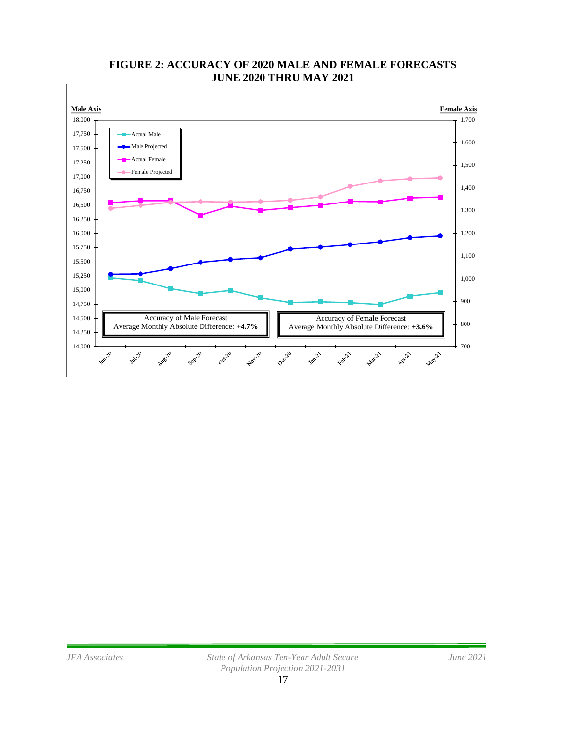# FIGURE 2: ACCURACY OF 2020 MALE AND FEMALE FORECASTS JUNE 2020 THRU MAY 2021

Male Axis

Female Axis

Actual Male

Male Projected

Actual Female

Female Projected

Accuracy of Male Forecast
Average Monthly Absolute Difference: **+4.7%**

Accuracy of Female Forecast
Average Monthly Absolute Difference: **+3.6%**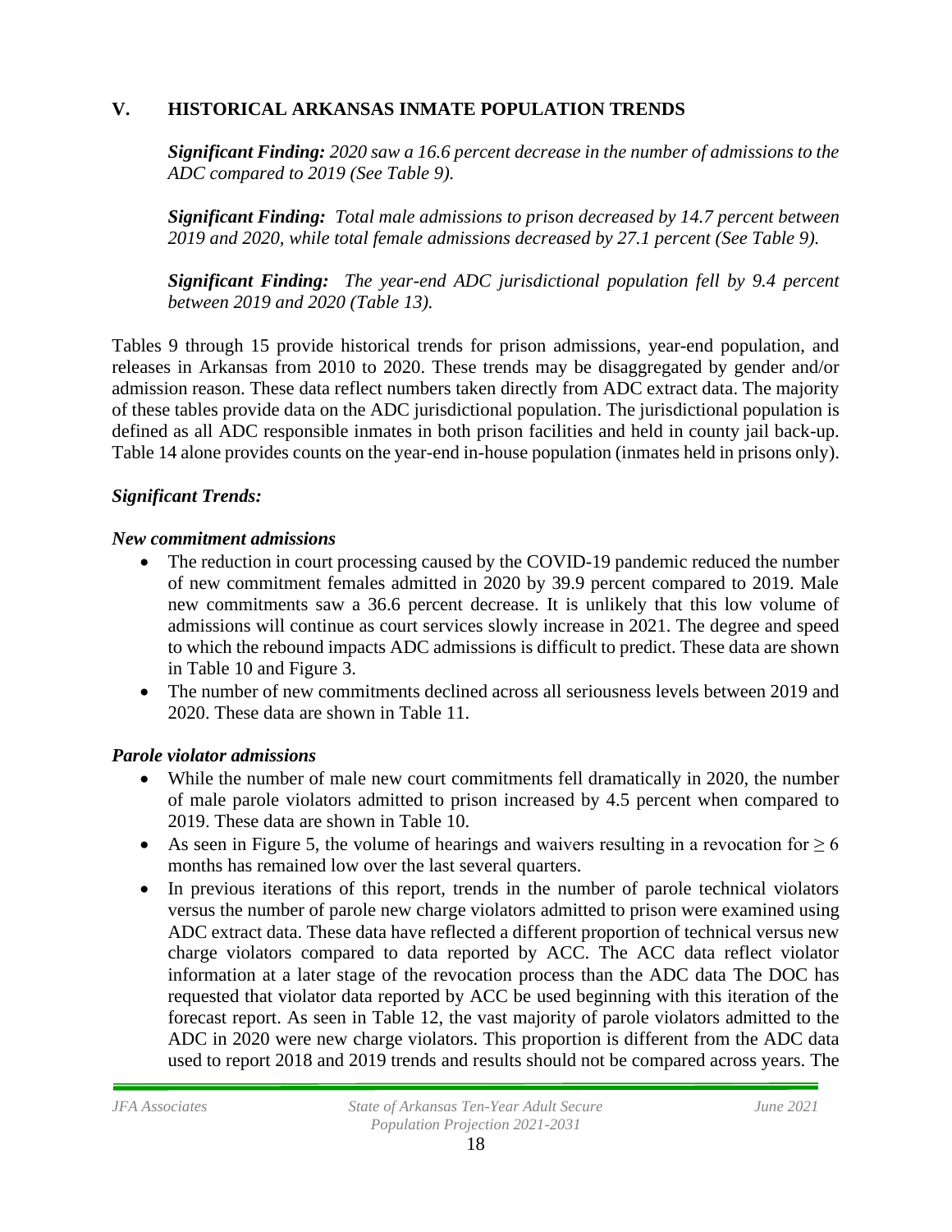## V. HISTORICAL ARKANSAS INMATE POPULATION TRENDS

***Significant Finding:*** *2020 saw a 16.6 percent decrease in the number of admissions to the ADC compared to 2019 (See Table 9).*

***Significant Finding:*** *Total male admissions to prison decreased by 14.7 percent between 2019 and 2020, while total female admissions decreased by 27.1 percent (See Table 9).*

***Significant Finding:*** *The year-end ADC jurisdictional population fell by 9.4 percent between 2019 and 2020 (Table 13).*

Tables 9 through 15 provide historical trends for prison admissions, year-end population, and releases in Arkansas from 2010 to 2020. These trends may be disaggregated by gender and/or admission reason. These data reflect numbers taken directly from ADC extract data. The majority of these tables provide data on the ADC jurisdictional population. The jurisdictional population is defined as all ADC responsible inmates in both prison facilities and held in county jail back-up. Table 14 alone provides counts on the year-end in-house population (inmates held in prisons only).

***Significant Trends:***

***New commitment admissions***

- The reduction in court processing caused by the COVID-19 pandemic reduced the number of new commitment females admitted in 2020 by 39.9 percent compared to 2019. Male new commitments saw a 36.6 percent decrease. It is unlikely that this low volume of admissions will continue as court services slowly increase in 2021. The degree and speed to which the rebound impacts ADC admissions is difficult to predict. These data are shown in Table 10 and Figure 3.
- The number of new commitments declined across all seriousness levels between 2019 and 2020. These data are shown in Table 11.

***Parole violator admissions***

- While the number of male new court commitments fell dramatically in 2020, the number of male parole violators admitted to prison increased by 4.5 percent when compared to 2019. These data are shown in Table 10.
- As seen in Figure 5, the volume of hearings and waivers resulting in a revocation for $\geq 6$ months has remained low over the last several quarters.
- In previous iterations of this report, trends in the number of parole technical violators versus the number of parole new charge violators admitted to prison were examined using ADC extract data. These data have reflected a different proportion of technical versus new charge violators compared to data reported by ACC. The ACC data reflect violator information at a later stage of the revocation process than the ADC data The DOC has requested that violator data reported by ACC be used beginning with this iteration of the forecast report. As seen in Table 12, the vast majority of parole violators admitted to the ADC in 2020 were new charge violators. This proportion is different from the ADC data used to report 2018 and 2019 trends and results should not be compared across years. The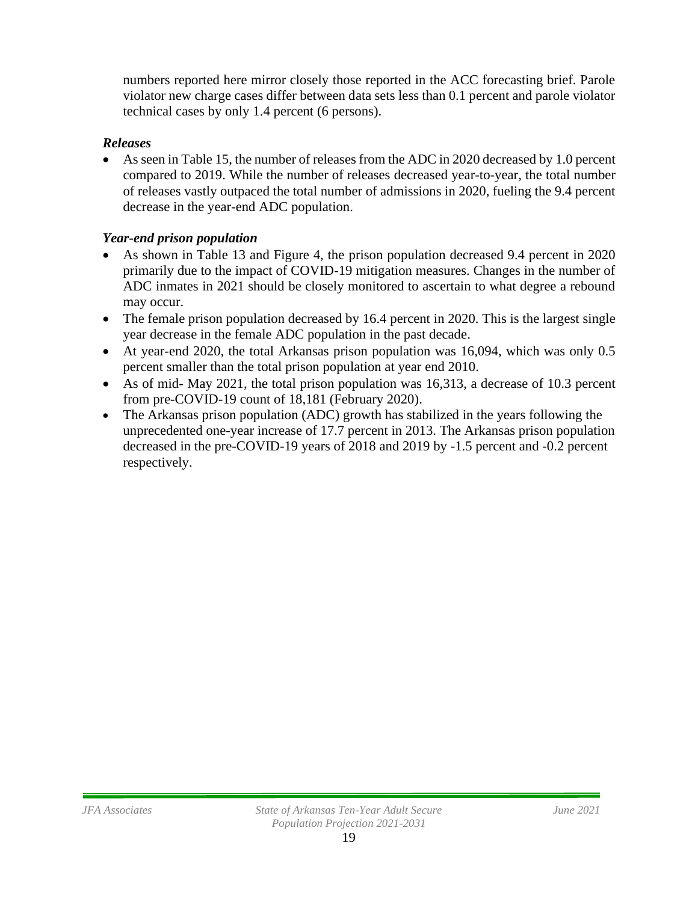numbers reported here mirror closely those reported in the ACC forecasting brief. Parole violator new charge cases differ between data sets less than 0.1 percent and parole violator technical cases by only 1.4 percent (6 persons).

***Releases***

- As seen in Table 15, the number of releases from the ADC in 2020 decreased by 1.0 percent compared to 2019. While the number of releases decreased year-to-year, the total number of releases vastly outpaced the total number of admissions in 2020, fueling the 9.4 percent decrease in the year-end ADC population.

***Year-end prison population***

- As shown in Table 13 and Figure 4, the prison population decreased 9.4 percent in 2020 primarily due to the impact of COVID-19 mitigation measures. Changes in the number of ADC inmates in 2021 should be closely monitored to ascertain to what degree a rebound may occur.
- The female prison population decreased by 16.4 percent in 2020. This is the largest single year decrease in the female ADC population in the past decade.
- At year-end 2020, the total Arkansas prison population was 16,094, which was only 0.5 percent smaller than the total prison population at year end 2010.
- As of mid- May 2021, the total prison population was 16,313, a decrease of 10.3 percent from pre-COVID-19 count of 18,181 (February 2020).
- The Arkansas prison population (ADC) growth has stabilized in the years following the unprecedented one-year increase of 17.7 percent in 2013. The Arkansas prison population decreased in the pre-COVID-19 years of 2018 and 2019 by -1.5 percent and -0.2 percent respectively.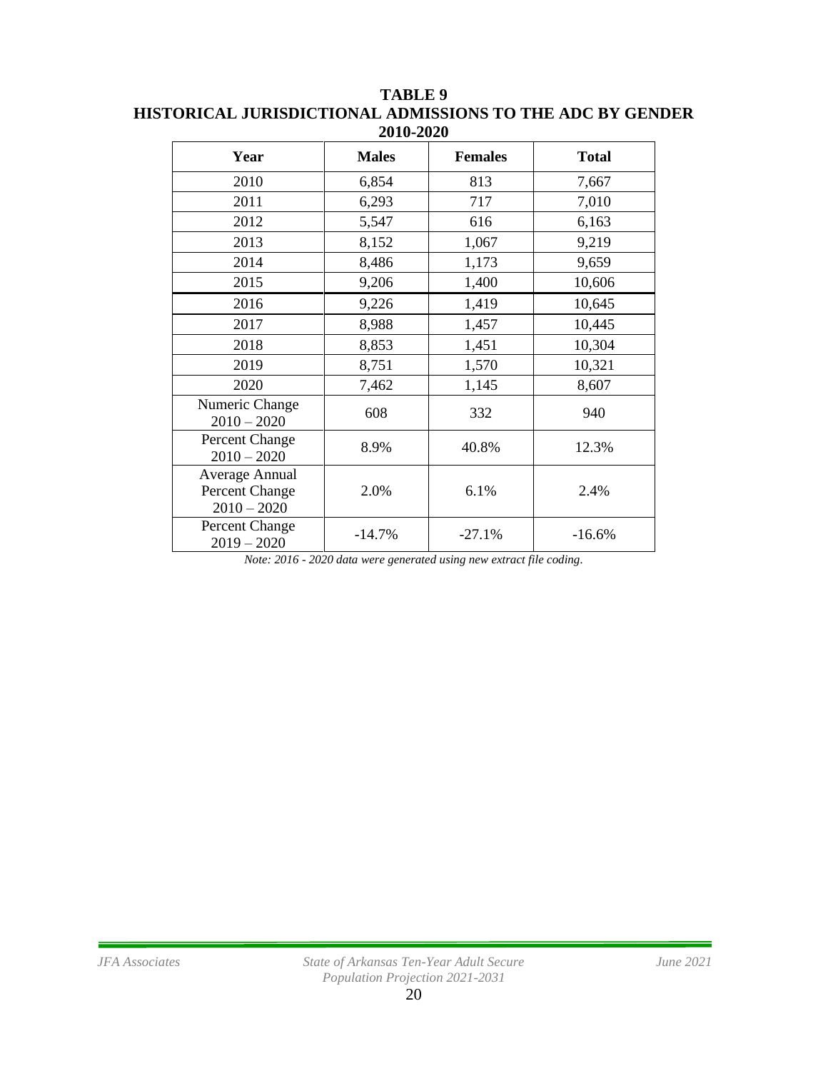**TABLE 9**
**HISTORICAL JURISDICTIONAL ADMISSIONS TO THE ADC BY GENDER**
**2010-2020**

| Year | Males | Females | Total |
|---|---|---|---|
| 2010 | 6,854 | 813 | 7,667 |
| 2011 | 6,293 | 717 | 7,010 |
| 2012 | 5,547 | 616 | 6,163 |
| 2013 | 8,152 | 1,067 | 9,219 |
| 2014 | 8,486 | 1,173 | 9,659 |
| 2015 | 9,206 | 1,400 | 10,606 |
| 2016 | 9,226 | 1,419 | 10,645 |
| 2017 | 8,988 | 1,457 | 10,445 |
| 2018 | 8,853 | 1,451 | 10,304 |
| 2019 | 8,751 | 1,570 | 10,321 |
| 2020 | 7,462 | 1,145 | 8,607 |
| Numeric Change 2010 – 2020 | 608 | 332 | 940 |
| Percent Change 2010 – 2020 | 8.9% | 40.8% | 12.3% |
| Average Annual Percent Change 2010 – 2020 | 2.0% | 6.1% | 2.4% |
| Percent Change 2019 – 2020 | -14.7% | -27.1% | -16.6% |

*Note: 2016 - 2020 data were generated using new extract file coding.*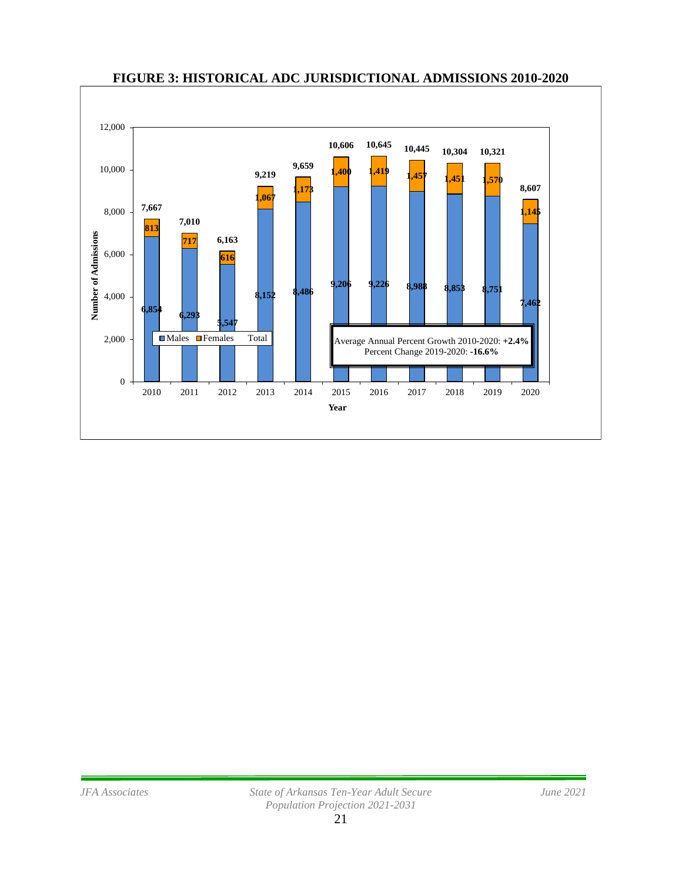**FIGURE 3: HISTORICAL ADC JURISDICTIONAL ADMISSIONS 2010-2020**

| Year | Males | Females | Total |
|---|---|---|---|
| 2010 | 6,854 | 813 | 7,667 |
| 2011 | 6,293 | 717 | 7,010 |
| 2012 | 5,547 | 616 | 6,163 |
| 2013 | 8,152 | 1,067 | 9,219 |
| 2014 | 8,486 | 1,173 | 9,659 |
| 2015 | 9,206 | 1,400 | 10,606 |
| 2016 | 9,226 | 1,419 | 10,645 |
| 2017 | 8,988 | 1,457 | 10,445 |
| 2018 | 8,853 | 1,451 | 10,304 |
| 2019 | 8,751 | 1,570 | 10,321 |
| 2020 | 7,462 | 1,145 | 8,607 |

Average Annual Percent Growth 2010-2020: **+2.4%**
Percent Change 2019-2020: **-16.6%**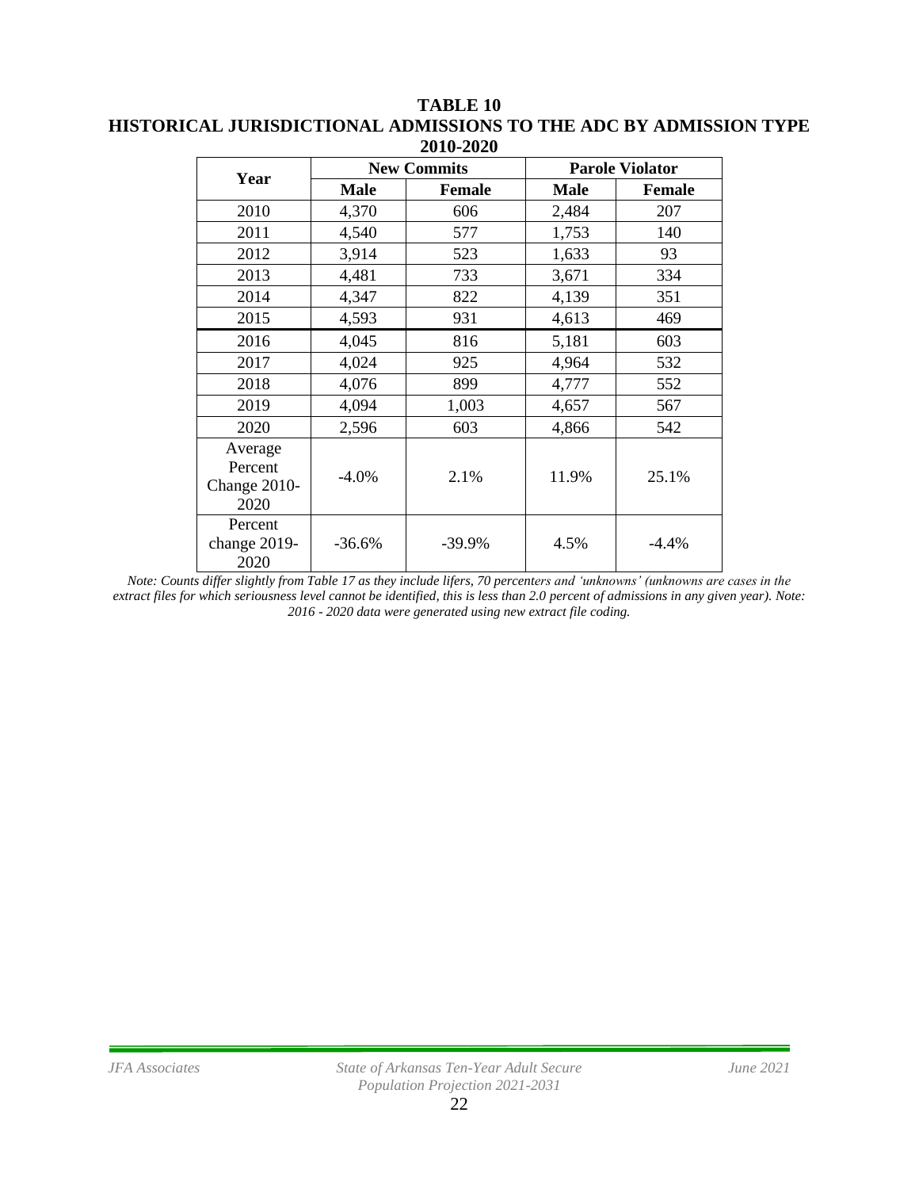**TABLE 10**
**HISTORICAL JURISDICTIONAL ADMISSIONS TO THE ADC BY ADMISSION TYPE**
**2010-2020**

| Year | New Commits | | Parole Violator | |
|---|---|---|---|---|
| | **Male** | **Female** | **Male** | **Female** |
| 2010 | 4,370 | 606 | 2,484 | 207 |
| 2011 | 4,540 | 577 | 1,753 | 140 |
| 2012 | 3,914 | 523 | 1,633 | 93 |
| 2013 | 4,481 | 733 | 3,671 | 334 |
| 2014 | 4,347 | 822 | 4,139 | 351 |
| 2015 | 4,593 | 931 | 4,613 | 469 |
| 2016 | 4,045 | 816 | 5,181 | 603 |
| 2017 | 4,024 | 925 | 4,964 | 532 |
| 2018 | 4,076 | 899 | 4,777 | 552 |
| 2019 | 4,094 | 1,003 | 4,657 | 567 |
| 2020 | 2,596 | 603 | 4,866 | 542 |
| Average Percent Change 2010-2020 | -4.0% | 2.1% | 11.9% | 25.1% |
| Percent change 2019-2020 | -36.6% | -39.9% | 4.5% | -4.4% |

*Note: Counts differ slightly from Table 17 as they include lifers, 70 percenters and 'unknowns' (unknowns are cases in the extract files for which seriousness level cannot be identified, this is less than 2.0 percent of admissions in any given year). Note: 2016 - 2020 data were generated using new extract file coding.*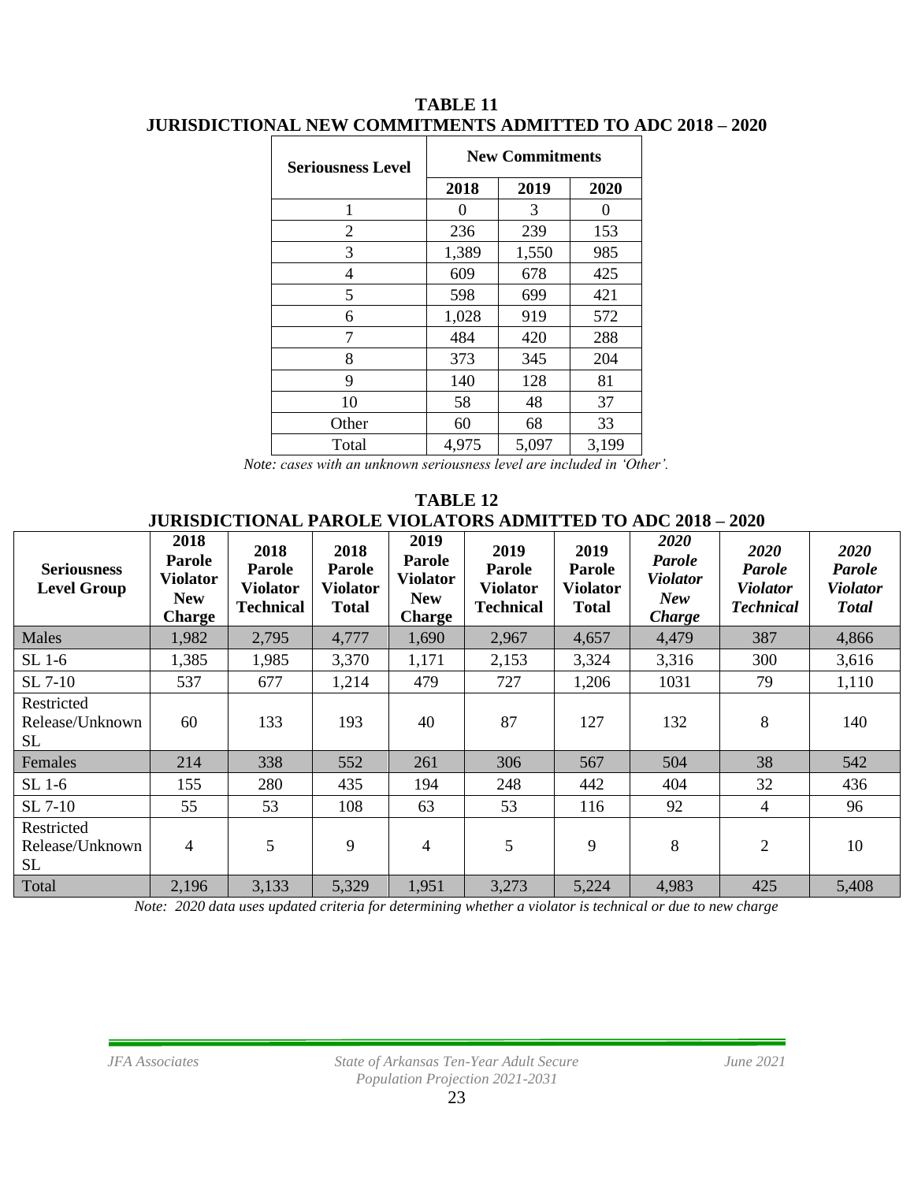**TABLE 11**
**JURISDICTIONAL NEW COMMITMENTS ADMITTED TO ADC 2018 – 2020**

| Seriousness Level | New Commitments | | |
|---|---|---|---|
| | 2018 | 2019 | 2020 |
| 1 | 0 | 3 | 0 |
| 2 | 236 | 239 | 153 |
| 3 | 1,389 | 1,550 | 985 |
| 4 | 609 | 678 | 425 |
| 5 | 598 | 699 | 421 |
| 6 | 1,028 | 919 | 572 |
| 7 | 484 | 420 | 288 |
| 8 | 373 | 345 | 204 |
| 9 | 140 | 128 | 81 |
| 10 | 58 | 48 | 37 |
| Other | 60 | 68 | 33 |
| Total | 4,975 | 5,097 | 3,199 |

*Note: cases with an unknown seriousness level are included in 'Other'.*

**TABLE 12**
**JURISDICTIONAL PAROLE VIOLATORS ADMITTED TO ADC 2018 – 2020**

| Seriousness Level Group | 2018 Parole Violator New Charge | 2018 Parole Violator Technical | 2018 Parole Violator Total | 2019 Parole Violator New Charge | 2019 Parole Violator Technical | 2019 Parole Violator Total | *2020 Parole Violator New Charge* | *2020 Parole Violator Technical* | *2020 Parole Violator Total* |
|---|---|---|---|---|---|---|---|---|---|
| Males | 1,982 | 2,795 | 4,777 | 1,690 | 2,967 | 4,657 | 4,479 | 387 | 4,866 |
| SL 1-6 | 1,385 | 1,985 | 3,370 | 1,171 | 2,153 | 3,324 | 3,316 | 300 | 3,616 |
| SL 7-10 | 537 | 677 | 1,214 | 479 | 727 | 1,206 | 1031 | 79 | 1,110 |
| Restricted Release/Unknown SL | 60 | 133 | 193 | 40 | 87 | 127 | 132 | 8 | 140 |
| Females | 214 | 338 | 552 | 261 | 306 | 567 | 504 | 38 | 542 |
| SL 1-6 | 155 | 280 | 435 | 194 | 248 | 442 | 404 | 32 | 436 |
| SL 7-10 | 55 | 53 | 108 | 63 | 53 | 116 | 92 | 4 | 96 |
| Restricted Release/Unknown SL | 4 | 5 | 9 | 4 | 5 | 9 | 8 | 2 | 10 |
| Total | 2,196 | 3,133 | 5,329 | 1,951 | 3,273 | 5,224 | 4,983 | 425 | 5,408 |

*Note: 2020 data uses updated criteria for determining whether a violator is technical or due to new charge*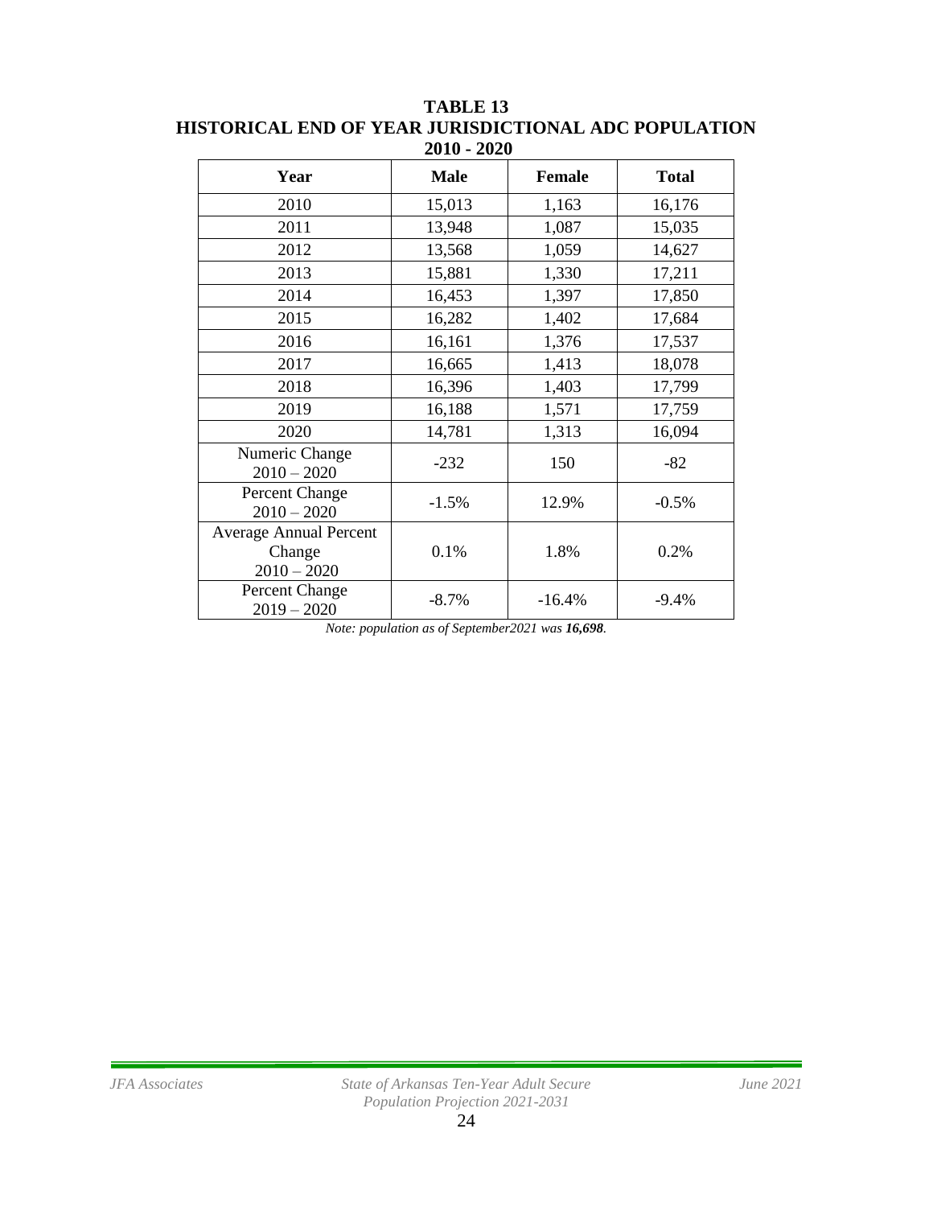**TABLE 13**
**HISTORICAL END OF YEAR JURISDICTIONAL ADC POPULATION**
**2010 - 2020**

| Year | Male | Female | Total |
|---|---|---|---|
| 2010 | 15,013 | 1,163 | 16,176 |
| 2011 | 13,948 | 1,087 | 15,035 |
| 2012 | 13,568 | 1,059 | 14,627 |
| 2013 | 15,881 | 1,330 | 17,211 |
| 2014 | 16,453 | 1,397 | 17,850 |
| 2015 | 16,282 | 1,402 | 17,684 |
| 2016 | 16,161 | 1,376 | 17,537 |
| 2017 | 16,665 | 1,413 | 18,078 |
| 2018 | 16,396 | 1,403 | 17,799 |
| 2019 | 16,188 | 1,571 | 17,759 |
| 2020 | 14,781 | 1,313 | 16,094 |
| Numeric Change 2010 – 2020 | -232 | 150 | -82 |
| Percent Change 2010 – 2020 | -1.5% | 12.9% | -0.5% |
| Average Annual Percent Change 2010 – 2020 | 0.1% | 1.8% | 0.2% |
| Percent Change 2019 – 2020 | -8.7% | -16.4% | -9.4% |

*Note: population as of September2021 was **16,698**.*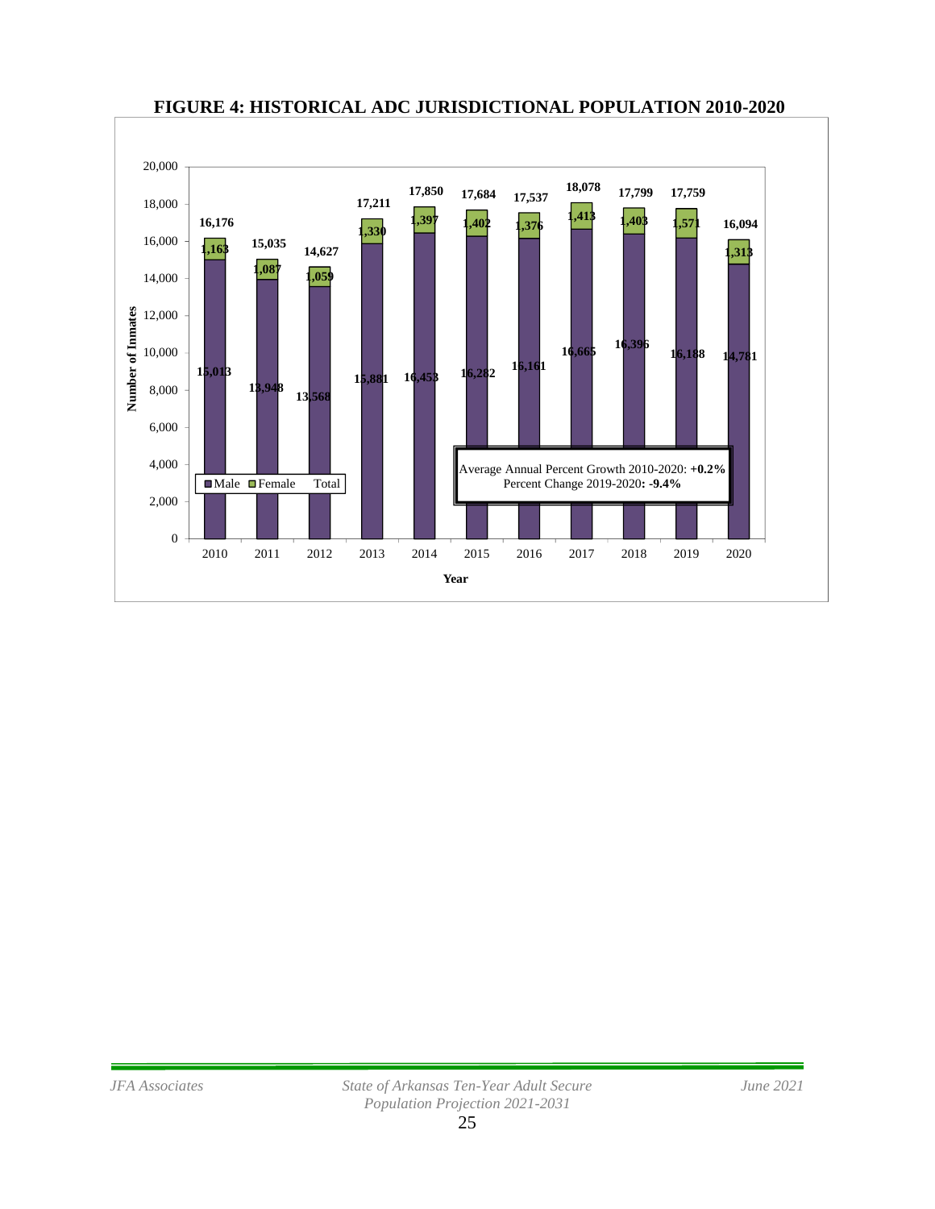## FIGURE 4: HISTORICAL ADC JURISDICTIONAL POPULATION 2010-2020

| Year | Male | Female | Total |
|---|---|---|---|
| 2010 | 15,013 | 1,163 | 16,176 |
| 2011 | 13,948 | 1,087 | 15,035 |
| 2012 | 13,568 | 1,059 | 14,627 |
| 2013 | 15,881 | 1,330 | 17,211 |
| 2014 | 16,453 | 1,397 | 17,850 |
| 2015 | 16,282 | 1,402 | 17,684 |
| 2016 | 16,161 | 1,376 | 17,537 |
| 2017 | 16,665 | 1,413 | 18,078 |
| 2018 | 16,396 | 1,403 | 17,799 |
| 2019 | 16,188 | 1,571 | 17,759 |
| 2020 | 14,781 | 1,313 | 16,094 |

Average Annual Percent Growth 2010-2020: **+0.2%**
Percent Change 2019-2020**: -9.4%**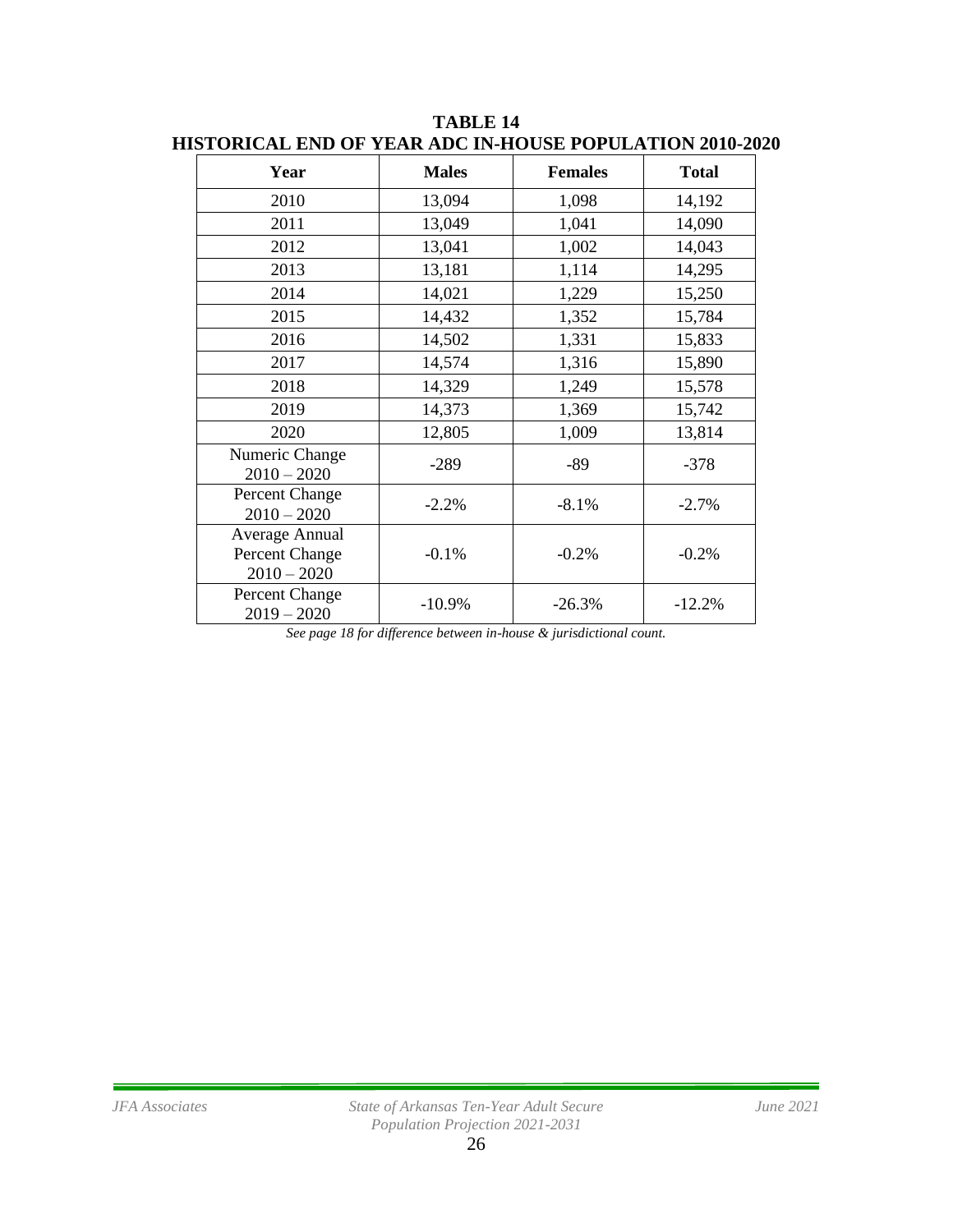**TABLE 14**
**HISTORICAL END OF YEAR ADC IN-HOUSE POPULATION 2010-2020**

| Year | Males | Females | Total |
|---|---|---|---|
| 2010 | 13,094 | 1,098 | 14,192 |
| 2011 | 13,049 | 1,041 | 14,090 |
| 2012 | 13,041 | 1,002 | 14,043 |
| 2013 | 13,181 | 1,114 | 14,295 |
| 2014 | 14,021 | 1,229 | 15,250 |
| 2015 | 14,432 | 1,352 | 15,784 |
| 2016 | 14,502 | 1,331 | 15,833 |
| 2017 | 14,574 | 1,316 | 15,890 |
| 2018 | 14,329 | 1,249 | 15,578 |
| 2019 | 14,373 | 1,369 | 15,742 |
| 2020 | 12,805 | 1,009 | 13,814 |
| Numeric Change 2010 – 2020 | -289 | -89 | -378 |
| Percent Change 2010 – 2020 | -2.2% | -8.1% | -2.7% |
| Average Annual Percent Change 2010 – 2020 | -0.1% | -0.2% | -0.2% |
| Percent Change 2019 – 2020 | -10.9% | -26.3% | -12.2% |

*See page 18 for difference between in-house & jurisdictional count.*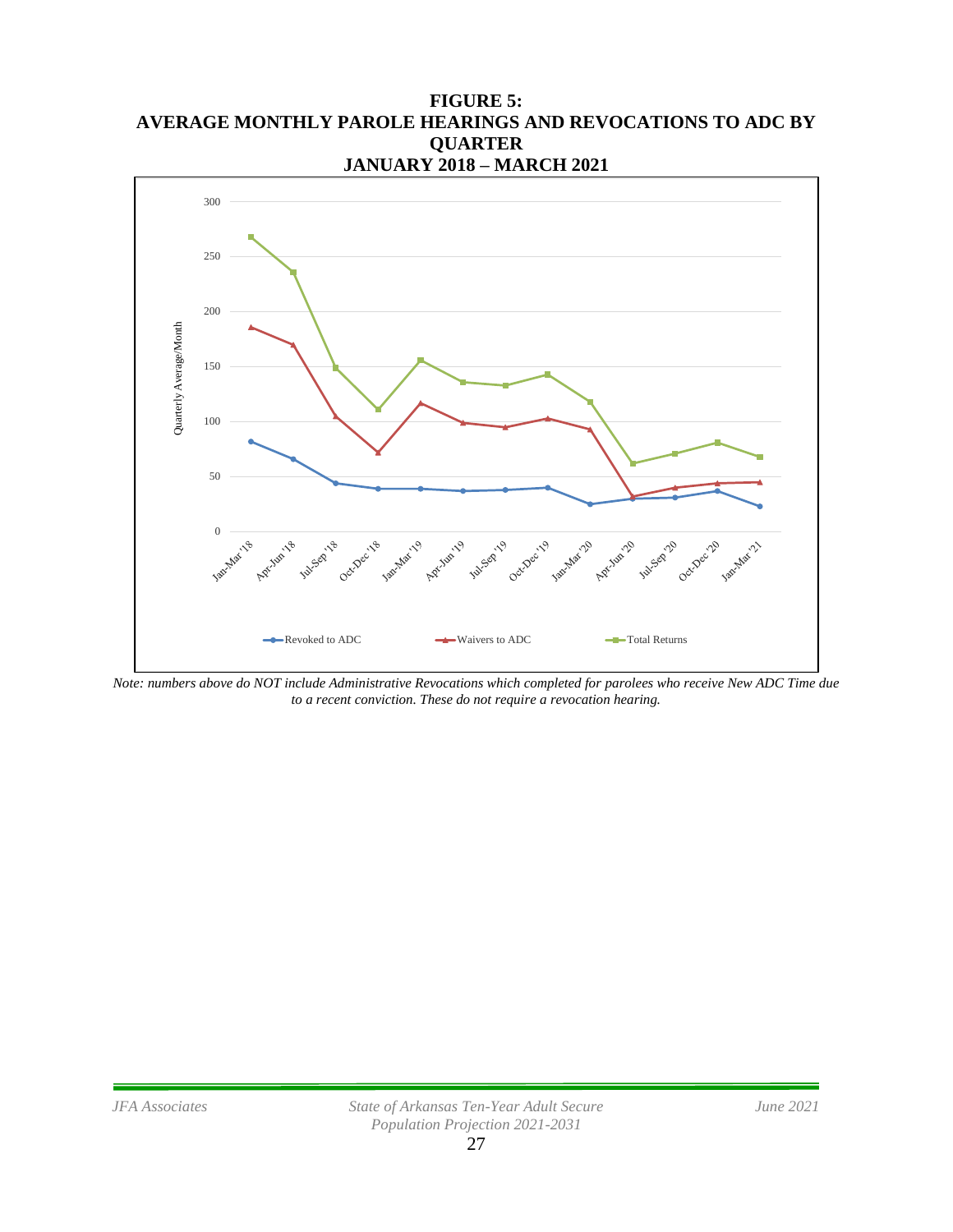**FIGURE 5:**
**AVERAGE MONTHLY PAROLE HEARINGS AND REVOCATIONS TO ADC BY QUARTER**
**JANUARY 2018 – MARCH 2021**

*Note: numbers above do NOT include Administrative Revocations which completed for parolees who receive New ADC Time due to a recent conviction. These do not require a revocation hearing.*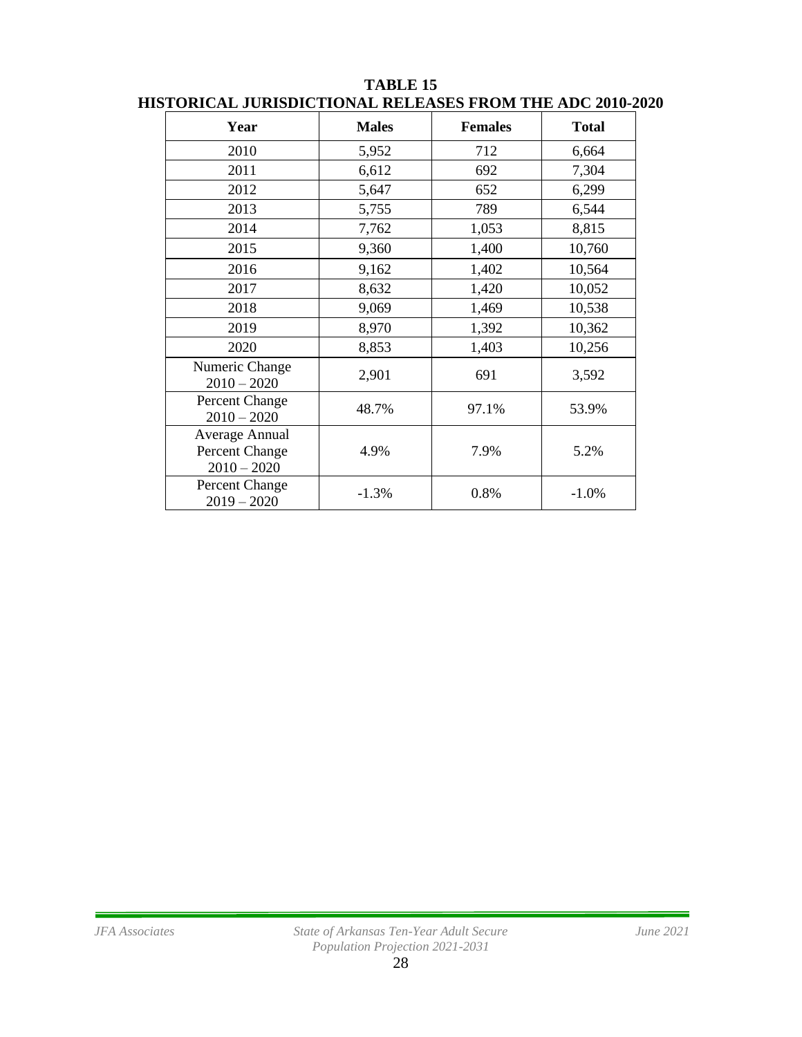**TABLE 15**
**HISTORICAL JURISDICTIONAL RELEASES FROM THE ADC 2010-2020**

| Year | Males | Females | Total |
|---|---|---|---|
| 2010 | 5,952 | 712 | 6,664 |
| 2011 | 6,612 | 692 | 7,304 |
| 2012 | 5,647 | 652 | 6,299 |
| 2013 | 5,755 | 789 | 6,544 |
| 2014 | 7,762 | 1,053 | 8,815 |
| 2015 | 9,360 | 1,400 | 10,760 |
| 2016 | 9,162 | 1,402 | 10,564 |
| 2017 | 8,632 | 1,420 | 10,052 |
| 2018 | 9,069 | 1,469 | 10,538 |
| 2019 | 8,970 | 1,392 | 10,362 |
| 2020 | 8,853 | 1,403 | 10,256 |
| Numeric Change 2010 – 2020 | 2,901 | 691 | 3,592 |
| Percent Change 2010 – 2020 | 48.7% | 97.1% | 53.9% |
| Average Annual Percent Change 2010 – 2020 | 4.9% | 7.9% | 5.2% |
| Percent Change 2019 – 2020 | -1.3% | 0.8% | -1.0% |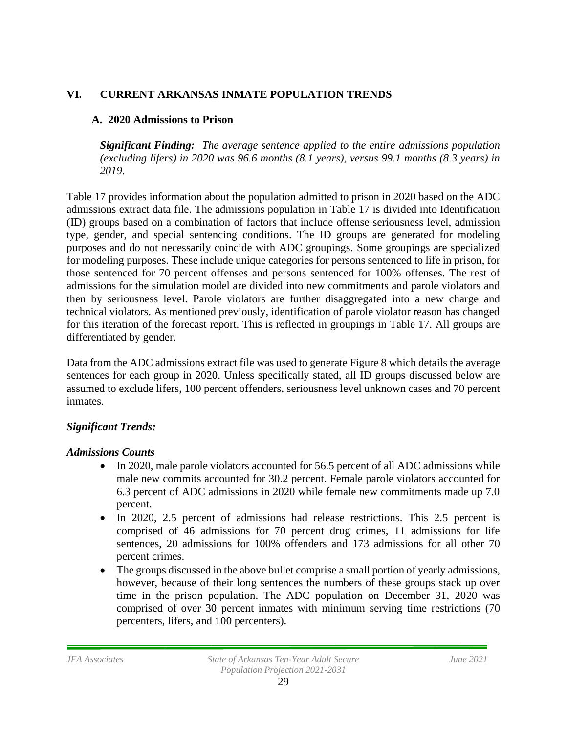## VI. CURRENT ARKANSAS INMATE POPULATION TRENDS

### A. 2020 Admissions to Prison

***Significant Finding:*** *The average sentence applied to the entire admissions population (excluding lifers) in 2020 was 96.6 months (8.1 years), versus 99.1 months (8.3 years) in 2019.*

Table 17 provides information about the population admitted to prison in 2020 based on the ADC admissions extract data file. The admissions population in Table 17 is divided into Identification (ID) groups based on a combination of factors that include offense seriousness level, admission type, gender, and special sentencing conditions. The ID groups are generated for modeling purposes and do not necessarily coincide with ADC groupings. Some groupings are specialized for modeling purposes. These include unique categories for persons sentenced to life in prison, for those sentenced for 70 percent offenses and persons sentenced for 100% offenses. The rest of admissions for the simulation model are divided into new commitments and parole violators and then by seriousness level. Parole violators are further disaggregated into a new charge and technical violators. As mentioned previously, identification of parole violator reason has changed for this iteration of the forecast report. This is reflected in groupings in Table 17. All groups are differentiated by gender.

Data from the ADC admissions extract file was used to generate Figure 8 which details the average sentences for each group in 2020. Unless specifically stated, all ID groups discussed below are assumed to exclude lifers, 100 percent offenders, seriousness level unknown cases and 70 percent inmates.

***Significant Trends:***

***Admissions Counts***

- In 2020, male parole violators accounted for 56.5 percent of all ADC admissions while male new commits accounted for 30.2 percent. Female parole violators accounted for 6.3 percent of ADC admissions in 2020 while female new commitments made up 7.0 percent.
- In 2020, 2.5 percent of admissions had release restrictions. This 2.5 percent is comprised of 46 admissions for 70 percent drug crimes, 11 admissions for life sentences, 20 admissions for 100% offenders and 173 admissions for all other 70 percent crimes.
- The groups discussed in the above bullet comprise a small portion of yearly admissions, however, because of their long sentences the numbers of these groups stack up over time in the prison population. The ADC population on December 31, 2020 was comprised of over 30 percent inmates with minimum serving time restrictions (70 percenters, lifers, and 100 percenters).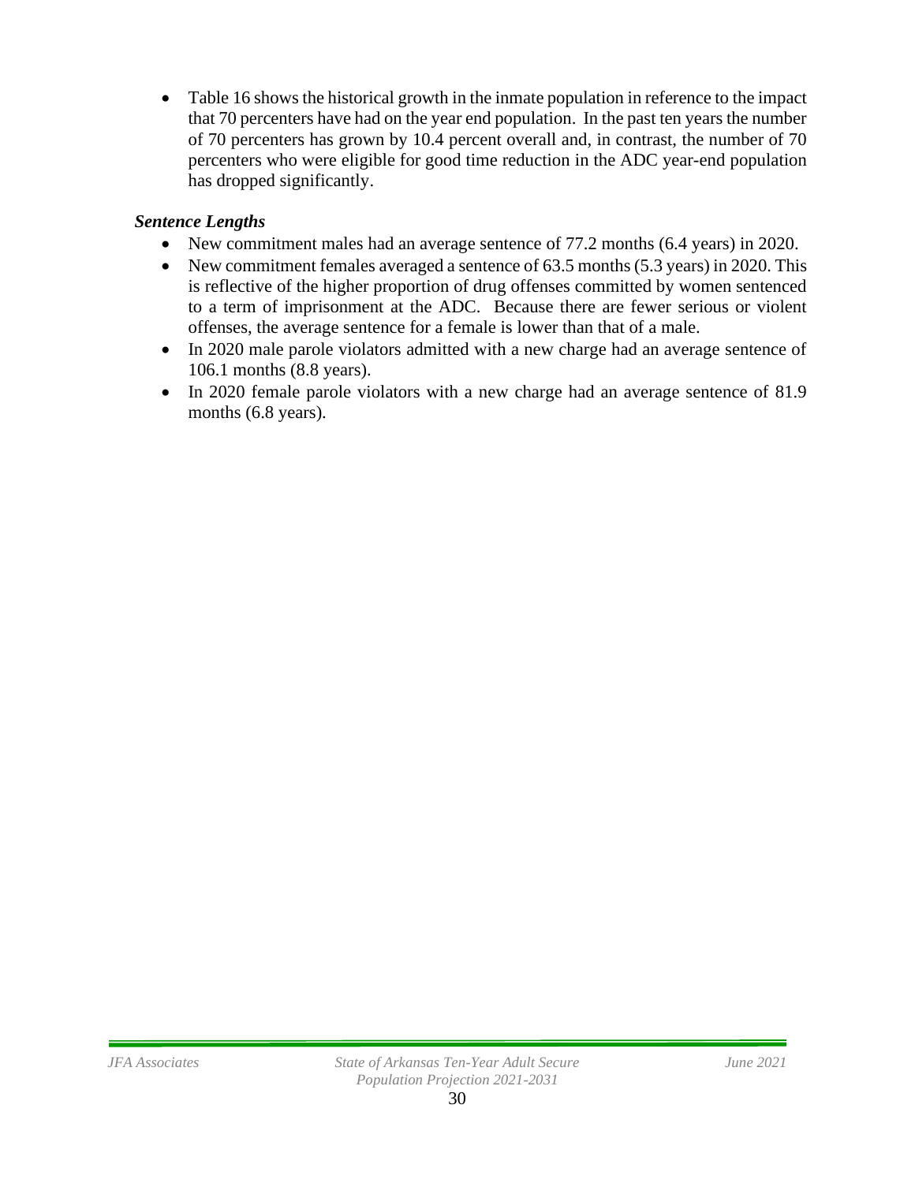- Table 16 shows the historical growth in the inmate population in reference to the impact that 70 percenters have had on the year end population. In the past ten years the number of 70 percenters has grown by 10.4 percent overall and, in contrast, the number of 70 percenters who were eligible for good time reduction in the ADC year-end population has dropped significantly.

***Sentence Lengths***

- New commitment males had an average sentence of 77.2 months (6.4 years) in 2020.
- New commitment females averaged a sentence of 63.5 months (5.3 years) in 2020. This is reflective of the higher proportion of drug offenses committed by women sentenced to a term of imprisonment at the ADC. Because there are fewer serious or violent offenses, the average sentence for a female is lower than that of a male.
- In 2020 male parole violators admitted with a new charge had an average sentence of 106.1 months (8.8 years).
- In 2020 female parole violators with a new charge had an average sentence of 81.9 months (6.8 years).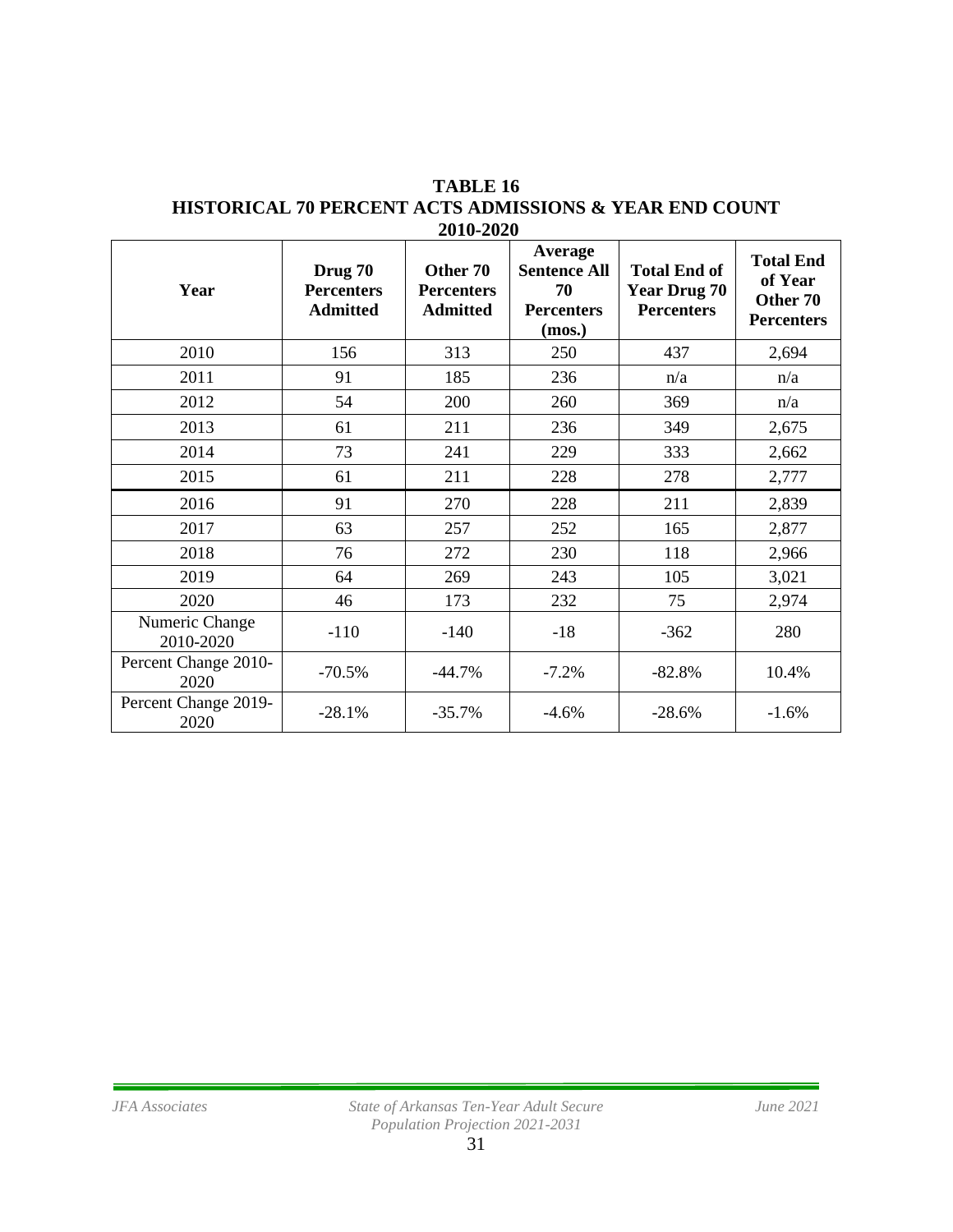**TABLE 16**
**HISTORICAL 70 PERCENT ACTS ADMISSIONS & YEAR END COUNT**
**2010-2020**

| Year | Drug 70 Percenters Admitted | Other 70 Percenters Admitted | Average Sentence All 70 Percenters (mos.) | Total End of Year Drug 70 Percenters | Total End of Year Other 70 Percenters |
|---|---|---|---|---|---|
| 2010 | 156 | 313 | 250 | 437 | 2,694 |
| 2011 | 91 | 185 | 236 | n/a | n/a |
| 2012 | 54 | 200 | 260 | 369 | n/a |
| 2013 | 61 | 211 | 236 | 349 | 2,675 |
| 2014 | 73 | 241 | 229 | 333 | 2,662 |
| 2015 | 61 | 211 | 228 | 278 | 2,777 |
| 2016 | 91 | 270 | 228 | 211 | 2,839 |
| 2017 | 63 | 257 | 252 | 165 | 2,877 |
| 2018 | 76 | 272 | 230 | 118 | 2,966 |
| 2019 | 64 | 269 | 243 | 105 | 3,021 |
| 2020 | 46 | 173 | 232 | 75 | 2,974 |
| Numeric Change 2010-2020 | -110 | -140 | -18 | -362 | 280 |
| Percent Change 2010-2020 | -70.5% | -44.7% | -7.2% | -82.8% | 10.4% |
| Percent Change 2019-2020 | -28.1% | -35.7% | -4.6% | -28.6% | -1.6% |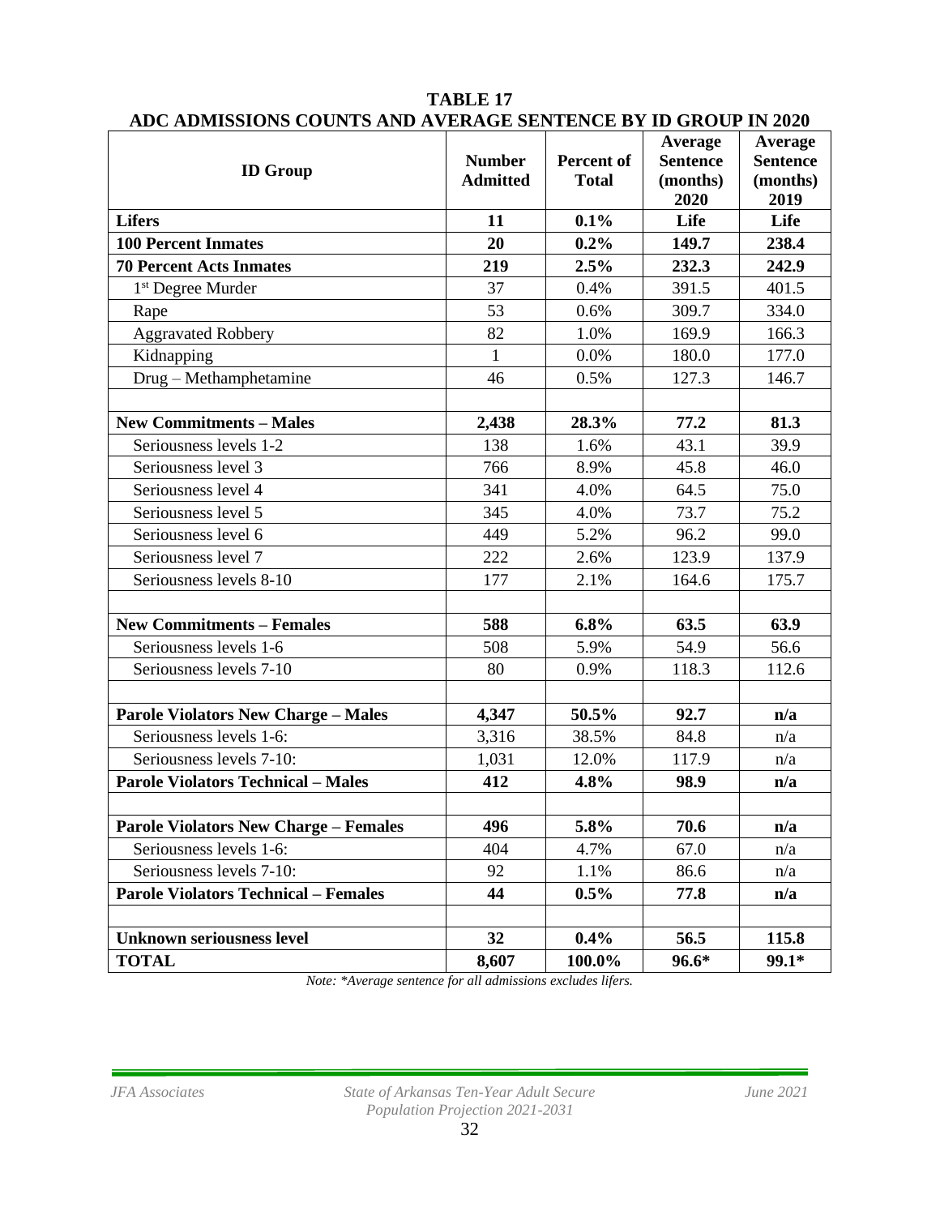**TABLE 17**
**ADC ADMISSIONS COUNTS AND AVERAGE SENTENCE BY ID GROUP IN 2020**

| ID Group | Number Admitted | Percent of Total | Average Sentence (months) 2020 | Average Sentence (months) 2019 |
|---|---|---|---|---|
| **Lifers** | **11** | **0.1%** | **Life** | **Life** |
| **100 Percent Inmates** | **20** | **0.2%** | **149.7** | **238.4** |
| **70 Percent Acts Inmates** | **219** | **2.5%** | **232.3** | **242.9** |
| 1st Degree Murder | 37 | 0.4% | 391.5 | 401.5 |
| Rape | 53 | 0.6% | 309.7 | 334.0 |
| Aggravated Robbery | 82 | 1.0% | 169.9 | 166.3 |
| Kidnapping | 1 | 0.0% | 180.0 | 177.0 |
| Drug – Methamphetamine | 46 | 0.5% | 127.3 | 146.7 |
| | | | | |
| **New Commitments – Males** | **2,438** | **28.3%** | **77.2** | **81.3** |
| Seriousness levels 1-2 | 138 | 1.6% | 43.1 | 39.9 |
| Seriousness level 3 | 766 | 8.9% | 45.8 | 46.0 |
| Seriousness level 4 | 341 | 4.0% | 64.5 | 75.0 |
| Seriousness level 5 | 345 | 4.0% | 73.7 | 75.2 |
| Seriousness level 6 | 449 | 5.2% | 96.2 | 99.0 |
| Seriousness level 7 | 222 | 2.6% | 123.9 | 137.9 |
| Seriousness levels 8-10 | 177 | 2.1% | 164.6 | 175.7 |
| | | | | |
| **New Commitments – Females** | **588** | **6.8%** | **63.5** | **63.9** |
| Seriousness levels 1-6 | 508 | 5.9% | 54.9 | 56.6 |
| Seriousness levels 7-10 | 80 | 0.9% | 118.3 | 112.6 |
| | | | | |
| **Parole Violators New Charge – Males** | **4,347** | **50.5%** | **92.7** | **n/a** |
| Seriousness levels 1-6: | 3,316 | 38.5% | 84.8 | n/a |
| Seriousness levels 7-10: | 1,031 | 12.0% | 117.9 | n/a |
| **Parole Violators Technical – Males** | **412** | **4.8%** | **98.9** | **n/a** |
| | | | | |
| **Parole Violators New Charge – Females** | **496** | **5.8%** | **70.6** | **n/a** |
| Seriousness levels 1-6: | 404 | 4.7% | 67.0 | n/a |
| Seriousness levels 7-10: | 92 | 1.1% | 86.6 | n/a |
| **Parole Violators Technical – Females** | **44** | **0.5%** | **77.8** | **n/a** |
| | | | | |
| **Unknown seriousness level** | **32** | **0.4%** | **56.5** | **115.8** |
| **TOTAL** | **8,607** | **100.0%** | **96.6*** | **99.1*** |

*Note: *Average sentence for all admissions excludes lifers.*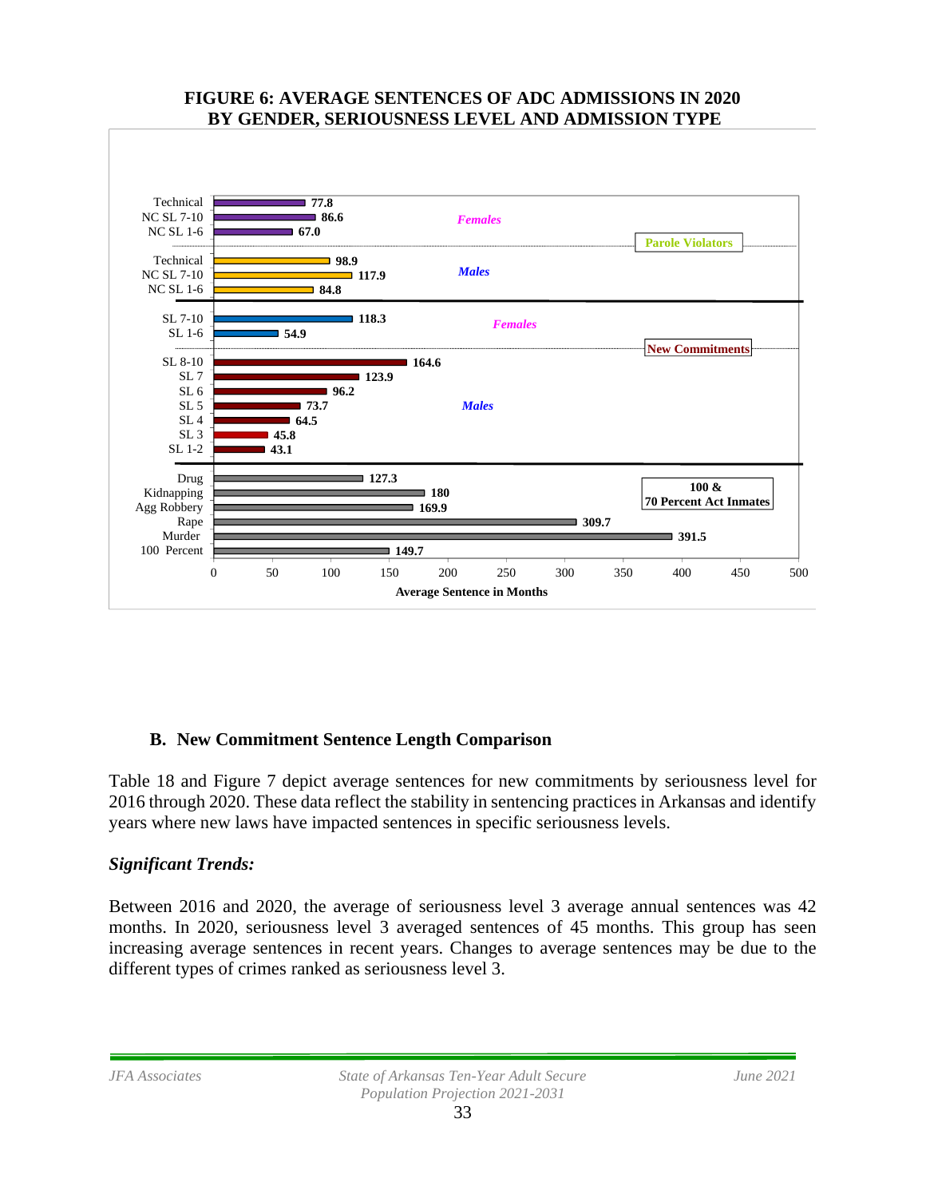**FIGURE 6: AVERAGE SENTENCES OF ADC ADMISSIONS IN 2020 BY GENDER, SERIOUSNESS LEVEL AND ADMISSION TYPE**

| Admission Type | Gender | Category | Average Sentence in Months |
|---|---|---|---|
| Parole Violators | Females | Technical | 77.8 |
| Parole Violators | Females | NC SL 7-10 | 86.6 |
| Parole Violators | Females | NC SL 1-6 | 67.0 |
| Parole Violators | Males | Technical | 98.9 |
| Parole Violators | Males | NC SL 7-10 | 117.9 |
| Parole Violators | Males | NC SL 1-6 | 84.8 |
| New Commitments | Females | SL 7-10 | 118.3 |
| New Commitments | Females | SL 1-6 | 54.9 |
| New Commitments | Males | SL 8-10 | 164.6 |
| New Commitments | Males | SL 7 | 123.9 |
| New Commitments | Males | SL 6 | 96.2 |
| New Commitments | Males | SL 5 | 73.7 |
| New Commitments | Males | SL 4 | 64.5 |
| New Commitments | Males | SL 3 | 45.8 |
| New Commitments | Males | SL 1-2 | 43.1 |
| 100 & 70 Percent Act Inmates | | Drug | 127.3 |
| 100 & 70 Percent Act Inmates | | Kidnapping | 180 |
| 100 & 70 Percent Act Inmates | | Agg Robbery | 169.9 |
| 100 & 70 Percent Act Inmates | | Rape | 309.7 |
| 100 & 70 Percent Act Inmates | | Murder | 391.5 |
| 100 & 70 Percent Act Inmates | | 100 Percent | 149.7 |

## B. New Commitment Sentence Length Comparison

Table 18 and Figure 7 depict average sentences for new commitments by seriousness level for 2016 through 2020. These data reflect the stability in sentencing practices in Arkansas and identify years where new laws have impacted sentences in specific seriousness levels.

### *Significant Trends:*

Between 2016 and 2020, the average of seriousness level 3 average annual sentences was 42 months. In 2020, seriousness level 3 averaged sentences of 45 months. This group has seen increasing average sentences in recent years. Changes to average sentences may be due to the different types of crimes ranked as seriousness level 3.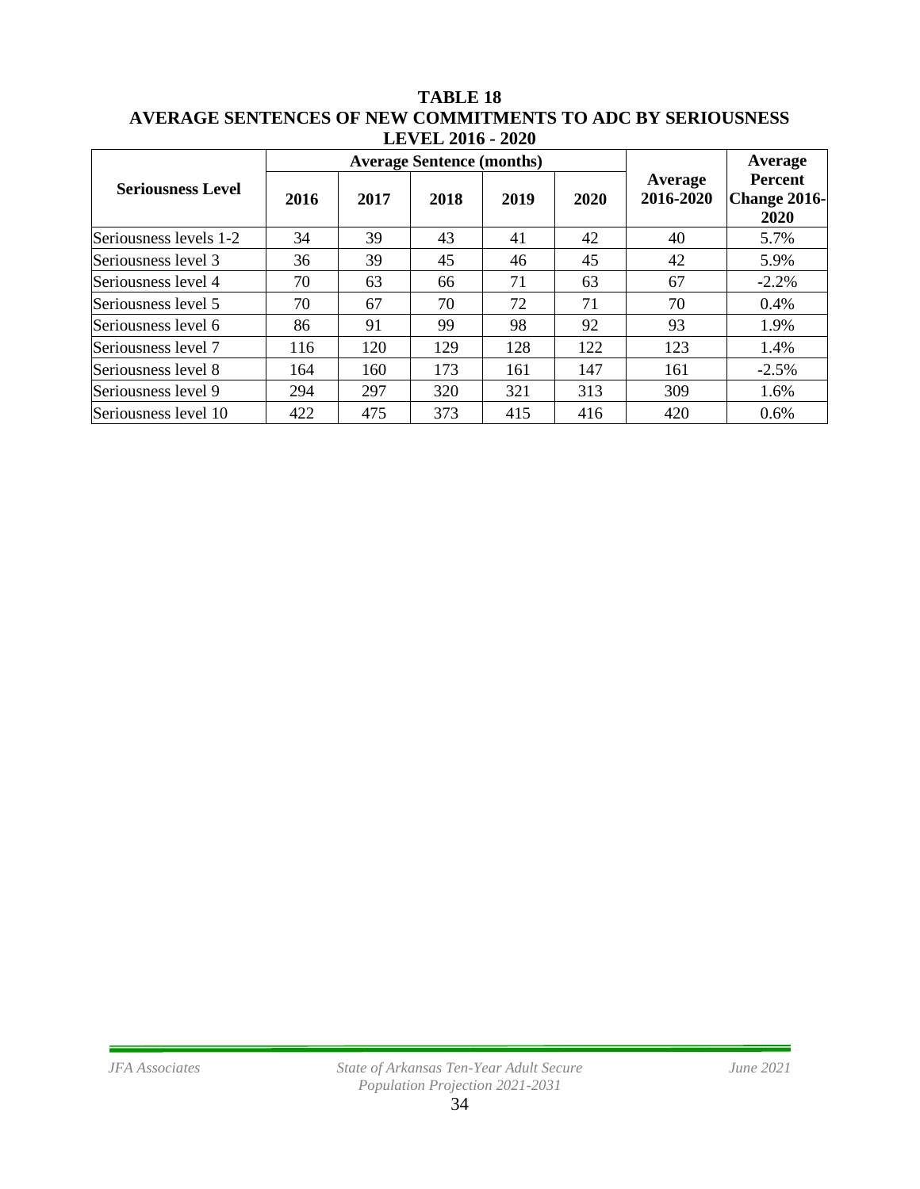**TABLE 18**
**AVERAGE SENTENCES OF NEW COMMITMENTS TO ADC BY SERIOUSNESS LEVEL 2016 - 2020**

| Seriousness Level | Average Sentence (months) | | | | | Average 2016-2020 | Average Percent Change 2016-2020 |
|---|---|---|---|---|---|---|---|
| | 2016 | 2017 | 2018 | 2019 | 2020 | | |
| Seriousness levels 1-2 | 34 | 39 | 43 | 41 | 42 | 40 | 5.7% |
| Seriousness level 3 | 36 | 39 | 45 | 46 | 45 | 42 | 5.9% |
| Seriousness level 4 | 70 | 63 | 66 | 71 | 63 | 67 | -2.2% |
| Seriousness level 5 | 70 | 67 | 70 | 72 | 71 | 70 | 0.4% |
| Seriousness level 6 | 86 | 91 | 99 | 98 | 92 | 93 | 1.9% |
| Seriousness level 7 | 116 | 120 | 129 | 128 | 122 | 123 | 1.4% |
| Seriousness level 8 | 164 | 160 | 173 | 161 | 147 | 161 | -2.5% |
| Seriousness level 9 | 294 | 297 | 320 | 321 | 313 | 309 | 1.6% |
| Seriousness level 10 | 422 | 475 | 373 | 415 | 416 | 420 | 0.6% |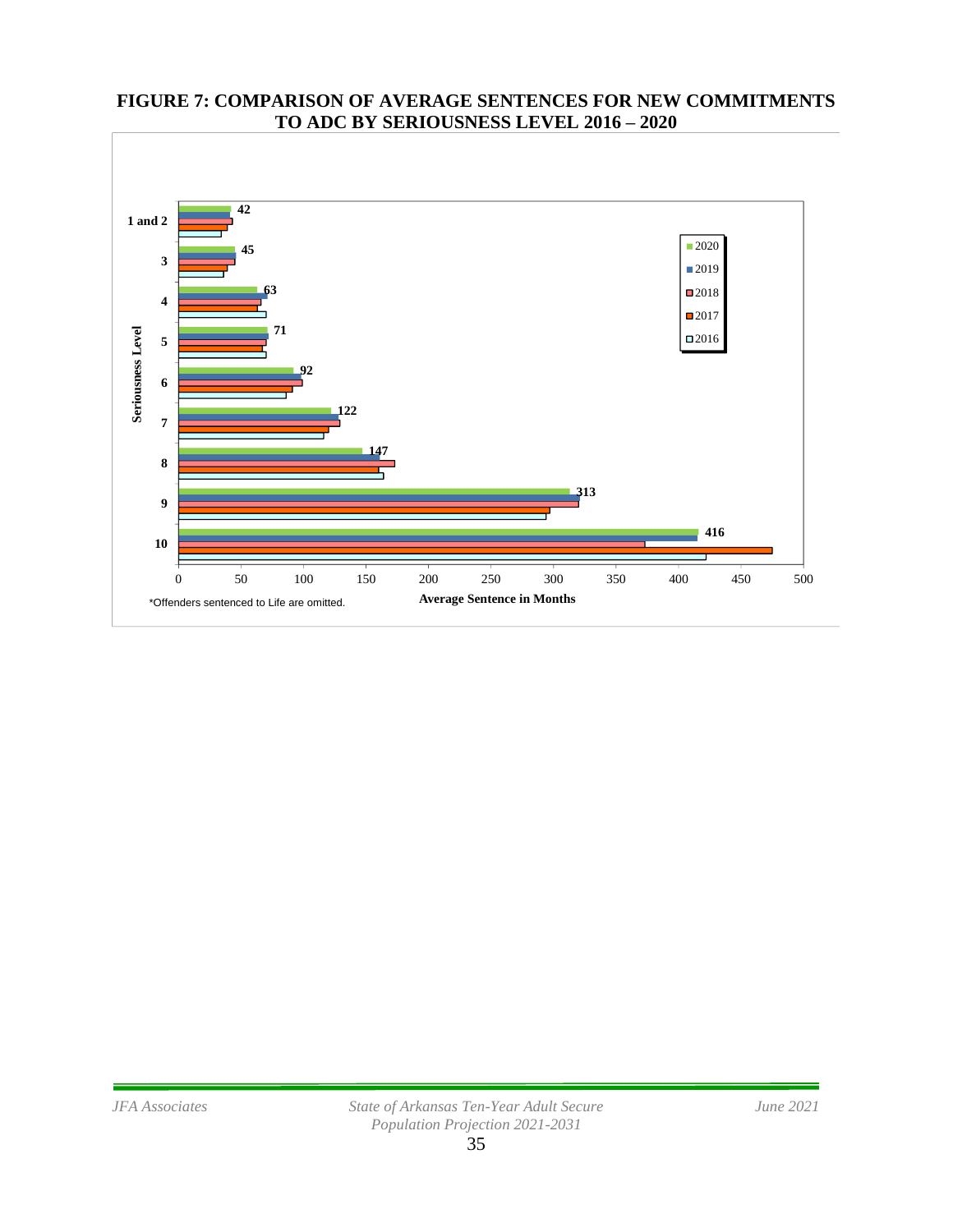## FIGURE 7: COMPARISON OF AVERAGE SENTENCES FOR NEW COMMITMENTS TO ADC BY SERIOUSNESS LEVEL 2016 – 2020

| Seriousness Level | 2020 Average Sentence (Months) |
|---|---|
| 1 and 2 | 42 |
| 3 | 45 |
| 4 | 63 |
| 5 | 71 |
| 6 | 92 |
| 7 | 122 |
| 8 | 147 |
| 9 | 313 |
| 10 | 416 |

Average Sentence in Months

*Offenders sentenced to Life are omitted.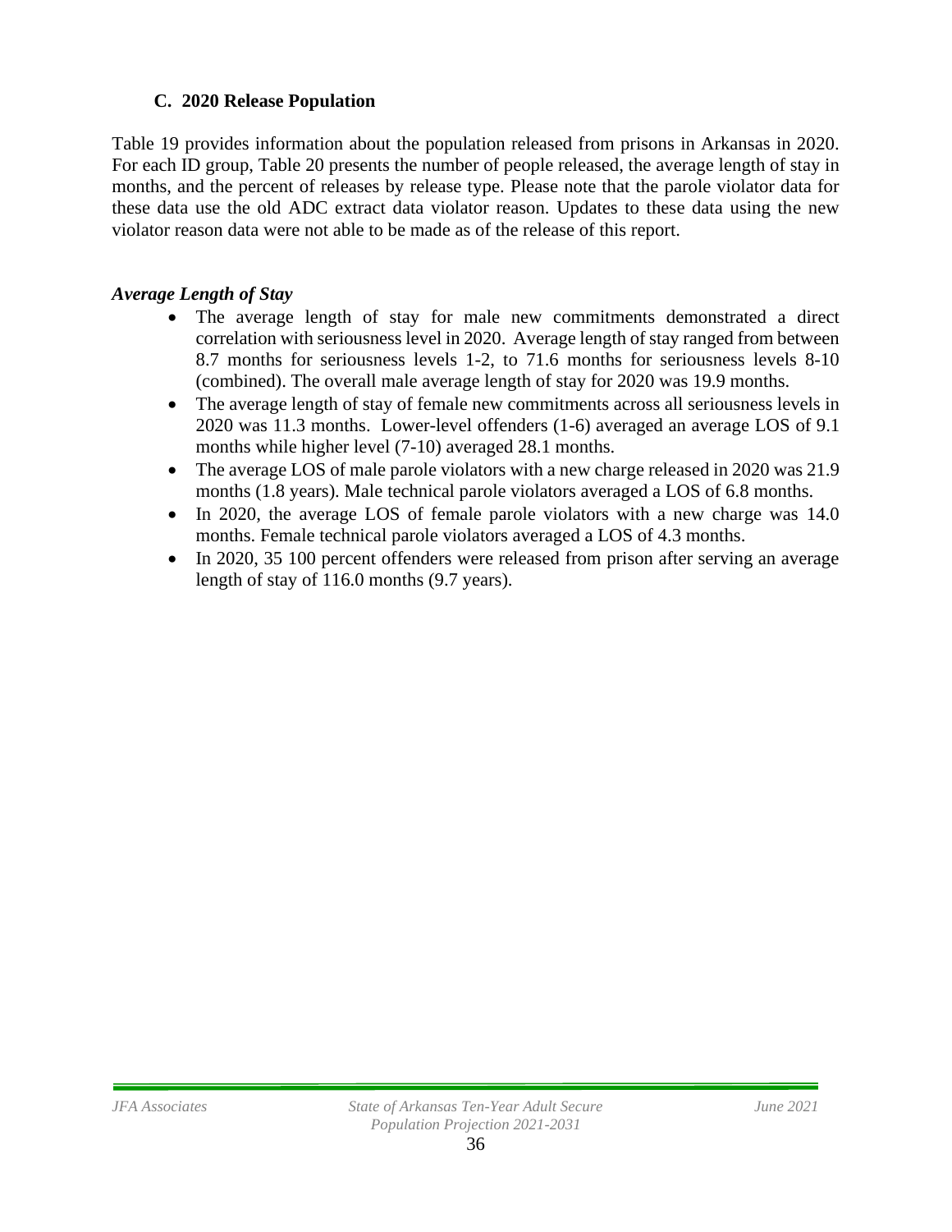### C. 2020 Release Population

Table 19 provides information about the population released from prisons in Arkansas in 2020. For each ID group, Table 20 presents the number of people released, the average length of stay in months, and the percent of releases by release type. Please note that the parole violator data for these data use the old ADC extract data violator reason. Updates to these data using the new violator reason data were not able to be made as of the release of this report.

***Average Length of Stay***

- The average length of stay for male new commitments demonstrated a direct correlation with seriousness level in 2020. Average length of stay ranged from between 8.7 months for seriousness levels 1-2, to 71.6 months for seriousness levels 8-10 (combined). The overall male average length of stay for 2020 was 19.9 months.
- The average length of stay of female new commitments across all seriousness levels in 2020 was 11.3 months. Lower-level offenders (1-6) averaged an average LOS of 9.1 months while higher level (7-10) averaged 28.1 months.
- The average LOS of male parole violators with a new charge released in 2020 was 21.9 months (1.8 years). Male technical parole violators averaged a LOS of 6.8 months.
- In 2020, the average LOS of female parole violators with a new charge was 14.0 months. Female technical parole violators averaged a LOS of 4.3 months.
- In 2020, 35 100 percent offenders were released from prison after serving an average length of stay of 116.0 months (9.7 years).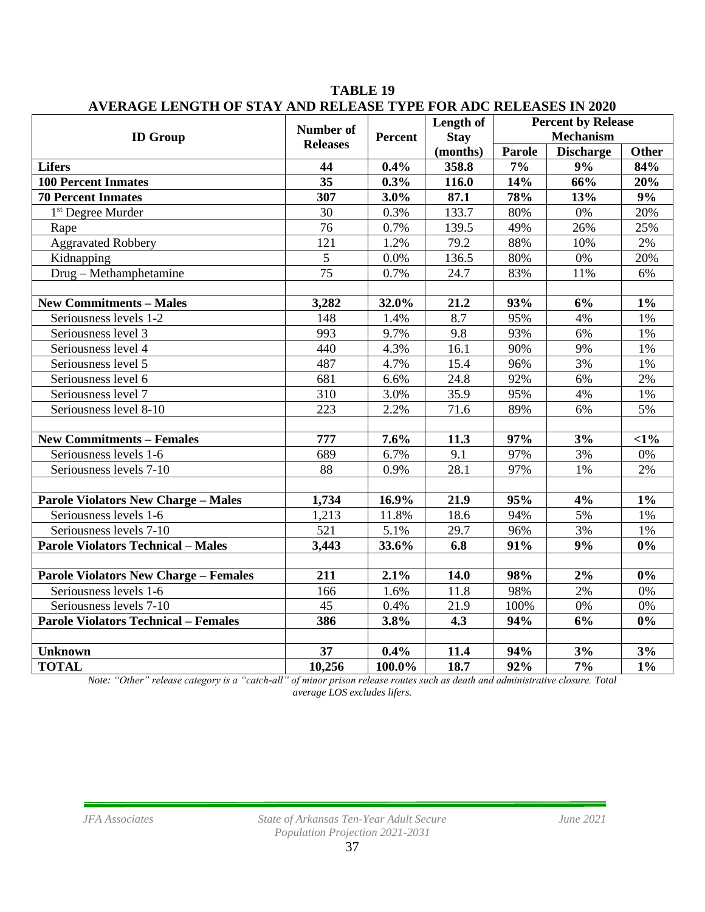**TABLE 19**
**AVERAGE LENGTH OF STAY AND RELEASE TYPE FOR ADC RELEASES IN 2020**

| ID Group | Number of Releases | Percent | Length of Stay (months) | Percent by Release Mechanism | | |
|---|---|---|---|---|---|---|
| | | | | Parole | Discharge | Other |
| **Lifers** | **44** | **0.4%** | **358.8** | **7%** | **9%** | **84%** |
| **100 Percent Inmates** | **35** | **0.3%** | **116.0** | **14%** | **66%** | **20%** |
| **70 Percent Inmates** | **307** | **3.0%** | **87.1** | **78%** | **13%** | **9%** |
| 1st Degree Murder | 30 | 0.3% | 133.7 | 80% | 0% | 20% |
| Rape | 76 | 0.7% | 139.5 | 49% | 26% | 25% |
| Aggravated Robbery | 121 | 1.2% | 79.2 | 88% | 10% | 2% |
| Kidnapping | 5 | 0.0% | 136.5 | 80% | 0% | 20% |
| Drug – Methamphetamine | 75 | 0.7% | 24.7 | 83% | 11% | 6% |
| | | | | | | |
| **New Commitments – Males** | **3,282** | **32.0%** | **21.2** | **93%** | **6%** | **1%** |
| Seriousness levels 1-2 | 148 | 1.4% | 8.7 | 95% | 4% | 1% |
| Seriousness level 3 | 993 | 9.7% | 9.8 | 93% | 6% | 1% |
| Seriousness level 4 | 440 | 4.3% | 16.1 | 90% | 9% | 1% |
| Seriousness level 5 | 487 | 4.7% | 15.4 | 96% | 3% | 1% |
| Seriousness level 6 | 681 | 6.6% | 24.8 | 92% | 6% | 2% |
| Seriousness level 7 | 310 | 3.0% | 35.9 | 95% | 4% | 1% |
| Seriousness level 8-10 | 223 | 2.2% | 71.6 | 89% | 6% | 5% |
| | | | | | | |
| **New Commitments – Females** | **777** | **7.6%** | **11.3** | **97%** | **3%** | **<1%** |
| Seriousness levels 1-6 | 689 | 6.7% | 9.1 | 97% | 3% | 0% |
| Seriousness levels 7-10 | 88 | 0.9% | 28.1 | 97% | 1% | 2% |
| | | | | | | |
| **Parole Violators New Charge – Males** | **1,734** | **16.9%** | **21.9** | **95%** | **4%** | **1%** |
| Seriousness levels 1-6 | 1,213 | 11.8% | 18.6 | 94% | 5% | 1% |
| Seriousness levels 7-10 | 521 | 5.1% | 29.7 | 96% | 3% | 1% |
| **Parole Violators Technical – Males** | **3,443** | **33.6%** | **6.8** | **91%** | **9%** | **0%** |
| | | | | | | |
| **Parole Violators New Charge – Females** | **211** | **2.1%** | **14.0** | **98%** | **2%** | **0%** |
| Seriousness levels 1-6 | 166 | 1.6% | 11.8 | 98% | 2% | 0% |
| Seriousness levels 7-10 | 45 | 0.4% | 21.9 | 100% | 0% | 0% |
| **Parole Violators Technical – Females** | **386** | **3.8%** | **4.3** | **94%** | **6%** | **0%** |
| | | | | | | |
| **Unknown** | **37** | **0.4%** | **11.4** | **94%** | **3%** | **3%** |
| **TOTAL** | **10,256** | **100.0%** | **18.7** | **92%** | **7%** | **1%** |

*Note: "Other" release category is a "catch-all" of minor prison release routes such as death and administrative closure. Total average LOS excludes lifers.*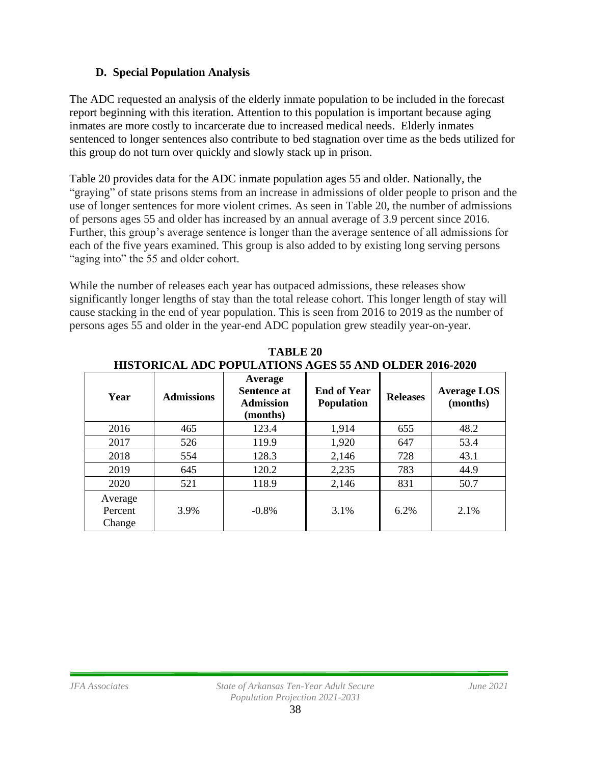### D. Special Population Analysis

The ADC requested an analysis of the elderly inmate population to be included in the forecast report beginning with this iteration. Attention to this population is important because aging inmates are more costly to incarcerate due to increased medical needs. Elderly inmates sentenced to longer sentences also contribute to bed stagnation over time as the beds utilized for this group do not turn over quickly and slowly stack up in prison.

Table 20 provides data for the ADC inmate population ages 55 and older. Nationally, the "graying" of state prisons stems from an increase in admissions of older people to prison and the use of longer sentences for more violent crimes. As seen in Table 20, the number of admissions of persons ages 55 and older has increased by an annual average of 3.9 percent since 2016. Further, this group's average sentence is longer than the average sentence of all admissions for each of the five years examined. This group is also added to by existing long serving persons "aging into" the 55 and older cohort.

While the number of releases each year has outpaced admissions, these releases show significantly longer lengths of stay than the total release cohort. This longer length of stay will cause stacking in the end of year population. This is seen from 2016 to 2019 as the number of persons ages 55 and older in the year-end ADC population grew steadily year-on-year.

**TABLE 20**
**HISTORICAL ADC POPULATIONS AGES 55 AND OLDER 2016-2020**

| Year | Admissions | Average Sentence at Admission (months) | End of Year Population | Releases | Average LOS (months) |
|---|---|---|---|---|---|
| 2016 | 465 | 123.4 | 1,914 | 655 | 48.2 |
| 2017 | 526 | 119.9 | 1,920 | 647 | 53.4 |
| 2018 | 554 | 128.3 | 2,146 | 728 | 43.1 |
| 2019 | 645 | 120.2 | 2,235 | 783 | 44.9 |
| 2020 | 521 | 118.9 | 2,146 | 831 | 50.7 |
| Average Percent Change | 3.9% | -0.8% | 3.1% | 6.2% | 2.1% |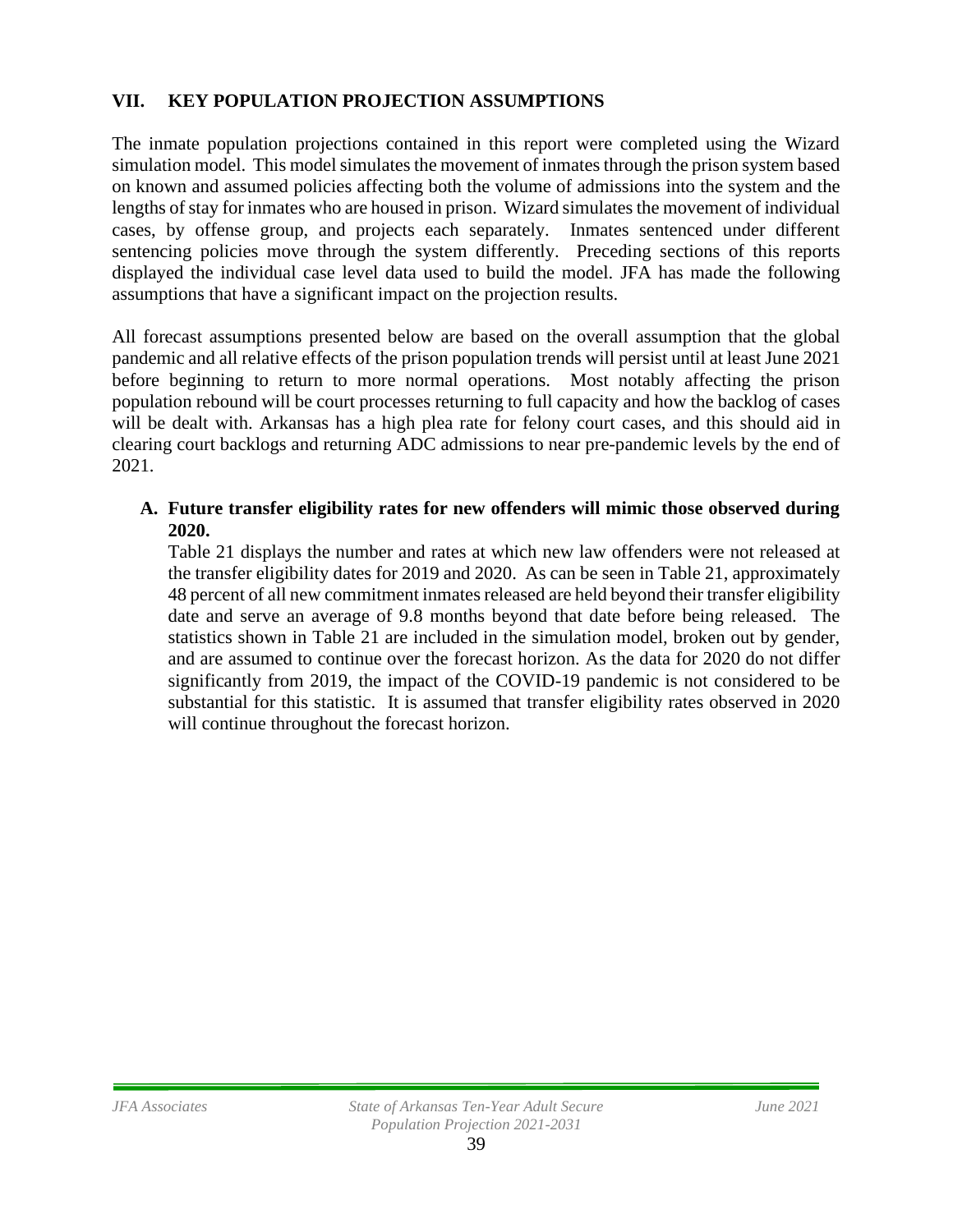## VII. KEY POPULATION PROJECTION ASSUMPTIONS

The inmate population projections contained in this report were completed using the Wizard simulation model. This model simulates the movement of inmates through the prison system based on known and assumed policies affecting both the volume of admissions into the system and the lengths of stay for inmates who are housed in prison. Wizard simulates the movement of individual cases, by offense group, and projects each separately. Inmates sentenced under different sentencing policies move through the system differently. Preceding sections of this reports displayed the individual case level data used to build the model. JFA has made the following assumptions that have a significant impact on the projection results.

All forecast assumptions presented below are based on the overall assumption that the global pandemic and all relative effects of the prison population trends will persist until at least June 2021 before beginning to return to more normal operations. Most notably affecting the prison population rebound will be court processes returning to full capacity and how the backlog of cases will be dealt with. Arkansas has a high plea rate for felony court cases, and this should aid in clearing court backlogs and returning ADC admissions to near pre-pandemic levels by the end of 2021.

### A. Future transfer eligibility rates for new offenders will mimic those observed during 2020.

Table 21 displays the number and rates at which new law offenders were not released at the transfer eligibility dates for 2019 and 2020. As can be seen in Table 21, approximately 48 percent of all new commitment inmates released are held beyond their transfer eligibility date and serve an average of 9.8 months beyond that date before being released. The statistics shown in Table 21 are included in the simulation model, broken out by gender, and are assumed to continue over the forecast horizon. As the data for 2020 do not differ significantly from 2019, the impact of the COVID-19 pandemic is not considered to be substantial for this statistic. It is assumed that transfer eligibility rates observed in 2020 will continue throughout the forecast horizon.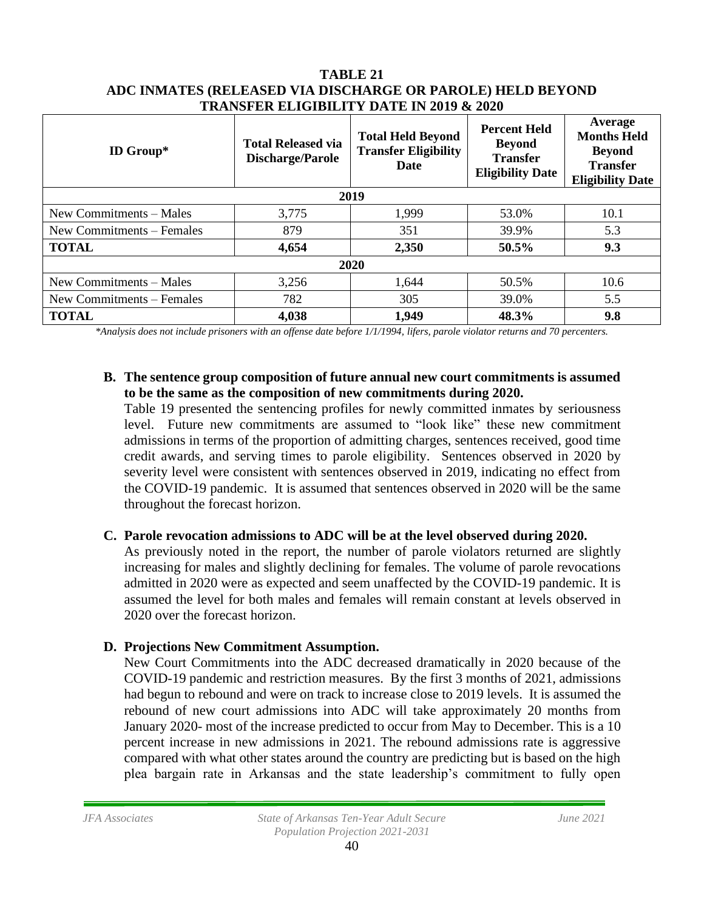**TABLE 21**
**ADC INMATES (RELEASED VIA DISCHARGE OR PAROLE) HELD BEYOND TRANSFER ELIGIBILITY DATE IN 2019 & 2020**

| ID Group* | Total Released via Discharge/Parole | Total Held Beyond Transfer Eligibility Date | Percent Held Beyond Transfer Eligibility Date | Average Months Held Beyond Transfer Eligibility Date |
|---|---|---|---|---|
| **2019** | | | | |
| New Commitments – Males | 3,775 | 1,999 | 53.0% | 10.1 |
| New Commitments – Females | 879 | 351 | 39.9% | 5.3 |
| **TOTAL** | **4,654** | **2,350** | **50.5%** | **9.3** |
| **2020** | | | | |
| New Commitments – Males | 3,256 | 1,644 | 50.5% | 10.6 |
| New Commitments – Females | 782 | 305 | 39.0% | 5.5 |
| **TOTAL** | **4,038** | **1,949** | **48.3%** | **9.8** |

*\*Analysis does not include prisoners with an offense date before 1/1/1994, lifers, parole violator returns and 70 percenters.*

**B. The sentence group composition of future annual new court commitments is assumed to be the same as the composition of new commitments during 2020.**

Table 19 presented the sentencing profiles for newly committed inmates by seriousness level. Future new commitments are assumed to "look like" these new commitment admissions in terms of the proportion of admitting charges, sentences received, good time credit awards, and serving times to parole eligibility. Sentences observed in 2020 by severity level were consistent with sentences observed in 2019, indicating no effect from the COVID-19 pandemic. It is assumed that sentences observed in 2020 will be the same throughout the forecast horizon.

**C. Parole revocation admissions to ADC will be at the level observed during 2020.**

As previously noted in the report, the number of parole violators returned are slightly increasing for males and slightly declining for females. The volume of parole revocations admitted in 2020 were as expected and seem unaffected by the COVID-19 pandemic. It is assumed the level for both males and females will remain constant at levels observed in 2020 over the forecast horizon.

**D. Projections New Commitment Assumption.**

New Court Commitments into the ADC decreased dramatically in 2020 because of the COVID-19 pandemic and restriction measures. By the first 3 months of 2021, admissions had begun to rebound and were on track to increase close to 2019 levels. It is assumed the rebound of new court admissions into ADC will take approximately 20 months from January 2020- most of the increase predicted to occur from May to December. This is a 10 percent increase in new admissions in 2021. The rebound admissions rate is aggressive compared with what other states around the country are predicting but is based on the high plea bargain rate in Arkansas and the state leadership's commitment to fully open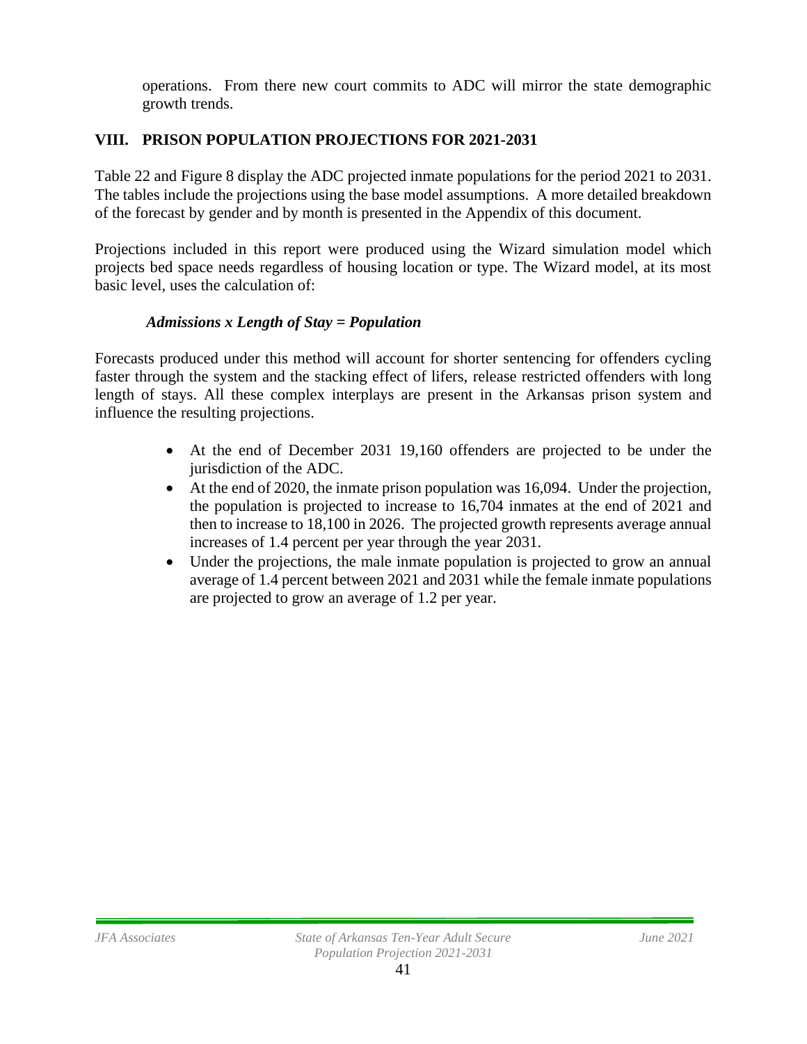operations. From there new court commits to ADC will mirror the state demographic growth trends.

## VIII. PRISON POPULATION PROJECTIONS FOR 2021-2031

Table 22 and Figure 8 display the ADC projected inmate populations for the period 2021 to 2031. The tables include the projections using the base model assumptions. A more detailed breakdown of the forecast by gender and by month is presented in the Appendix of this document.

Projections included in this report were produced using the Wizard simulation model which projects bed space needs regardless of housing location or type. The Wizard model, at its most basic level, uses the calculation of:

***Admissions x Length of Stay = Population***

Forecasts produced under this method will account for shorter sentencing for offenders cycling faster through the system and the stacking effect of lifers, release restricted offenders with long length of stays. All these complex interplays are present in the Arkansas prison system and influence the resulting projections.

- At the end of December 2031 19,160 offenders are projected to be under the jurisdiction of the ADC.
- At the end of 2020, the inmate prison population was 16,094. Under the projection, the population is projected to increase to 16,704 inmates at the end of 2021 and then to increase to 18,100 in 2026. The projected growth represents average annual increases of 1.4 percent per year through the year 2031.
- Under the projections, the male inmate population is projected to grow an annual average of 1.4 percent between 2021 and 2031 while the female inmate populations are projected to grow an average of 1.2 per year.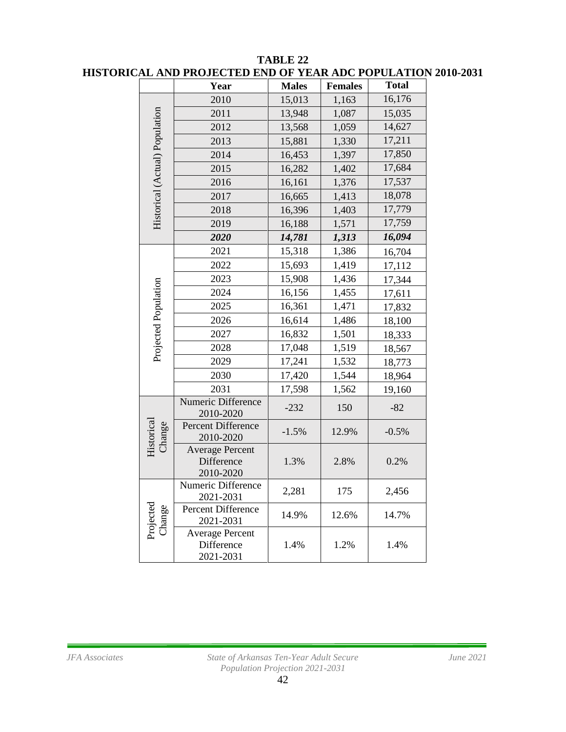**TABLE 22**
**HISTORICAL AND PROJECTED END OF YEAR ADC POPULATION 2010-2031**

| | Year | Males | Females | Total |
|---|---|---|---|---|
| Historical (Actual) Population | 2010 | 15,013 | 1,163 | 16,176 |
| | 2011 | 13,948 | 1,087 | 15,035 |
| | 2012 | 13,568 | 1,059 | 14,627 |
| | 2013 | 15,881 | 1,330 | 17,211 |
| | 2014 | 16,453 | 1,397 | 17,850 |
| | 2015 | 16,282 | 1,402 | 17,684 |
| | 2016 | 16,161 | 1,376 | 17,537 |
| | 2017 | 16,665 | 1,413 | 18,078 |
| | 2018 | 16,396 | 1,403 | 17,779 |
| | 2019 | 16,188 | 1,571 | 17,759 |
| | ***2020*** | ***14,781*** | ***1,313*** | ***16,094*** |
| Projected Population | 2021 | 15,318 | 1,386 | 16,704 |
| | 2022 | 15,693 | 1,419 | 17,112 |
| | 2023 | 15,908 | 1,436 | 17,344 |
| | 2024 | 16,156 | 1,455 | 17,611 |
| | 2025 | 16,361 | 1,471 | 17,832 |
| | 2026 | 16,614 | 1,486 | 18,100 |
| | 2027 | 16,832 | 1,501 | 18,333 |
| | 2028 | 17,048 | 1,519 | 18,567 |
| | 2029 | 17,241 | 1,532 | 18,773 |
| | 2030 | 17,420 | 1,544 | 18,964 |
| | 2031 | 17,598 | 1,562 | 19,160 |
| Historical Change | Numeric Difference 2010-2020 | -232 | 150 | -82 |
| | Percent Difference 2010-2020 | -1.5% | 12.9% | -0.5% |
| | Average Percent Difference 2010-2020 | 1.3% | 2.8% | 0.2% |
| Projected Change | Numeric Difference 2021-2031 | 2,281 | 175 | 2,456 |
| | Percent Difference 2021-2031 | 14.9% | 12.6% | 14.7% |
| | Average Percent Difference 2021-2031 | 1.4% | 1.2% | 1.4% |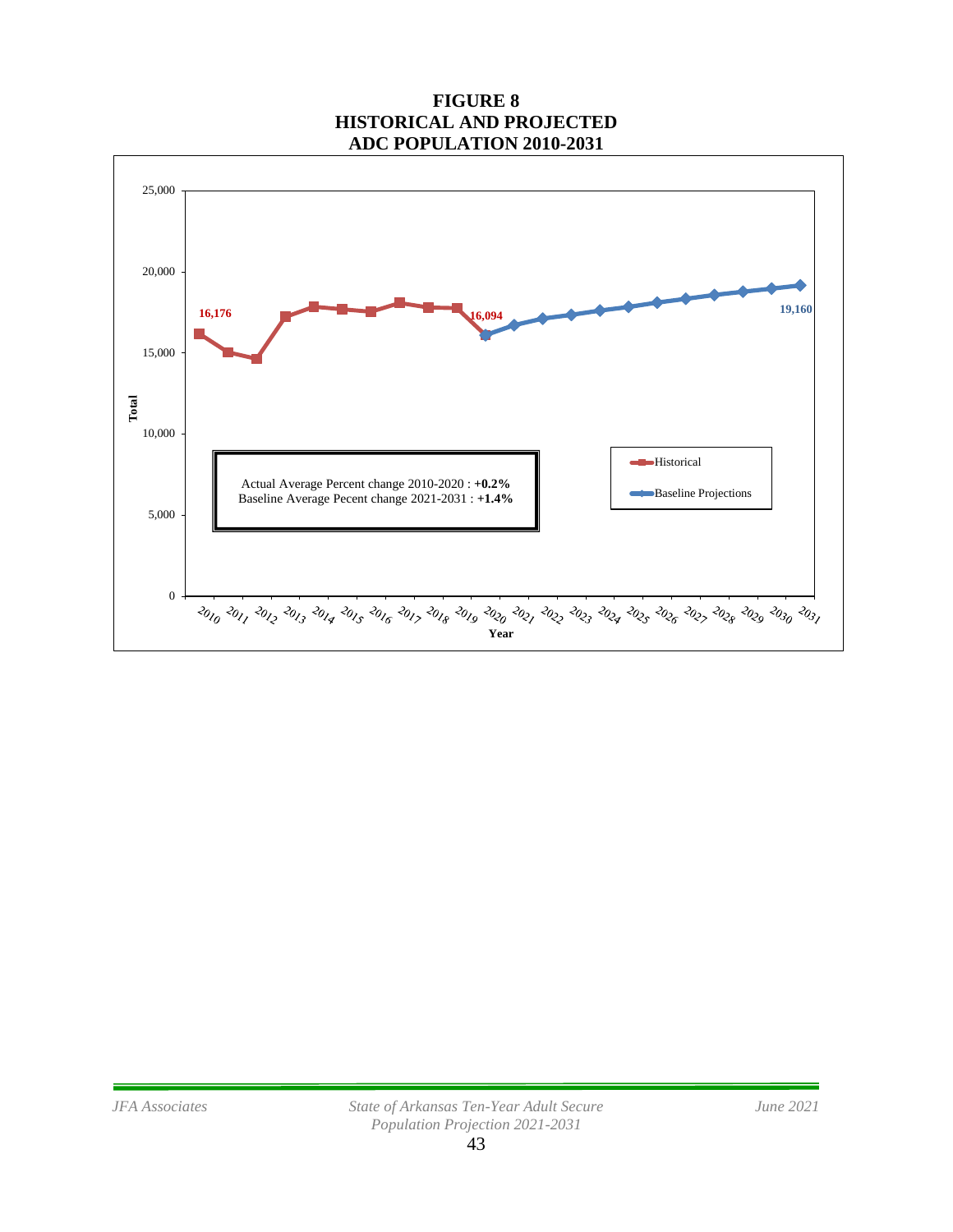**FIGURE 8**
**HISTORICAL AND PROJECTED**
**ADC POPULATION 2010-2031**

Actual Average Percent change 2010-2020 : **+0.2%**
Baseline Average Pecent change 2021-2031 : **+1.4%**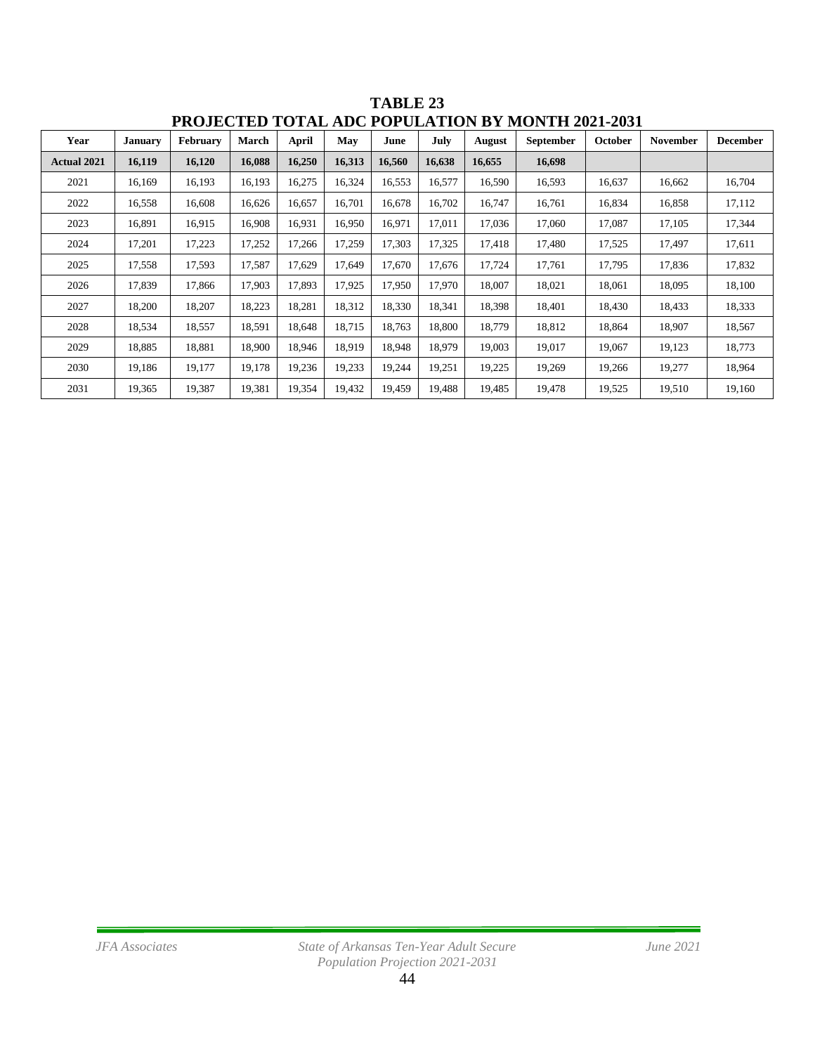# TABLE 23
## PROJECTED TOTAL ADC POPULATION BY MONTH 2021-2031

| Year | January | February | March | April | May | June | July | August | September | October | November | December |
|---|---|---|---|---|---|---|---|---|---|---|---|---|
| **Actual 2021** | **16,119** | **16,120** | **16,088** | **16,250** | **16,313** | **16,560** | **16,638** | **16,655** | **16,698** | | | |
| 2021 | 16,169 | 16,193 | 16,193 | 16,275 | 16,324 | 16,553 | 16,577 | 16,590 | 16,593 | 16,637 | 16,662 | 16,704 |
| 2022 | 16,558 | 16,608 | 16,626 | 16,657 | 16,701 | 16,678 | 16,702 | 16,747 | 16,761 | 16,834 | 16,858 | 17,112 |
| 2023 | 16,891 | 16,915 | 16,908 | 16,931 | 16,950 | 16,971 | 17,011 | 17,036 | 17,060 | 17,087 | 17,105 | 17,344 |
| 2024 | 17,201 | 17,223 | 17,252 | 17,266 | 17,259 | 17,303 | 17,325 | 17,418 | 17,480 | 17,525 | 17,497 | 17,611 |
| 2025 | 17,558 | 17,593 | 17,587 | 17,629 | 17,649 | 17,670 | 17,676 | 17,724 | 17,761 | 17,795 | 17,836 | 17,832 |
| 2026 | 17,839 | 17,866 | 17,903 | 17,893 | 17,925 | 17,950 | 17,970 | 18,007 | 18,021 | 18,061 | 18,095 | 18,100 |
| 2027 | 18,200 | 18,207 | 18,223 | 18,281 | 18,312 | 18,330 | 18,341 | 18,398 | 18,401 | 18,430 | 18,433 | 18,333 |
| 2028 | 18,534 | 18,557 | 18,591 | 18,648 | 18,715 | 18,763 | 18,800 | 18,779 | 18,812 | 18,864 | 18,907 | 18,567 |
| 2029 | 18,885 | 18,881 | 18,900 | 18,946 | 18,919 | 18,948 | 18,979 | 19,003 | 19,017 | 19,067 | 19,123 | 18,773 |
| 2030 | 19,186 | 19,177 | 19,178 | 19,236 | 19,233 | 19,244 | 19,251 | 19,225 | 19,269 | 19,266 | 19,277 | 18,964 |
| 2031 | 19,365 | 19,387 | 19,381 | 19,354 | 19,432 | 19,459 | 19,488 | 19,485 | 19,478 | 19,525 | 19,510 | 19,160 |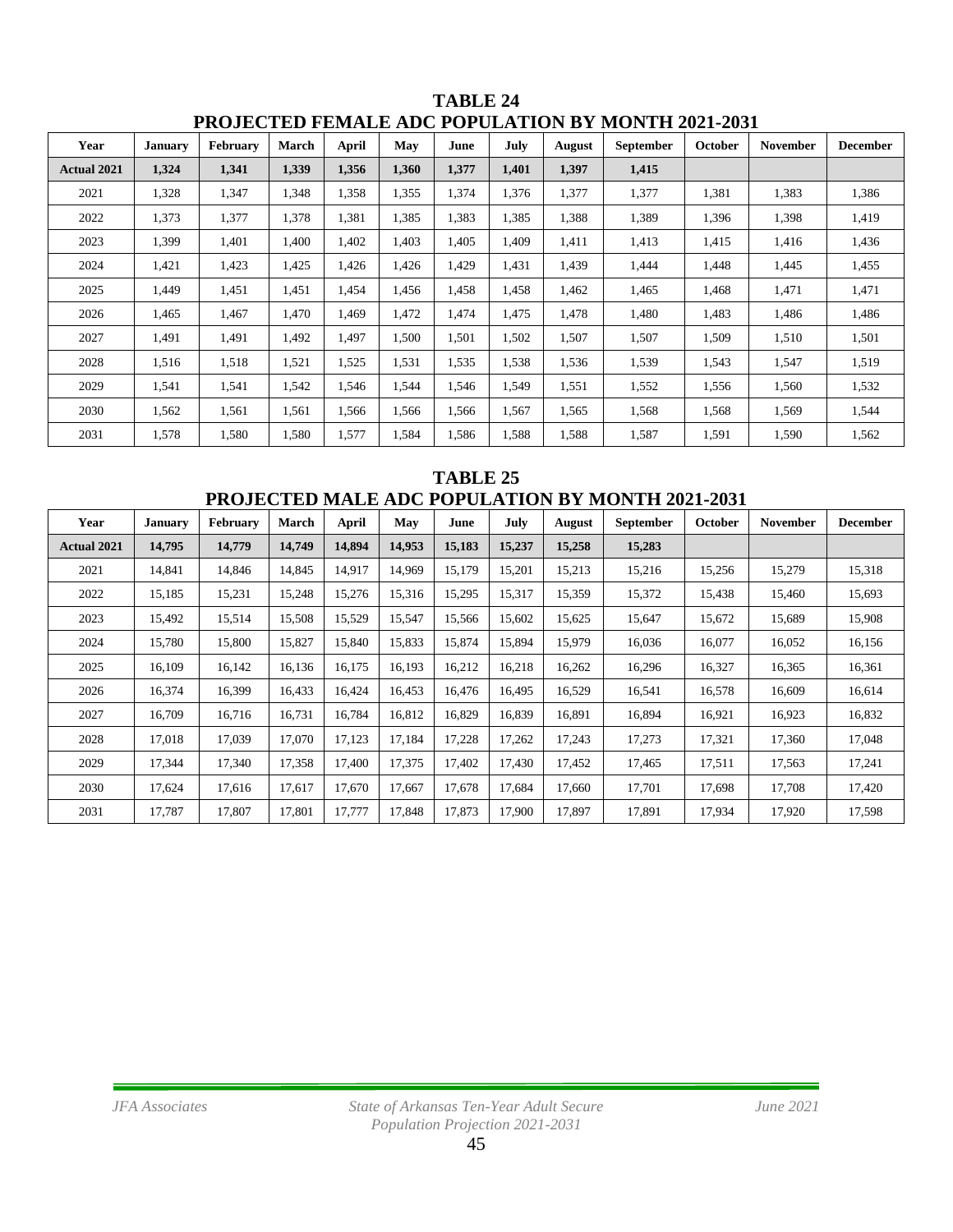## TABLE 24
## PROJECTED FEMALE ADC POPULATION BY MONTH 2021-2031

| Year | January | February | March | April | May | June | July | August | September | October | November | December |
|---|---|---|---|---|---|---|---|---|---|---|---|---|
| **Actual 2021** | **1,324** | **1,341** | **1,339** | **1,356** | **1,360** | **1,377** | **1,401** | **1,397** | **1,415** | | | |
| 2021 | 1,328 | 1,347 | 1,348 | 1,358 | 1,355 | 1,374 | 1,376 | 1,377 | 1,377 | 1,381 | 1,383 | 1,386 |
| 2022 | 1,373 | 1,377 | 1,378 | 1,381 | 1,385 | 1,383 | 1,385 | 1,388 | 1,389 | 1,396 | 1,398 | 1,419 |
| 2023 | 1,399 | 1,401 | 1,400 | 1,402 | 1,403 | 1,405 | 1,409 | 1,411 | 1,413 | 1,415 | 1,416 | 1,436 |
| 2024 | 1,421 | 1,423 | 1,425 | 1,426 | 1,426 | 1,429 | 1,431 | 1,439 | 1,444 | 1,448 | 1,445 | 1,455 |
| 2025 | 1,449 | 1,451 | 1,451 | 1,454 | 1,456 | 1,458 | 1,458 | 1,462 | 1,465 | 1,468 | 1,471 | 1,471 |
| 2026 | 1,465 | 1,467 | 1,470 | 1,469 | 1,472 | 1,474 | 1,475 | 1,478 | 1,480 | 1,483 | 1,486 | 1,486 |
| 2027 | 1,491 | 1,491 | 1,492 | 1,497 | 1,500 | 1,501 | 1,502 | 1,507 | 1,507 | 1,509 | 1,510 | 1,501 |
| 2028 | 1,516 | 1,518 | 1,521 | 1,525 | 1,531 | 1,535 | 1,538 | 1,536 | 1,539 | 1,543 | 1,547 | 1,519 |
| 2029 | 1,541 | 1,541 | 1,542 | 1,546 | 1,544 | 1,546 | 1,549 | 1,551 | 1,552 | 1,556 | 1,560 | 1,532 |
| 2030 | 1,562 | 1,561 | 1,561 | 1,566 | 1,566 | 1,566 | 1,567 | 1,565 | 1,568 | 1,568 | 1,569 | 1,544 |
| 2031 | 1,578 | 1,580 | 1,580 | 1,577 | 1,584 | 1,586 | 1,588 | 1,588 | 1,587 | 1,591 | 1,590 | 1,562 |

## TABLE 25
## PROJECTED MALE ADC POPULATION BY MONTH 2021-2031

| Year | January | February | March | April | May | June | July | August | September | October | November | December |
|---|---|---|---|---|---|---|---|---|---|---|---|---|
| **Actual 2021** | **14,795** | **14,779** | **14,749** | **14,894** | **14,953** | **15,183** | **15,237** | **15,258** | **15,283** | | | |
| 2021 | 14,841 | 14,846 | 14,845 | 14,917 | 14,969 | 15,179 | 15,201 | 15,213 | 15,216 | 15,256 | 15,279 | 15,318 |
| 2022 | 15,185 | 15,231 | 15,248 | 15,276 | 15,316 | 15,295 | 15,317 | 15,359 | 15,372 | 15,438 | 15,460 | 15,693 |
| 2023 | 15,492 | 15,514 | 15,508 | 15,529 | 15,547 | 15,566 | 15,602 | 15,625 | 15,647 | 15,672 | 15,689 | 15,908 |
| 2024 | 15,780 | 15,800 | 15,827 | 15,840 | 15,833 | 15,874 | 15,894 | 15,979 | 16,036 | 16,077 | 16,052 | 16,156 |
| 2025 | 16,109 | 16,142 | 16,136 | 16,175 | 16,193 | 16,212 | 16,218 | 16,262 | 16,296 | 16,327 | 16,365 | 16,361 |
| 2026 | 16,374 | 16,399 | 16,433 | 16,424 | 16,453 | 16,476 | 16,495 | 16,529 | 16,541 | 16,578 | 16,609 | 16,614 |
| 2027 | 16,709 | 16,716 | 16,731 | 16,784 | 16,812 | 16,829 | 16,839 | 16,891 | 16,894 | 16,921 | 16,923 | 16,832 |
| 2028 | 17,018 | 17,039 | 17,070 | 17,123 | 17,184 | 17,228 | 17,262 | 17,243 | 17,273 | 17,321 | 17,360 | 17,048 |
| 2029 | 17,344 | 17,340 | 17,358 | 17,400 | 17,375 | 17,402 | 17,430 | 17,452 | 17,465 | 17,511 | 17,563 | 17,241 |
| 2030 | 17,624 | 17,616 | 17,617 | 17,670 | 17,667 | 17,678 | 17,684 | 17,660 | 17,701 | 17,698 | 17,708 | 17,420 |
| 2031 | 17,787 | 17,807 | 17,801 | 17,777 | 17,848 | 17,873 | 17,900 | 17,897 | 17,891 | 17,934 | 17,920 | 17,598 |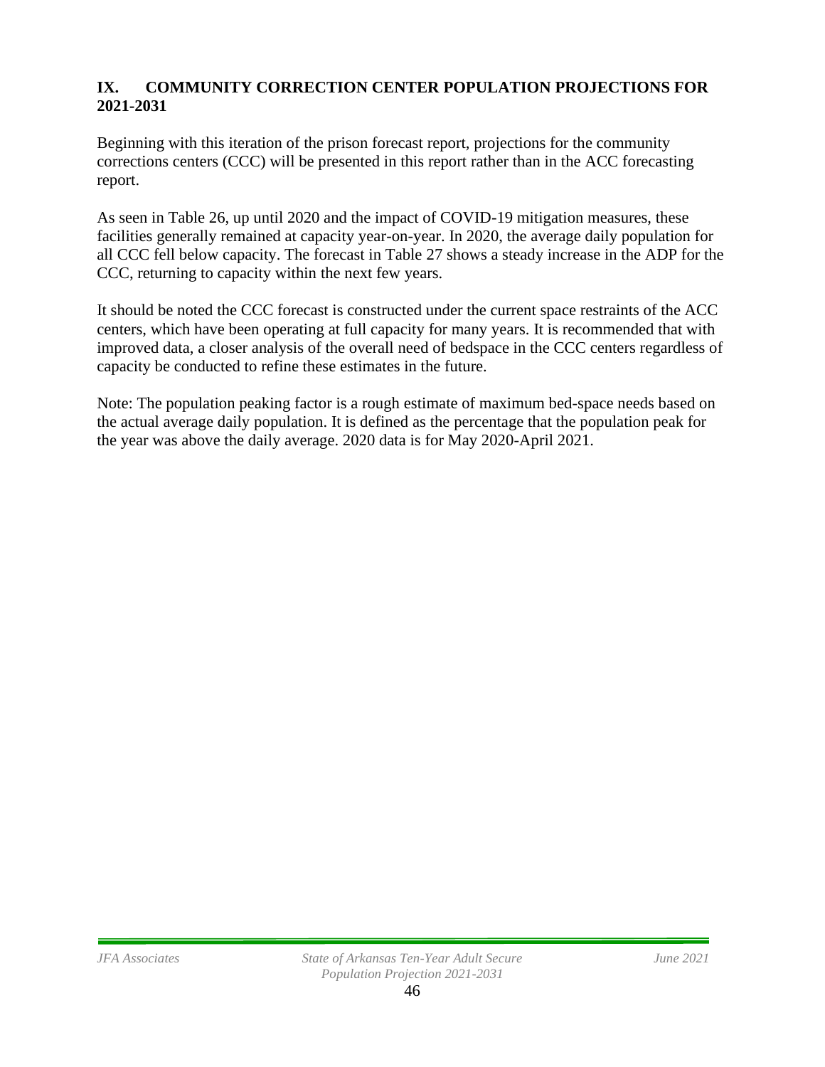## IX. COMMUNITY CORRECTION CENTER POPULATION PROJECTIONS FOR 2021-2031

Beginning with this iteration of the prison forecast report, projections for the community corrections centers (CCC) will be presented in this report rather than in the ACC forecasting report.

As seen in Table 26, up until 2020 and the impact of COVID-19 mitigation measures, these facilities generally remained at capacity year-on-year. In 2020, the average daily population for all CCC fell below capacity. The forecast in Table 27 shows a steady increase in the ADP for the CCC, returning to capacity within the next few years.

It should be noted the CCC forecast is constructed under the current space restraints of the ACC centers, which have been operating at full capacity for many years. It is recommended that with improved data, a closer analysis of the overall need of bedspace in the CCC centers regardless of capacity be conducted to refine these estimates in the future.

Note: The population peaking factor is a rough estimate of maximum bed-space needs based on the actual average daily population. It is defined as the percentage that the population peak for the year was above the daily average. 2020 data is for May 2020-April 2021.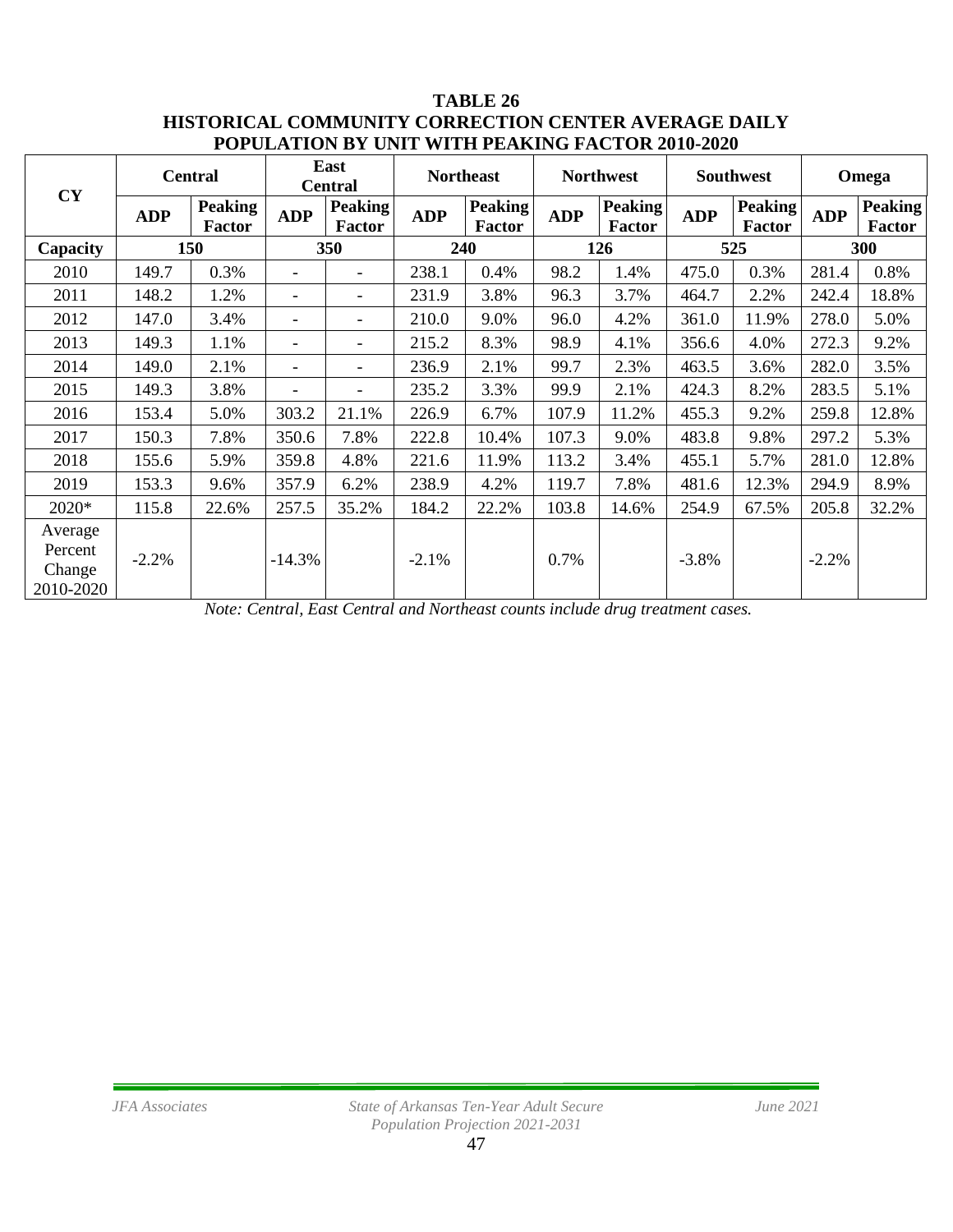**TABLE 26**
**HISTORICAL COMMUNITY CORRECTION CENTER AVERAGE DAILY POPULATION BY UNIT WITH PEAKING FACTOR 2010-2020**

| CY | Central | | East Central | | Northeast | | Northwest | | Southwest | | Omega | |
|---|---|---|---|---|---|---|---|---|---|---|---|---|
| | ADP | Peaking Factor | ADP | Peaking Factor | ADP | Peaking Factor | ADP | Peaking Factor | ADP | Peaking Factor | ADP | Peaking Factor |
| **Capacity** | **150** | | **350** | | **240** | | **126** | | **525** | | **300** | |
| 2010 | 149.7 | 0.3% | - | - | 238.1 | 0.4% | 98.2 | 1.4% | 475.0 | 0.3% | 281.4 | 0.8% |
| 2011 | 148.2 | 1.2% | - | - | 231.9 | 3.8% | 96.3 | 3.7% | 464.7 | 2.2% | 242.4 | 18.8% |
| 2012 | 147.0 | 3.4% | - | - | 210.0 | 9.0% | 96.0 | 4.2% | 361.0 | 11.9% | 278.0 | 5.0% |
| 2013 | 149.3 | 1.1% | - | - | 215.2 | 8.3% | 98.9 | 4.1% | 356.6 | 4.0% | 272.3 | 9.2% |
| 2014 | 149.0 | 2.1% | - | - | 236.9 | 2.1% | 99.7 | 2.3% | 463.5 | 3.6% | 282.0 | 3.5% |
| 2015 | 149.3 | 3.8% | - | - | 235.2 | 3.3% | 99.9 | 2.1% | 424.3 | 8.2% | 283.5 | 5.1% |
| 2016 | 153.4 | 5.0% | 303.2 | 21.1% | 226.9 | 6.7% | 107.9 | 11.2% | 455.3 | 9.2% | 259.8 | 12.8% |
| 2017 | 150.3 | 7.8% | 350.6 | 7.8% | 222.8 | 10.4% | 107.3 | 9.0% | 483.8 | 9.8% | 297.2 | 5.3% |
| 2018 | 155.6 | 5.9% | 359.8 | 4.8% | 221.6 | 11.9% | 113.2 | 3.4% | 455.1 | 5.7% | 281.0 | 12.8% |
| 2019 | 153.3 | 9.6% | 357.9 | 6.2% | 238.9 | 4.2% | 119.7 | 7.8% | 481.6 | 12.3% | 294.9 | 8.9% |
| 2020* | 115.8 | 22.6% | 257.5 | 35.2% | 184.2 | 22.2% | 103.8 | 14.6% | 254.9 | 67.5% | 205.8 | 32.2% |
| Average Percent Change 2010-2020 | -2.2% | | -14.3% | | -2.1% | | 0.7% | | -3.8% | | -2.2% | |

*Note: Central, East Central and Northeast counts include drug treatment cases.*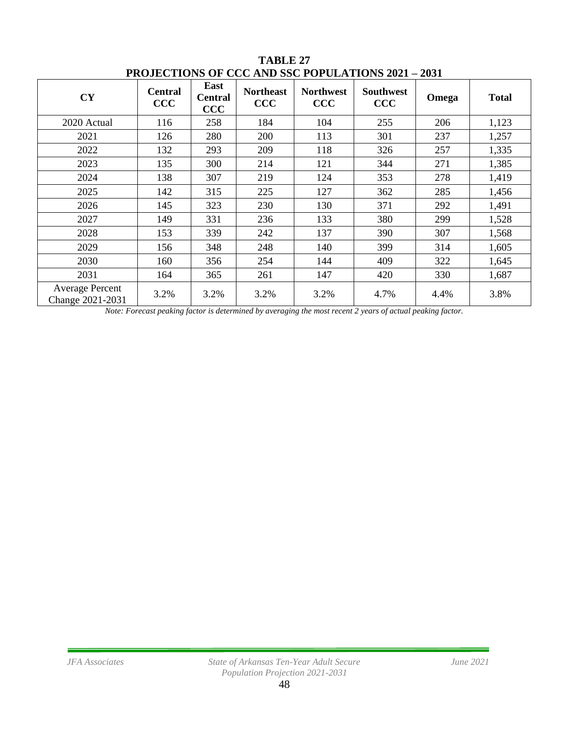**TABLE 27**
**PROJECTIONS OF CCC AND SSC POPULATIONS 2021 – 2031**

| CY | Central CCC | East Central CCC | Northeast CCC | Northwest CCC | Southwest CCC | Omega | Total |
|---|---|---|---|---|---|---|---|
| 2020 Actual | 116 | 258 | 184 | 104 | 255 | 206 | 1,123 |
| 2021 | 126 | 280 | 200 | 113 | 301 | 237 | 1,257 |
| 2022 | 132 | 293 | 209 | 118 | 326 | 257 | 1,335 |
| 2023 | 135 | 300 | 214 | 121 | 344 | 271 | 1,385 |
| 2024 | 138 | 307 | 219 | 124 | 353 | 278 | 1,419 |
| 2025 | 142 | 315 | 225 | 127 | 362 | 285 | 1,456 |
| 2026 | 145 | 323 | 230 | 130 | 371 | 292 | 1,491 |
| 2027 | 149 | 331 | 236 | 133 | 380 | 299 | 1,528 |
| 2028 | 153 | 339 | 242 | 137 | 390 | 307 | 1,568 |
| 2029 | 156 | 348 | 248 | 140 | 399 | 314 | 1,605 |
| 2030 | 160 | 356 | 254 | 144 | 409 | 322 | 1,645 |
| 2031 | 164 | 365 | 261 | 147 | 420 | 330 | 1,687 |
| Average Percent Change 2021-2031 | 3.2% | 3.2% | 3.2% | 3.2% | 4.7% | 4.4% | 3.8% |

*Note: Forecast peaking factor is determined by averaging the most recent 2 years of actual peaking factor.*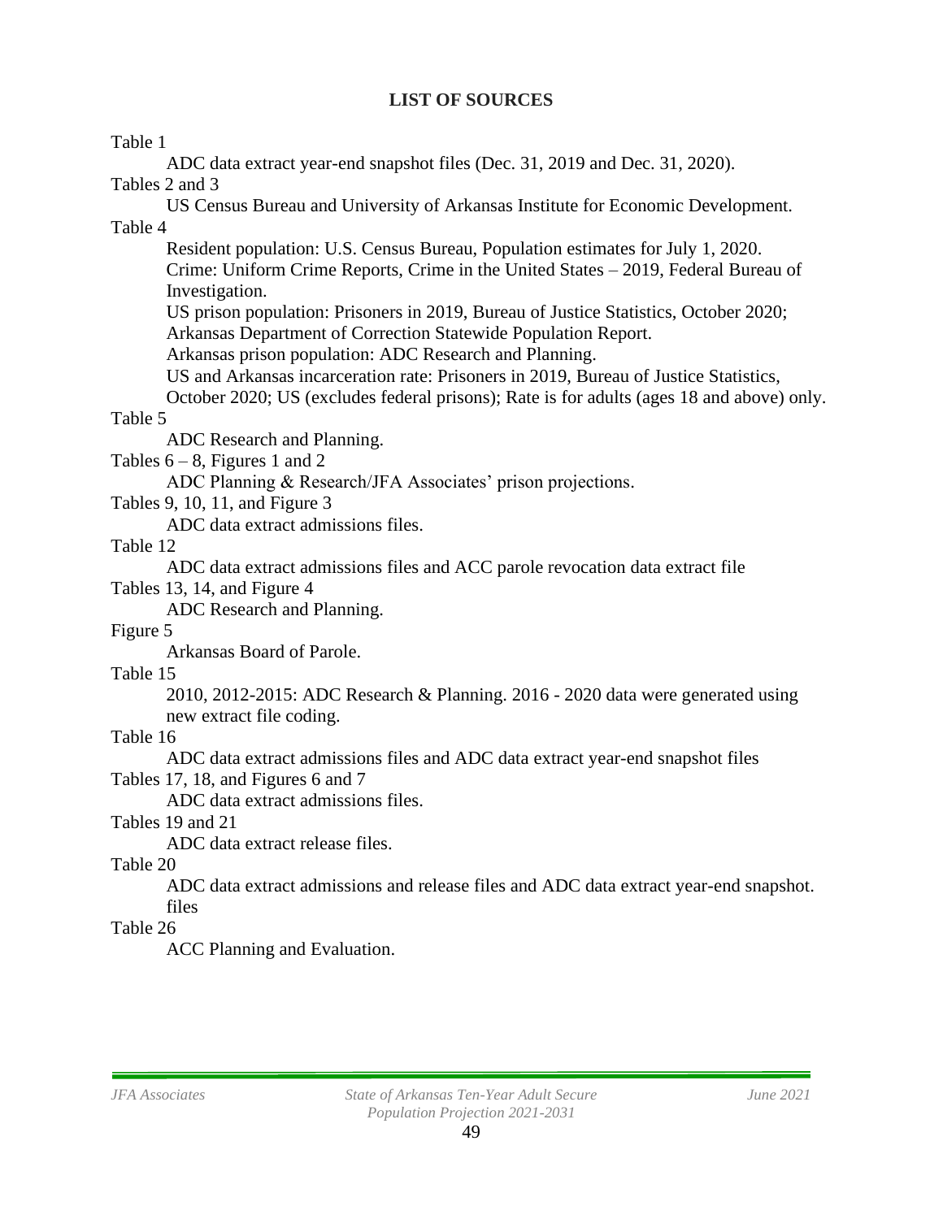## LIST OF SOURCES

Table 1

ADC data extract year-end snapshot files (Dec. 31, 2019 and Dec. 31, 2020).

Tables 2 and 3

US Census Bureau and University of Arkansas Institute for Economic Development.

Table 4

Resident population: U.S. Census Bureau, Population estimates for July 1, 2020.
Crime: Uniform Crime Reports, Crime in the United States – 2019, Federal Bureau of Investigation.
US prison population: Prisoners in 2019, Bureau of Justice Statistics, October 2020; Arkansas Department of Correction Statewide Population Report.
Arkansas prison population: ADC Research and Planning.
US and Arkansas incarceration rate: Prisoners in 2019, Bureau of Justice Statistics, October 2020; US (excludes federal prisons); Rate is for adults (ages 18 and above) only.

Table 5

ADC Research and Planning.

Tables 6 – 8, Figures 1 and 2

ADC Planning & Research/JFA Associates' prison projections.

Tables 9, 10, 11, and Figure 3

ADC data extract admissions files.

Table 12

ADC data extract admissions files and ACC parole revocation data extract file

Tables 13, 14, and Figure 4

ADC Research and Planning.

Figure 5

Arkansas Board of Parole.

Table 15

2010, 2012-2015: ADC Research & Planning. 2016 - 2020 data were generated using new extract file coding.

Table 16

ADC data extract admissions files and ADC data extract year-end snapshot files

Tables 17, 18, and Figures 6 and 7

ADC data extract admissions files.

Tables 19 and 21

ADC data extract release files.

Table 20

ADC data extract admissions and release files and ADC data extract year-end snapshot. files

Table 26

ACC Planning and Evaluation.